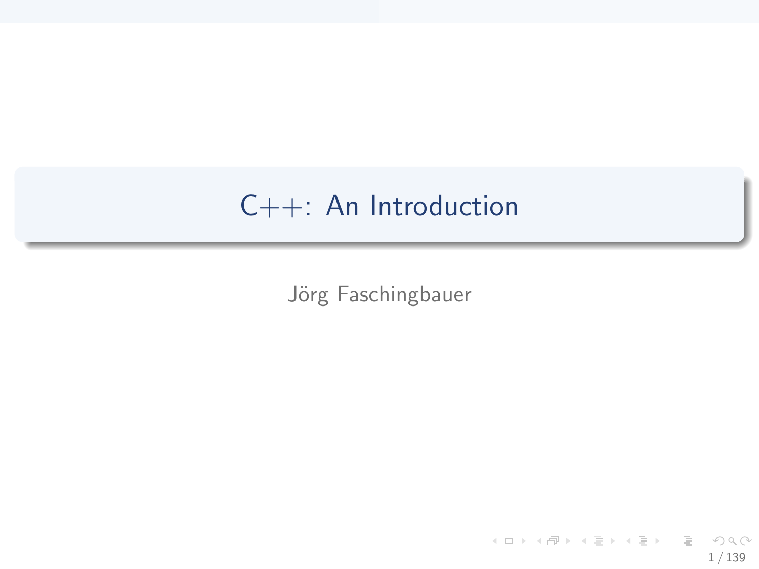# C++: An Introduction

Jörg Faschingbauer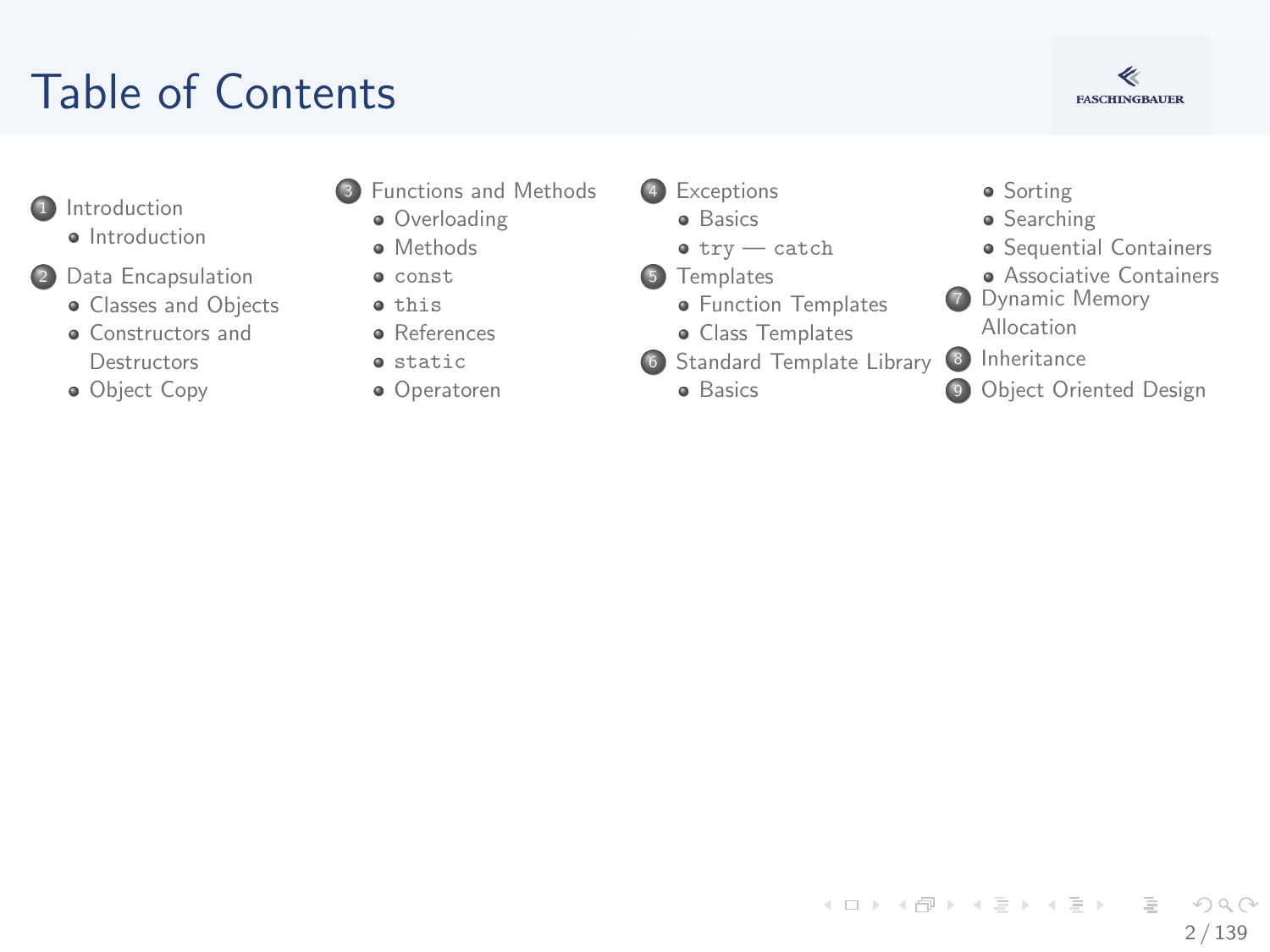# Table of Contents

1. Introduction
   - Introduction
2. Data Encapsulation
   - Classes and Objects
   - Constructors and Destructors
   - Object Copy
3. Functions and Methods
   - Overloading
   - Methods
   - `const`
   - `this`
   - References
   - `static`
   - Operatoren
4. Exceptions
   - Basics
   - `try` — `catch`
5. Templates
   - Function Templates
   - Class Templates
6. Standard Template Library
   - Basics
   - Sorting
   - Searching
   - Sequential Containers
   - Associative Containers
7. Dynamic Memory Allocation
8. Inheritance
9. Object Oriented Design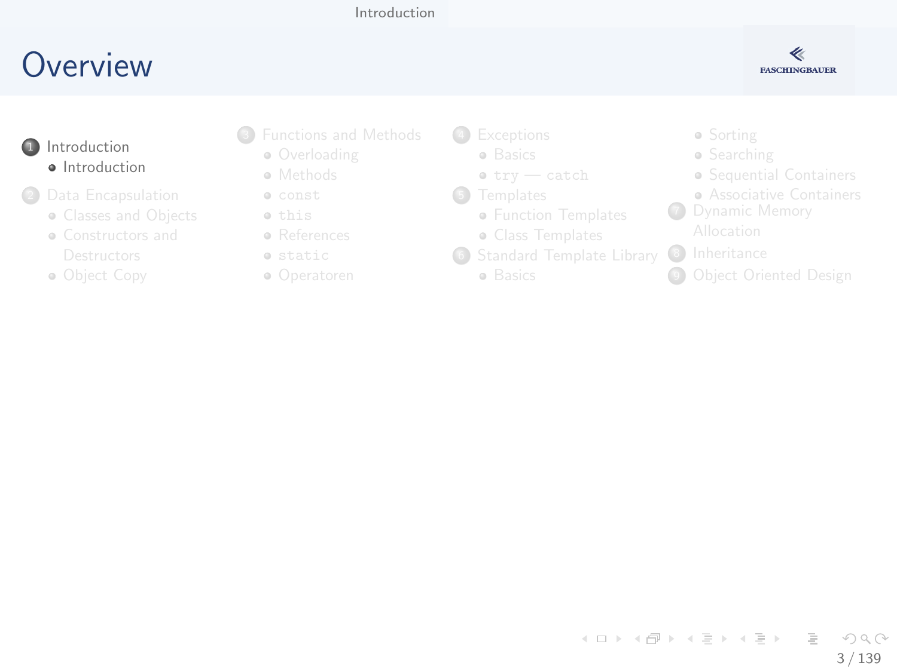# Overview

1. Introduction
   - Introduction
2. Data Encapsulation
   - Classes and Objects
   - Constructors and Destructors
   - Object Copy
3. Functions and Methods
   - Overloading
   - Methods
   - `const`
   - `this`
   - References
   - `static`
   - Operatoren
4. Exceptions
   - Basics
   - `try` — `catch`
5. Templates
   - Function Templates
   - Class Templates
6. Standard Template Library
   - Basics
   - Sorting
   - Searching
   - Sequential Containers
   - Associative Containers
7. Dynamic Memory Allocation
8. Inheritance
9. Object Oriented Design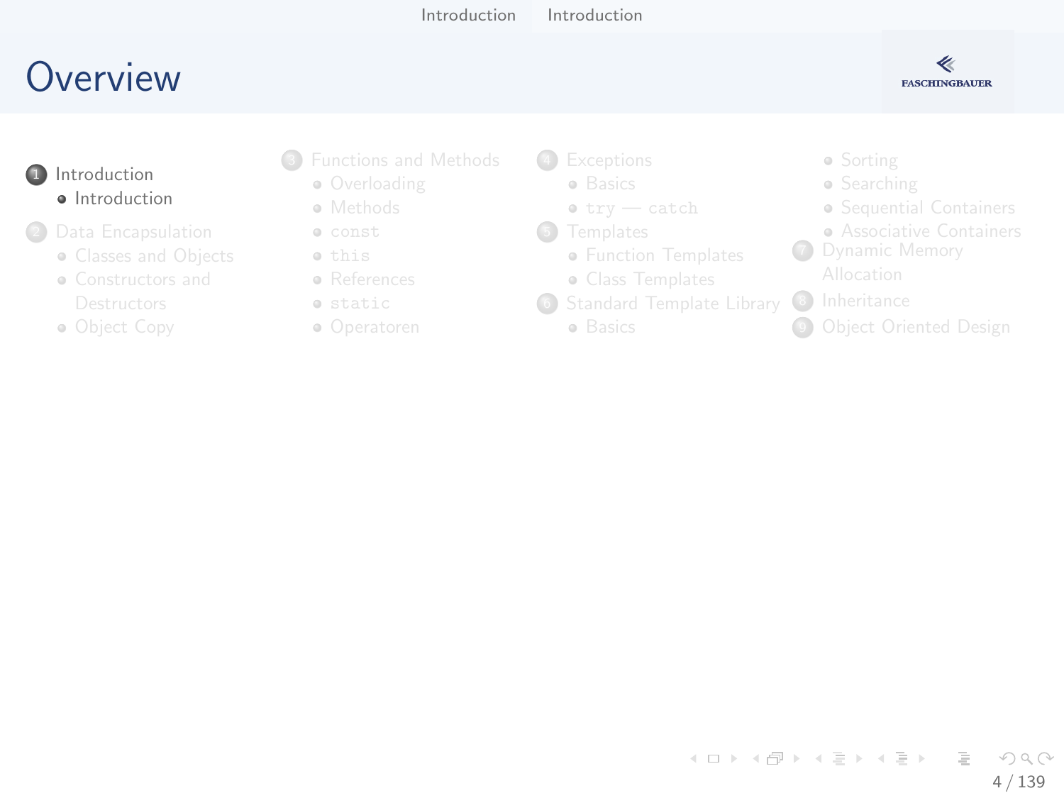# Overview

1. Introduction
   - Introduction
2. Data Encapsulation
   - Classes and Objects
   - Constructors and Destructors
   - Object Copy
3. Functions and Methods
   - Overloading
   - Methods
   - `const`
   - `this`
   - References
   - `static`
   - Operatoren
4. Exceptions
   - Basics
   - `try` — `catch`
5. Templates
   - Function Templates
   - Class Templates
6. Standard Template Library
   - Basics
   - Sorting
   - Searching
   - Sequential Containers
   - Associative Containers
7. Dynamic Memory Allocation
8. Inheritance
9. Object Oriented Design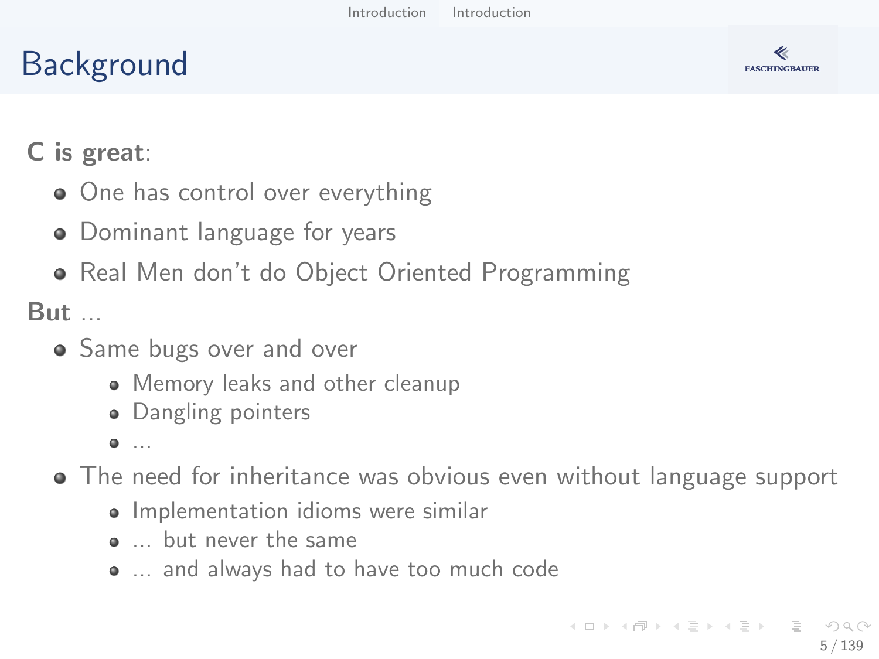# Background

**C is great**:

- One has control over everything
- Dominant language for years
- Real Men don't do Object Oriented Programming

**But** ...

- Same bugs over and over
  - Memory leaks and other cleanup
  - Dangling pointers
  - ...
- The need for inheritance was obvious even without language support
  - Implementation idioms were similar
  - ... but never the same
  - ... and always had to have too much code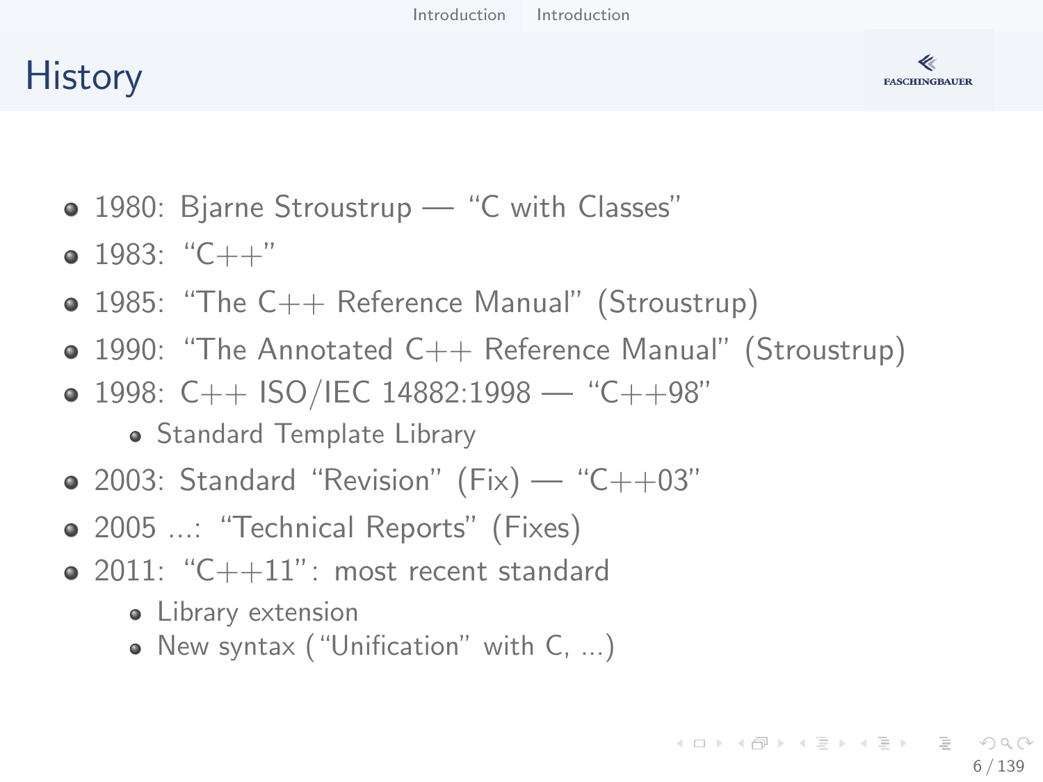# History

- 1980: Bjarne Stroustrup — "C with Classes"
- 1983: "C++"
- 1985: "The C++ Reference Manual" (Stroustrup)
- 1990: "The Annotated C++ Reference Manual" (Stroustrup)
- 1998: C++ ISO/IEC 14882:1998 — "C++98"
  - Standard Template Library
- 2003: Standard "Revision" (Fix) — "C++03"
- 2005 ...: "Technical Reports" (Fixes)
- 2011: "C++11": most recent standard
  - Library extension
  - New syntax ("Unification" with C, ...)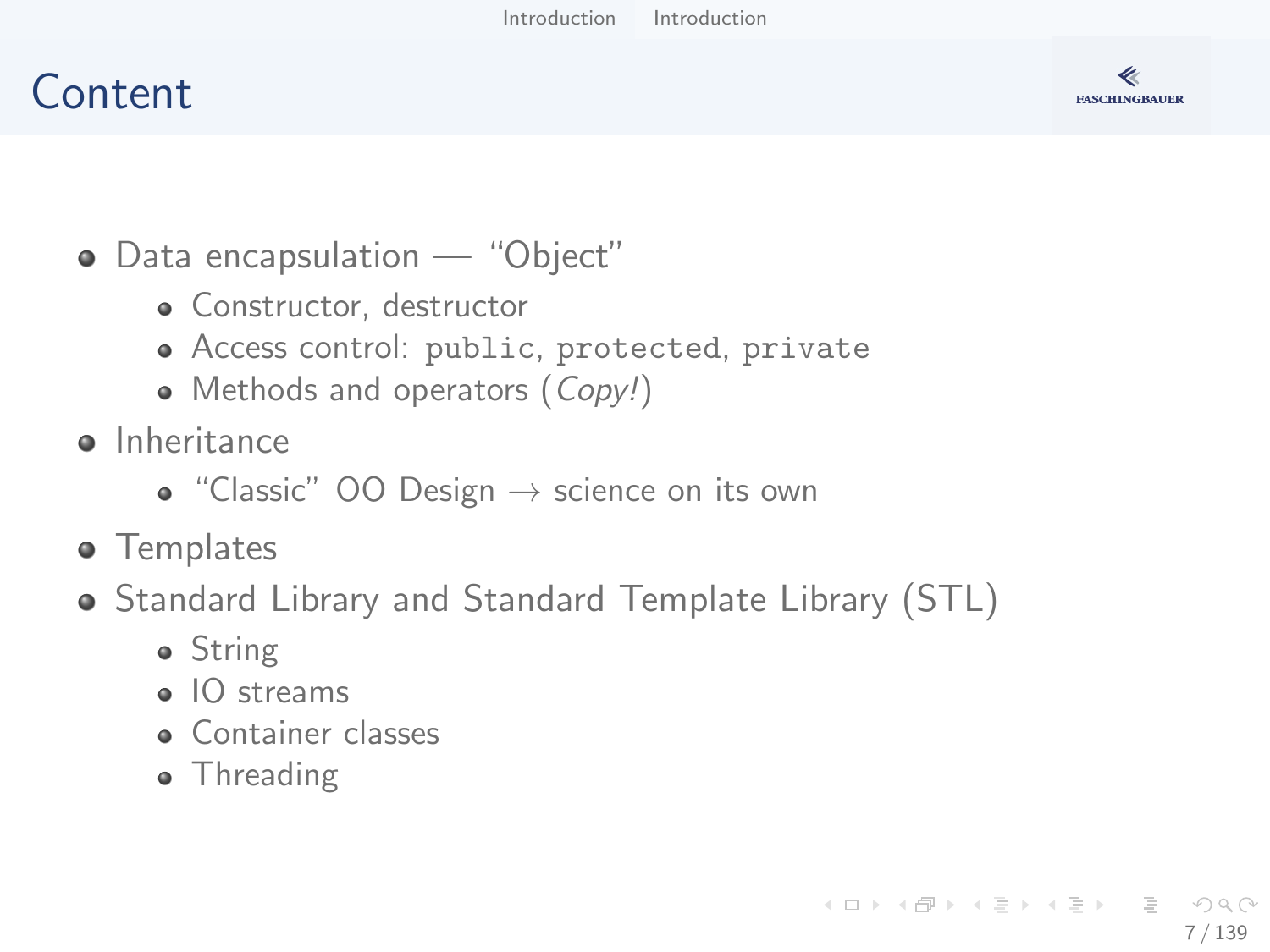# Content

- Data encapsulation — “Object”
  - Constructor, destructor
  - Access control: `public`, `protected`, `private`
  - Methods and operators (*Copy!*)
- Inheritance
  - “Classic” OO Design → science on its own
- Templates
- Standard Library and Standard Template Library (STL)
  - String
  - IO streams
  - Container classes
  - Threading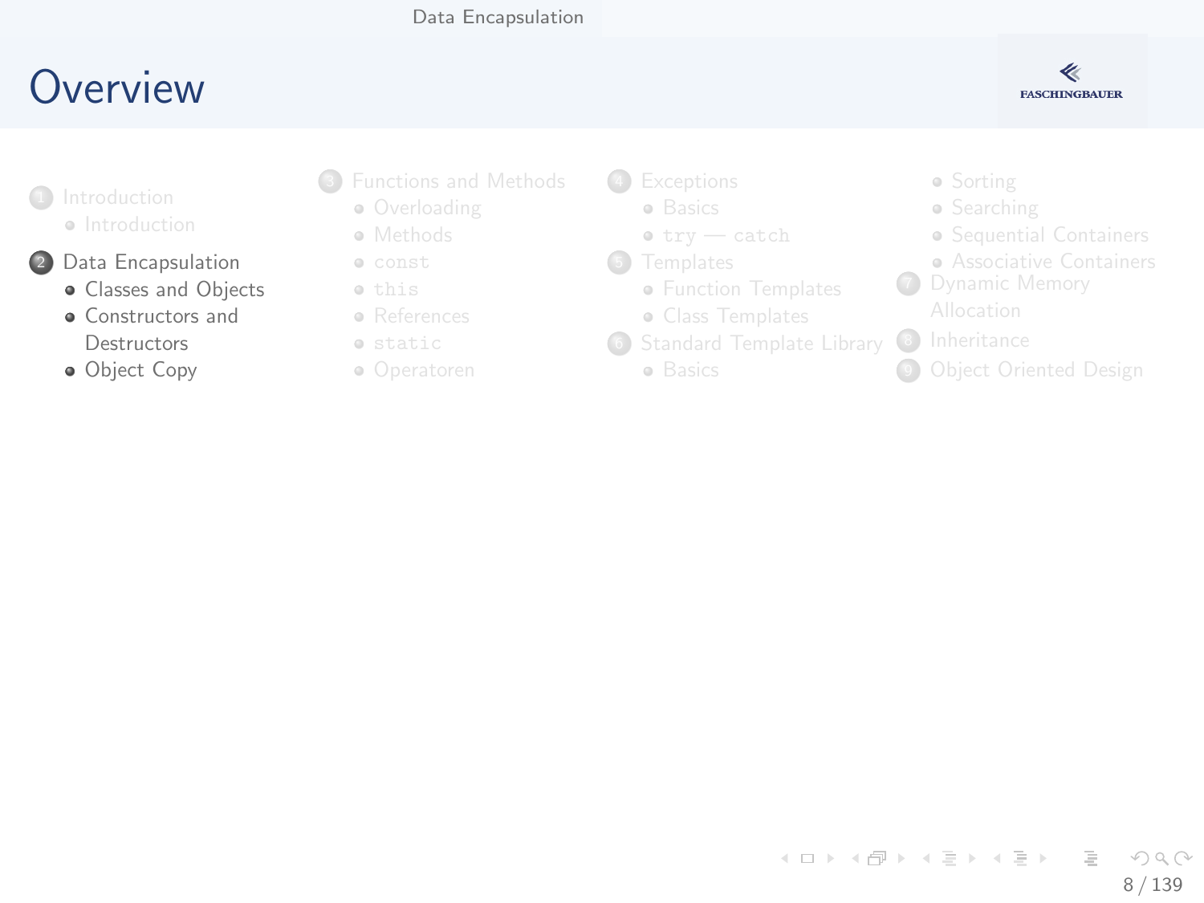# Overview

1. Introduction
   - Introduction
2. Data Encapsulation
   - Classes and Objects
   - Constructors and Destructors
   - Object Copy
3. Functions and Methods
   - Overloading
   - Methods
   - `const`
   - `this`
   - References
   - `static`
   - Operatoren
4. Exceptions
   - Basics
   - `try` — `catch`
5. Templates
   - Function Templates
   - Class Templates
6. Standard Template Library
   - Basics
   - Sorting
   - Searching
   - Sequential Containers
   - Associative Containers
7. Dynamic Memory Allocation
8. Inheritance
9. Object Oriented Design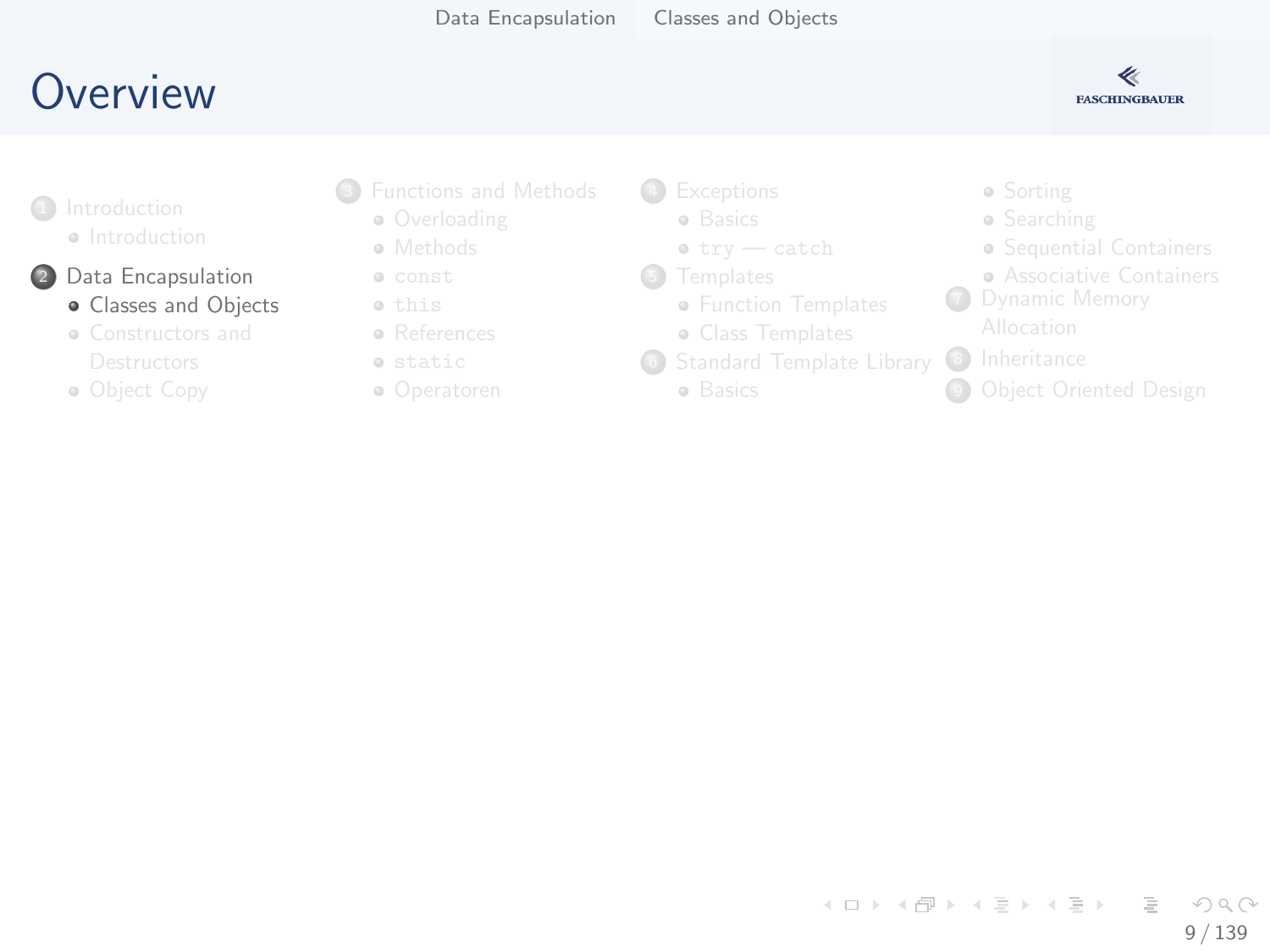# Overview

1. Introduction
   - Introduction
2. Data Encapsulation
   - Classes and Objects
   - Constructors and Destructors
   - Object Copy
3. Functions and Methods
   - Overloading
   - Methods
   - const
   - this
   - References
   - static
   - Operatoren
4. Exceptions
   - Basics
   - try — catch
5. Templates
   - Function Templates
   - Class Templates
6. Standard Template Library
   - Basics
   - Sorting
   - Searching
   - Sequential Containers
   - Associative Containers
7. Dynamic Memory Allocation
8. Inheritance
9. Object Oriented Design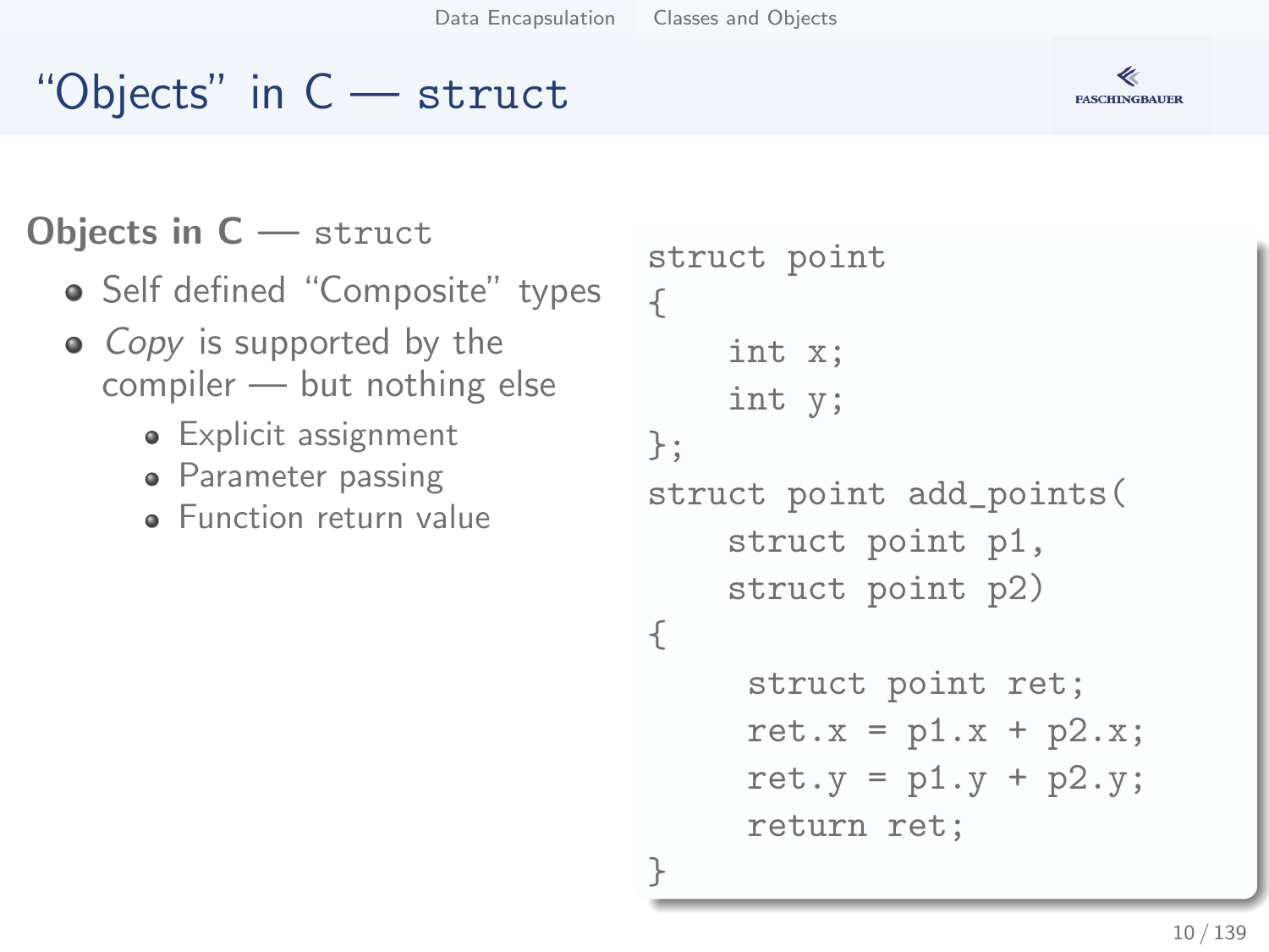# “Objects” in C — `struct`

**Objects in C** — `struct`

- Self defined “Composite” types
- *Copy* is supported by the compiler — but nothing else
  - Explicit assignment
  - Parameter passing
  - Function return value

```
struct point
{
    int x;
    int y;
};
struct point add_points(
    struct point p1,
    struct point p2)
{
     struct point ret;
     ret.x = p1.x + p2.x;
     ret.y = p1.y + p2.y;
     return ret;
}
```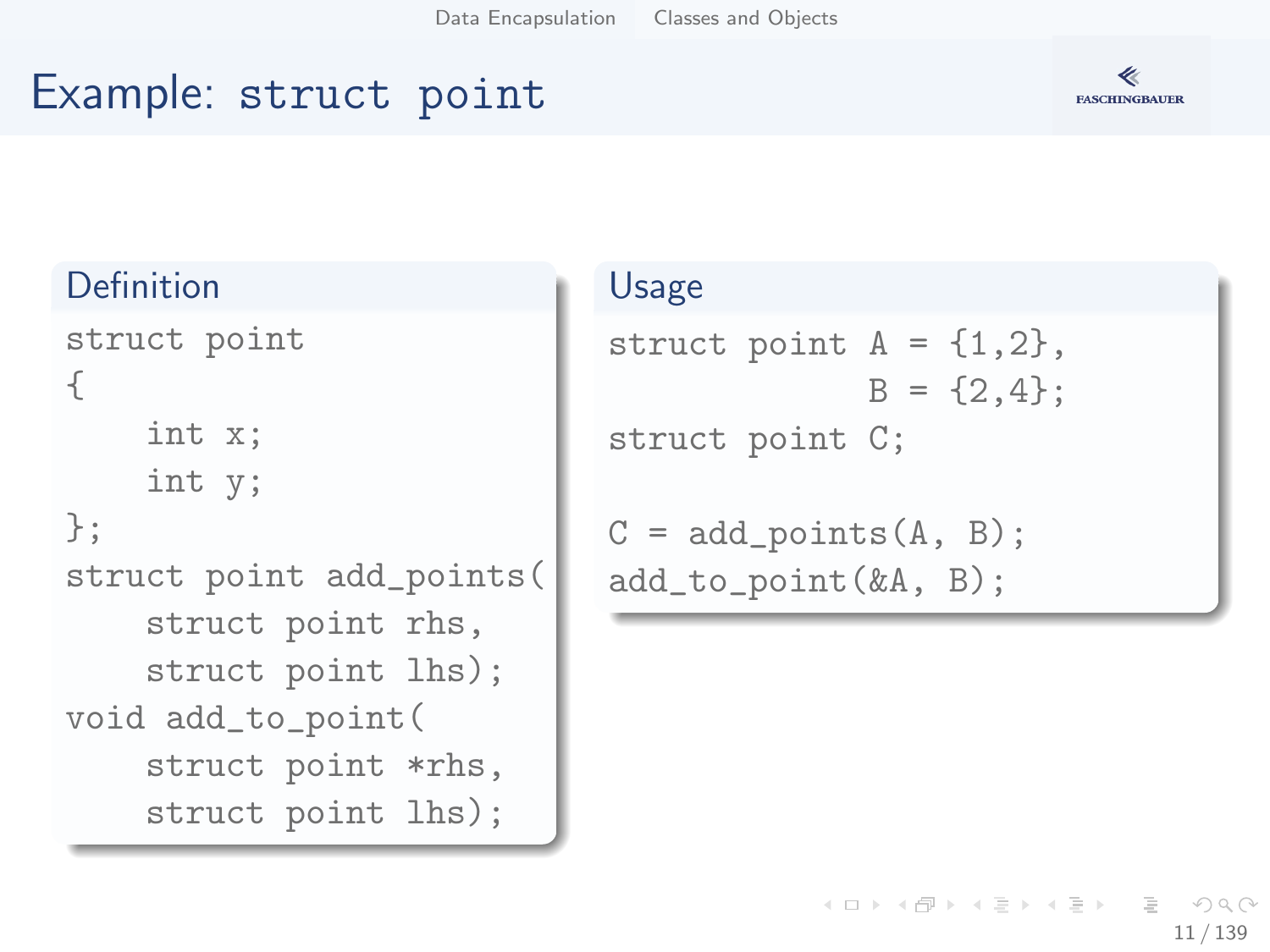# Example: struct point

## Definition

```
struct point
{
    int x;
    int y;
};
struct point add_points(
    struct point rhs,
    struct point lhs);
void add_to_point(
    struct point *rhs,
    struct point lhs);
```

## Usage

```
struct point A = {1,2},
             B = {2,4};
struct point C;

C = add_points(A, B);
add_to_point(&A, B);
```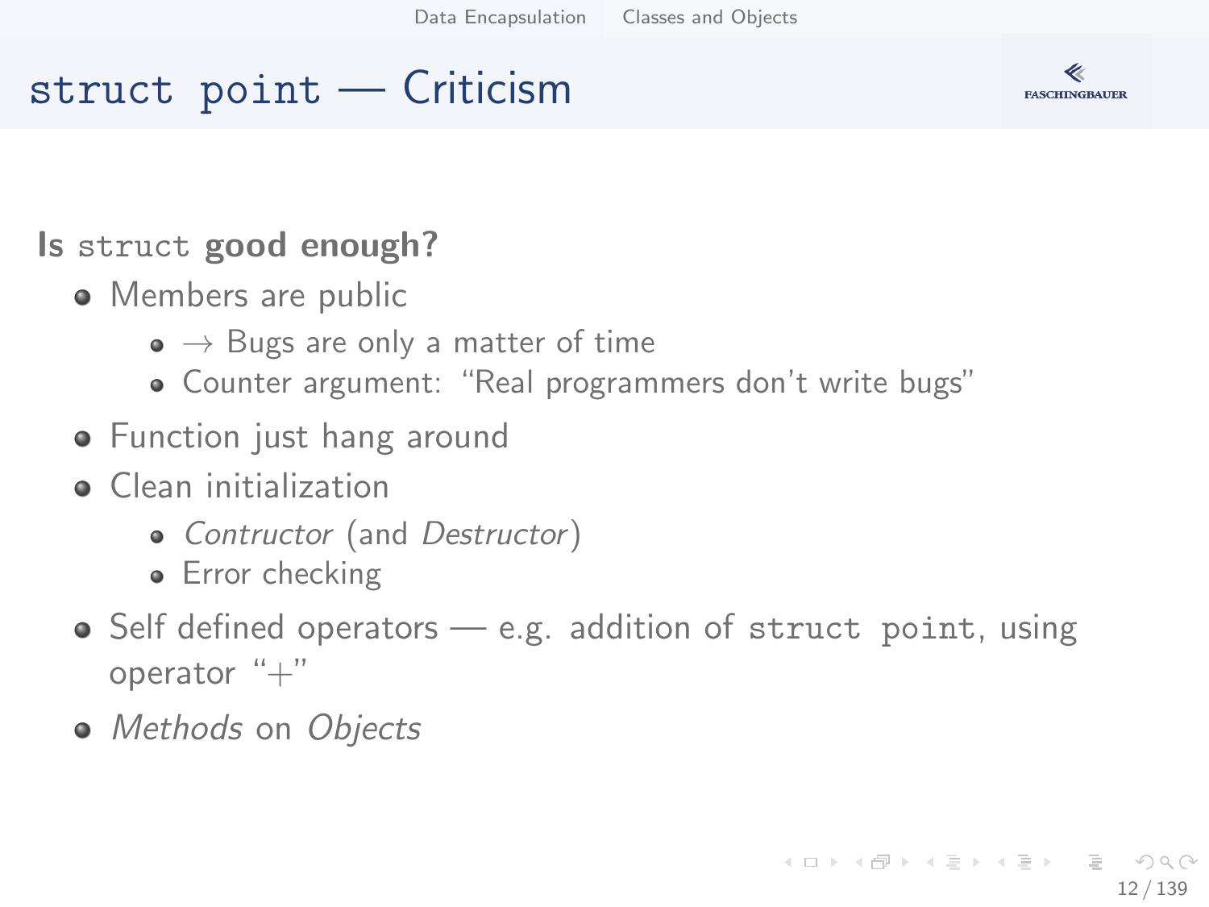# `struct point` — Criticism

**Is `struct` good enough?**

- Members are public
  - $\rightarrow$ Bugs are only a matter of time
  - Counter argument: "Real programmers don't write bugs"
- Function just hang around
- Clean initialization
  - *Contructor* (and *Destructor*)
  - Error checking
- Self defined operators — e.g. addition of `struct point`, using operator "+"
- *Methods* on *Objects*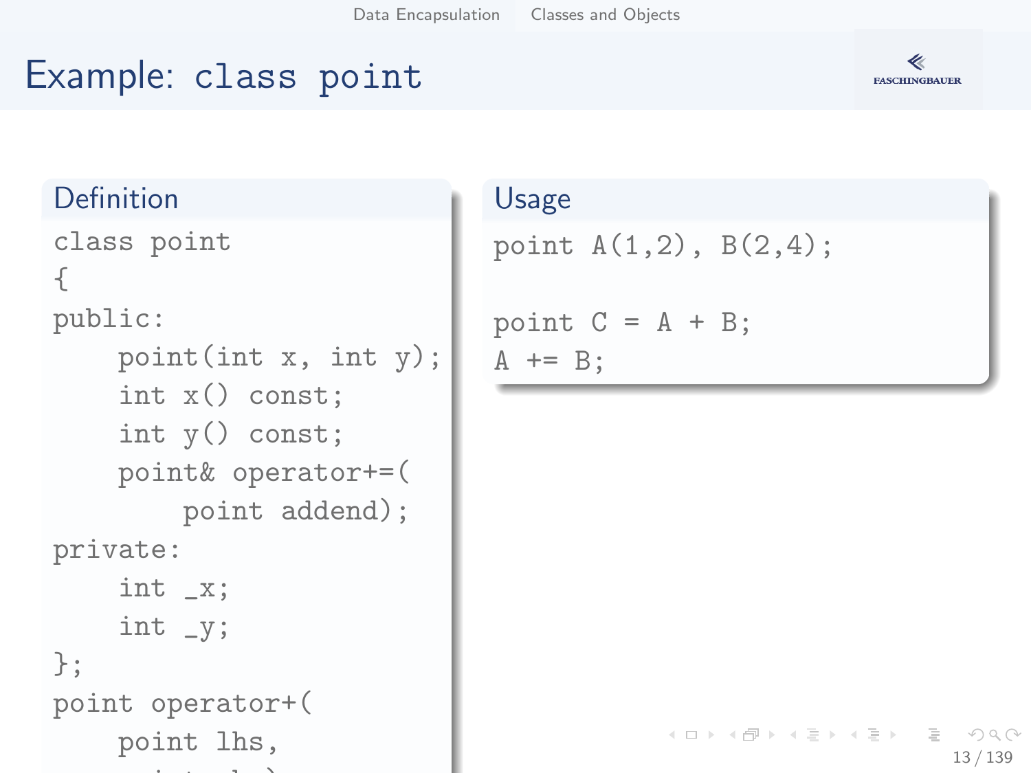# Example: class point

## Definition

```
class point
{
public:
    point(int x, int y);
    int x() const;
    int y() const;
    point& operator+=(
        point addend);
private:
    int _x;
    int _y;
};
point operator+(
    point lhs,
```

## Usage

```
point A(1,2), B(2,4);

point C = A + B;
A += B;
```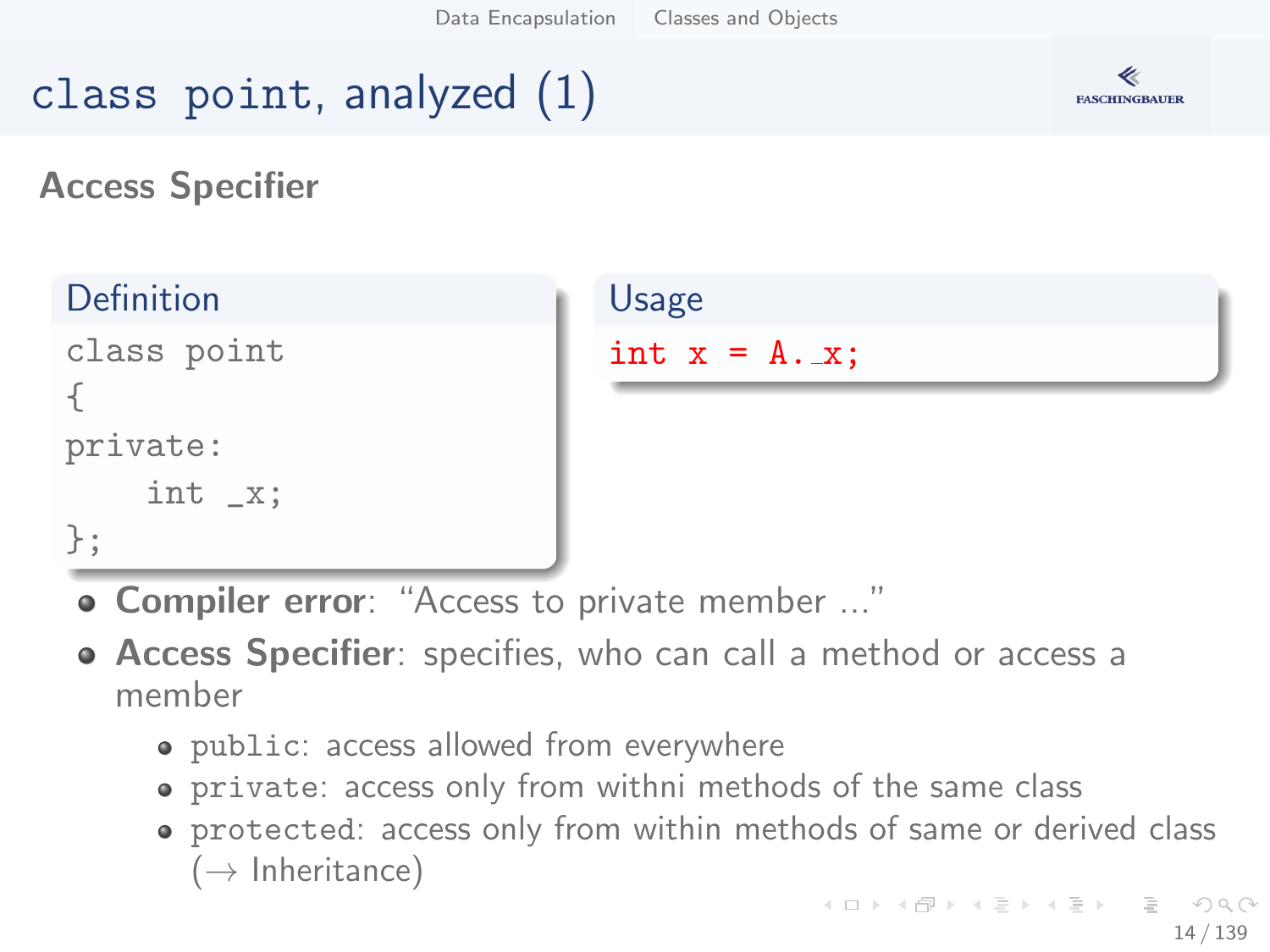# class point, analyzed (1)

## Access Specifier

**Definition**

```
class point
{
private:
    int _x;
};
```

**Usage**

```
int x = A._x;
```

- **Compiler error**: "Access to private member ..."
- **Access Specifier**: specifies, who can call a method or access a member
  - `public`: access allowed from everywhere
  - `private`: access only from withni methods of the same class
  - `protected`: access only from within methods of same or derived class (→ Inheritance)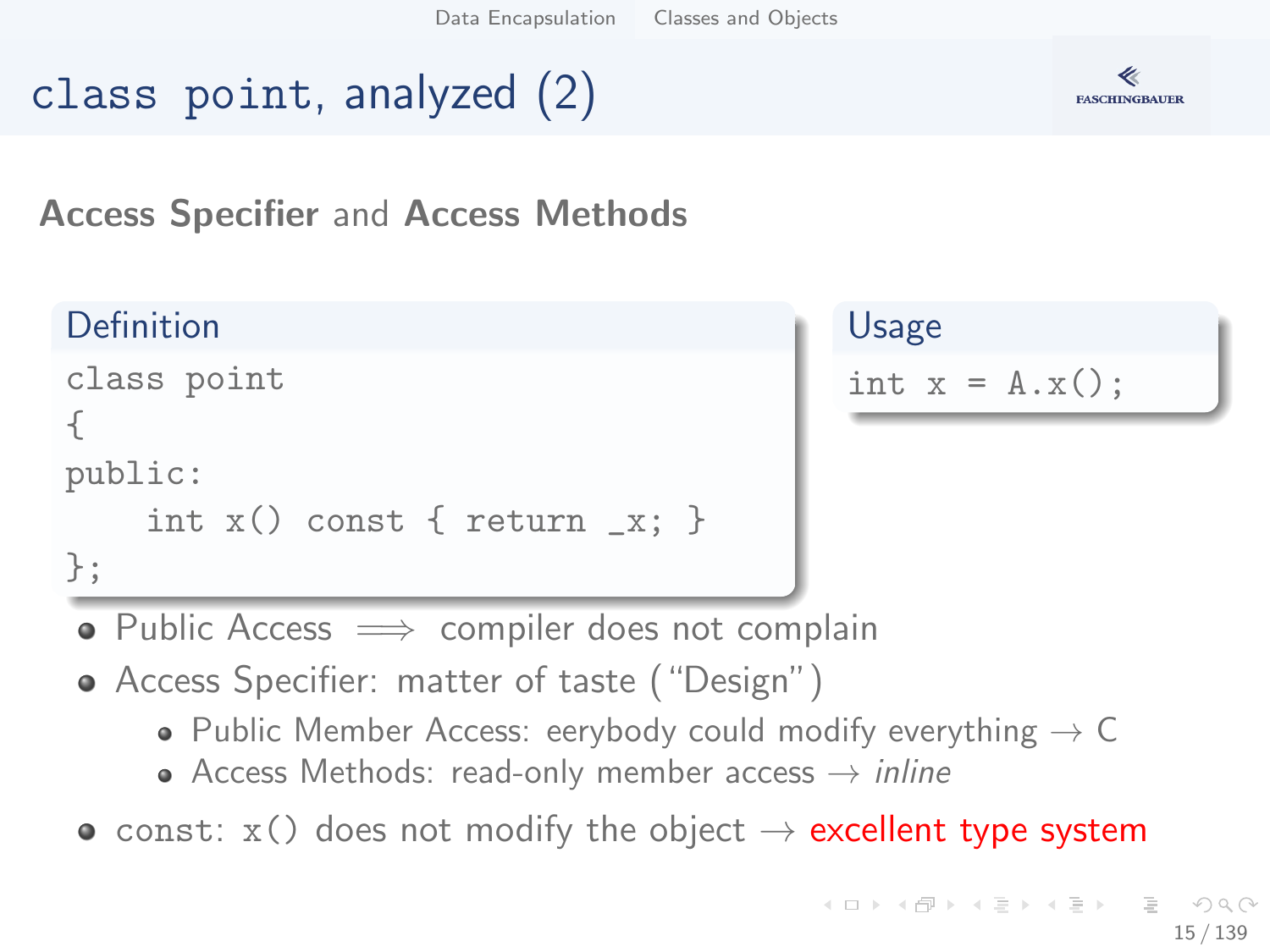# class point, analyzed (2)

## **Access Specifier** and **Access Methods**

**Definition**

```
class point
{
public:
    int x() const { return _x; }
};
```

**Usage**

```
int x = A.x();
```

- Public Access $\Longrightarrow$ compiler does not complain
- Access Specifier: matter of taste ("Design")
  - Public Member Access: eerybody could modify everything $\rightarrow$ C
  - Access Methods: read-only member access $\rightarrow$ *inline*
- `const`: `x()` does not modify the object $\rightarrow$ excellent type system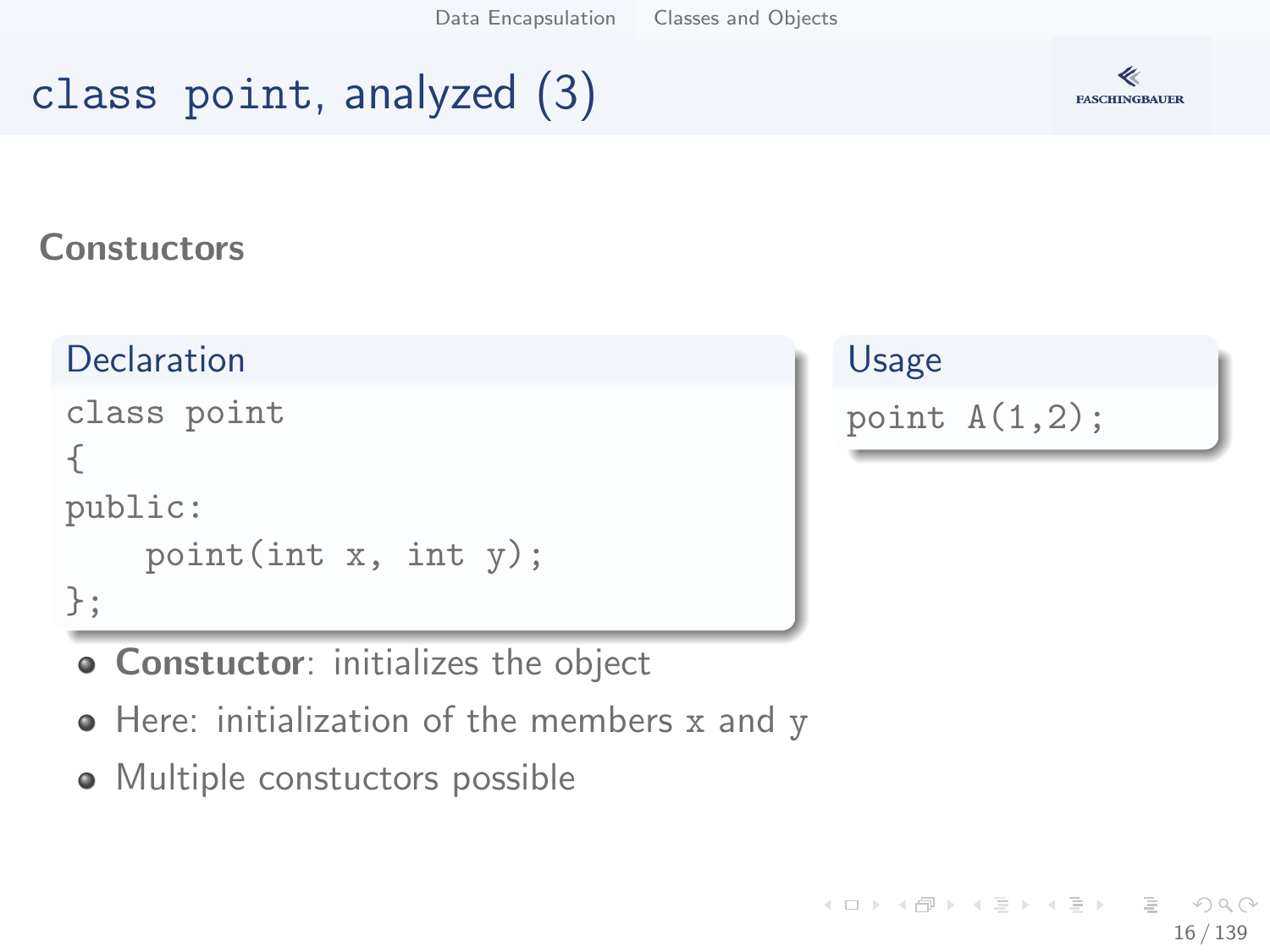# class point, analyzed (3)

## Constuctors

**Declaration**

```
class point
{
public:
    point(int x, int y);
};
```

**Usage**

```
point A(1,2);
```

- **Constuctor**: initializes the object
- Here: initialization of the members x and y
- Multiple constuctors possible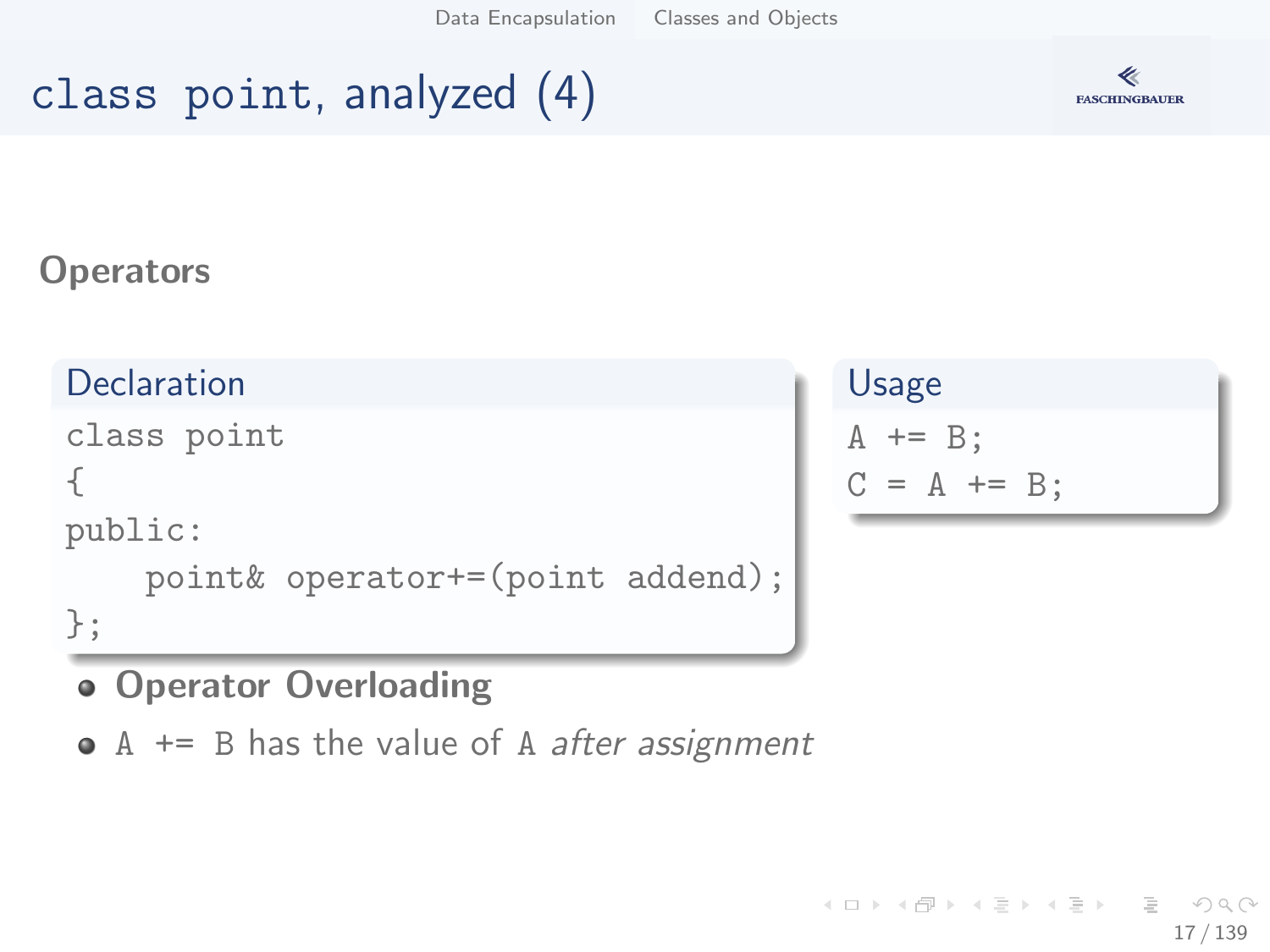# `class point`, analyzed (4)

## Operators

**Declaration**

```
class point
{
public:
    point& operator+=(point addend);
};
```

**Usage**

```
A += B;
C = A += B;
```

- **Operator Overloading**
- `A += B` has the value of `A` *after assignment*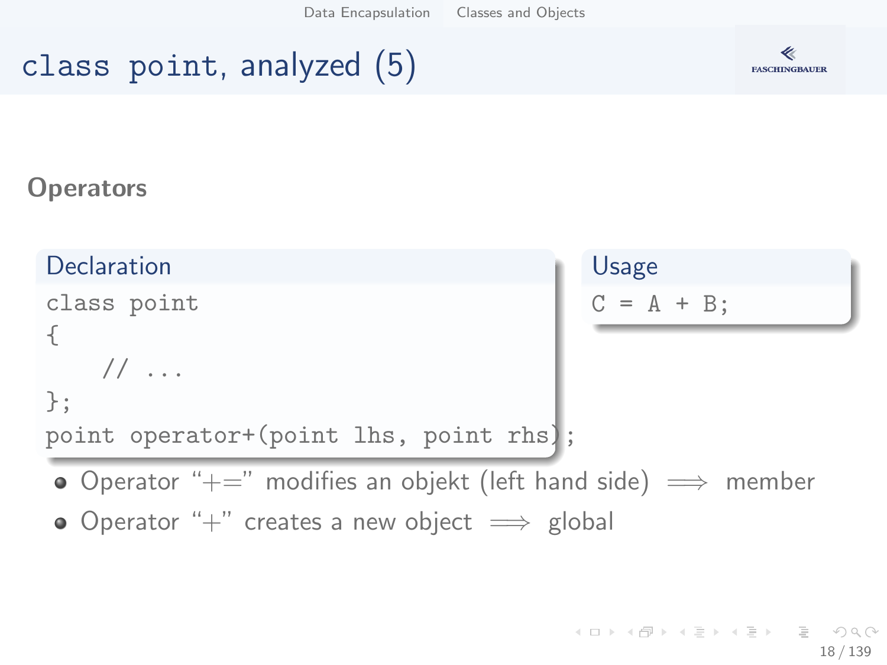# class point, analyzed (5)

## Operators

**Declaration**

```
class point
{
    // ...
};
point operator+(point lhs, point rhs);
```

**Usage**

```
C = A + B;
```

- Operator "+=" modifies an objekt (left hand side) $\Longrightarrow$ member
- Operator "+" creates a new object $\Longrightarrow$ global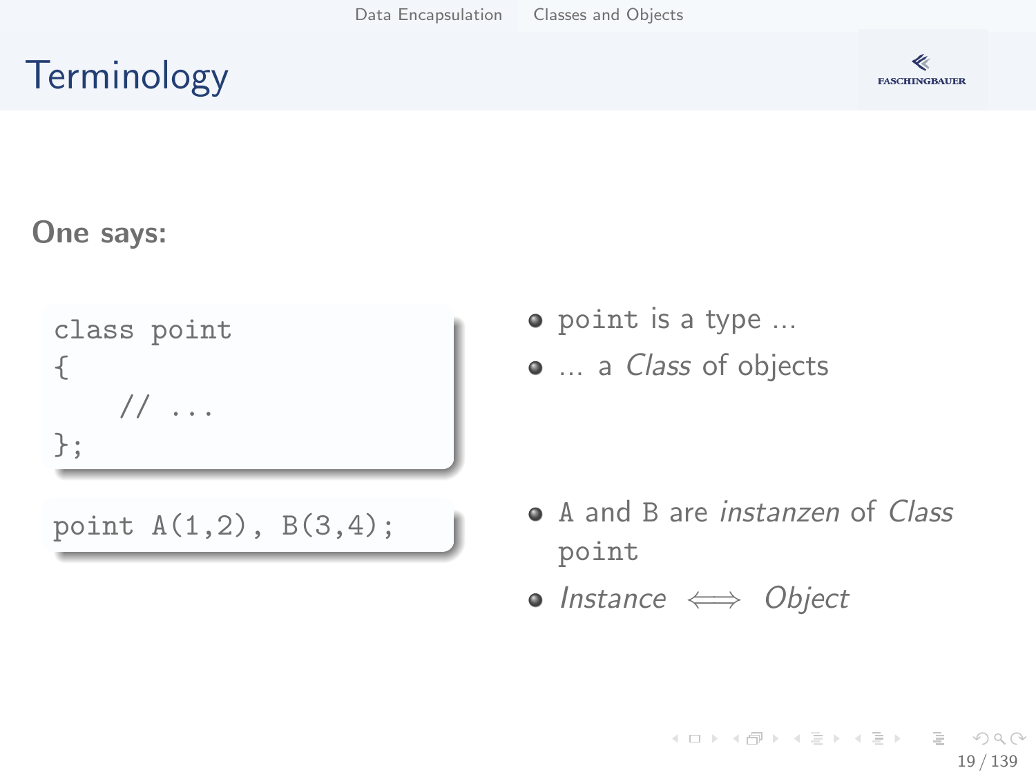# Terminology

**One says:**

```
class point
{
    // ...
};
```

- `point` is a type …
- … a *Class* of objects

```
point A(1,2), B(3,4);
```

- `A` and `B` are *instanzen* of *Class* `point`
- *Instance* $\Longleftrightarrow$ *Object*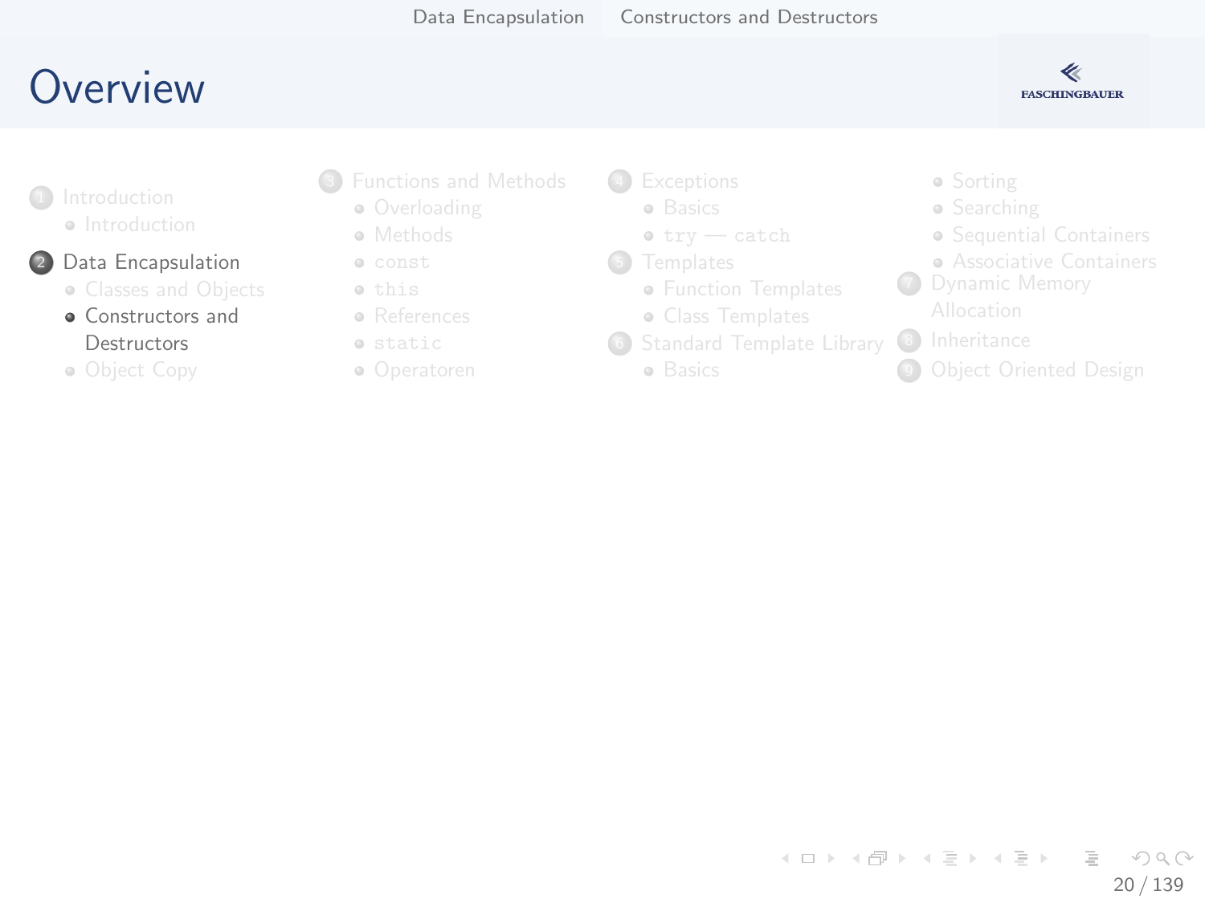# Overview

1. Introduction
   - Introduction
2. Data Encapsulation
   - Classes and Objects
   - Constructors and Destructors
   - Object Copy
3. Functions and Methods
   - Overloading
   - Methods
   - `const`
   - `this`
   - References
   - `static`
   - Operatoren
4. Exceptions
   - Basics
   - `try` — `catch`
5. Templates
   - Function Templates
   - Class Templates
6. Standard Template Library
   - Basics
   - Sorting
   - Searching
   - Sequential Containers
   - Associative Containers
7. Dynamic Memory Allocation
8. Inheritance
9. Object Oriented Design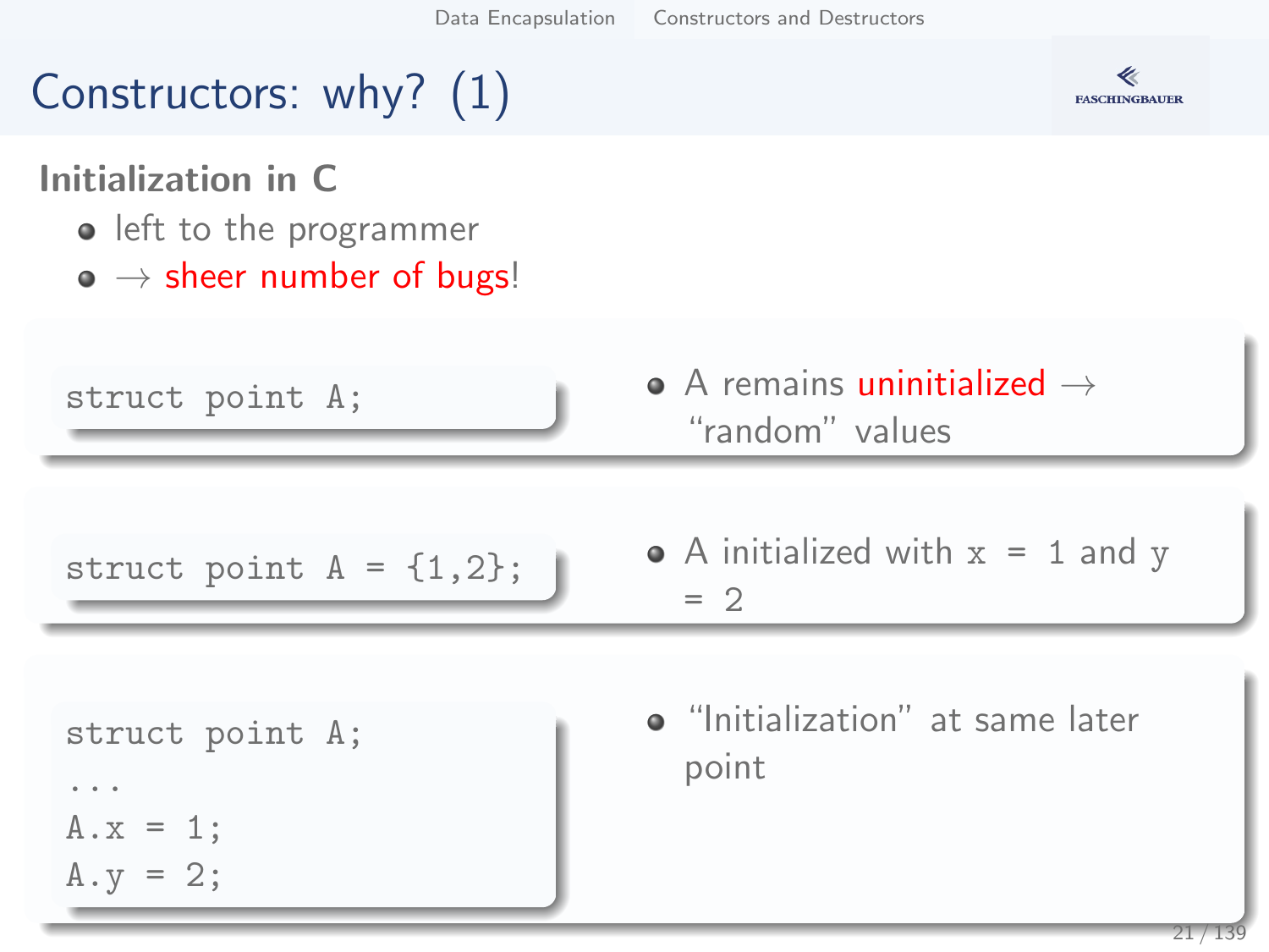# Constructors: why? (1)

**Initialization in C**

- left to the programmer
- → sheer number of bugs!

```
struct point A;
```

- A remains uninitialized → "random" values

```
struct point A = {1,2};
```

- A initialized with `x = 1` and `y = 2`

```
struct point A;
...
A.x = 1;
A.y = 2;
```

- "Initialization" at same later point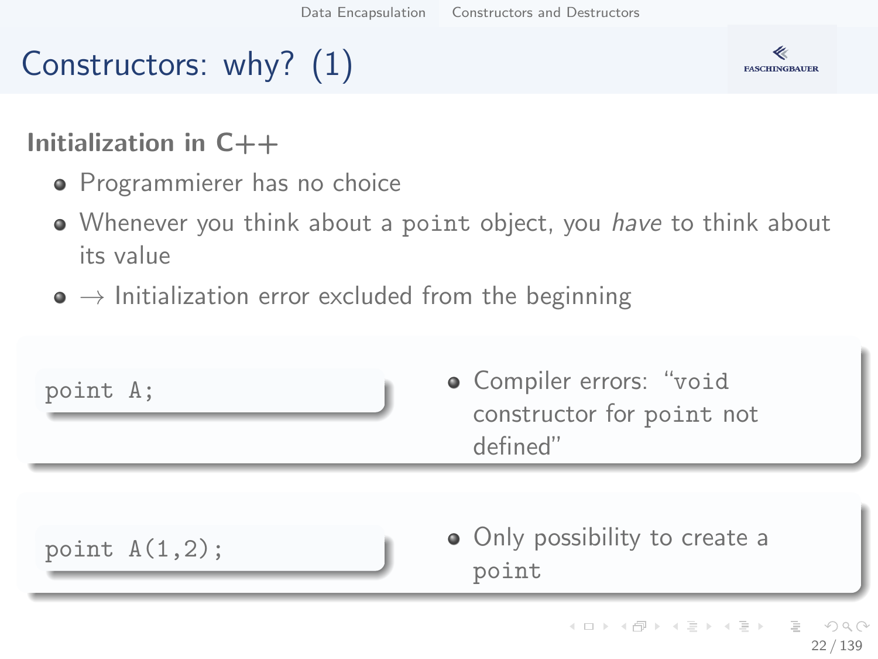# Constructors: why? (1)

### Initialization in C++

- Programmierer has no choice
- Whenever you think about a `point` object, you *have* to think about its value
- → Initialization error excluded from the beginning

```
point A;
```

- Compiler errors: "`void` constructor for `point` not defined"

```
point A(1,2);
```

- Only possibility to create a `point`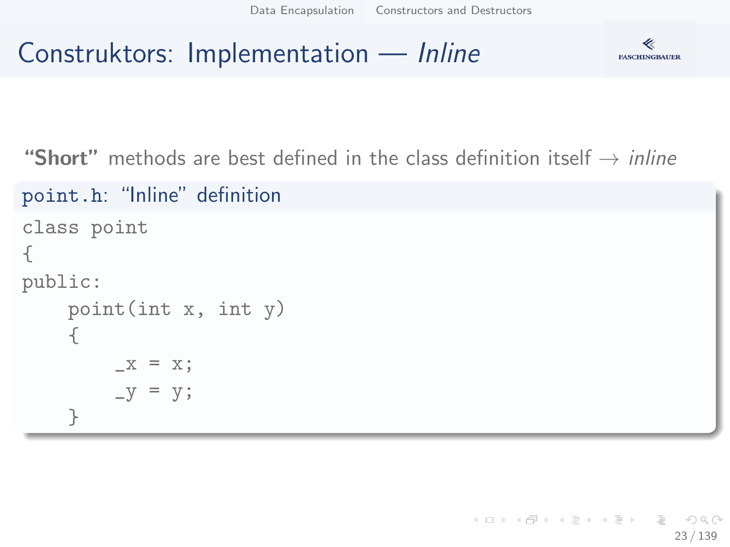# Construktors: Implementation — *Inline*

**“Short”** methods are best defined in the class definition itself → *inline*

point.h: “Inline” definition

```
class point
{
public:
    point(int x, int y)
    {
        _x = x;
        _y = y;
    }
```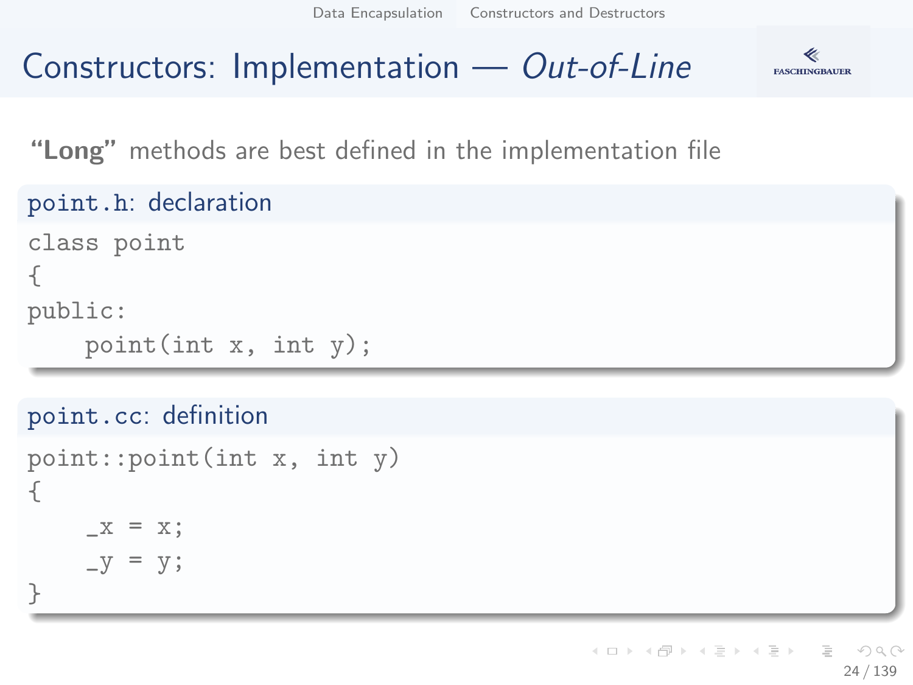# Constructors: Implementation — *Out-of-Line*

**"Long"** methods are best defined in the implementation file

`point.h`: declaration

```
class point
{
public:
    point(int x, int y);
```

`point.cc`: definition

```
point::point(int x, int y)
{
    _x = x;
    _y = y;
}
```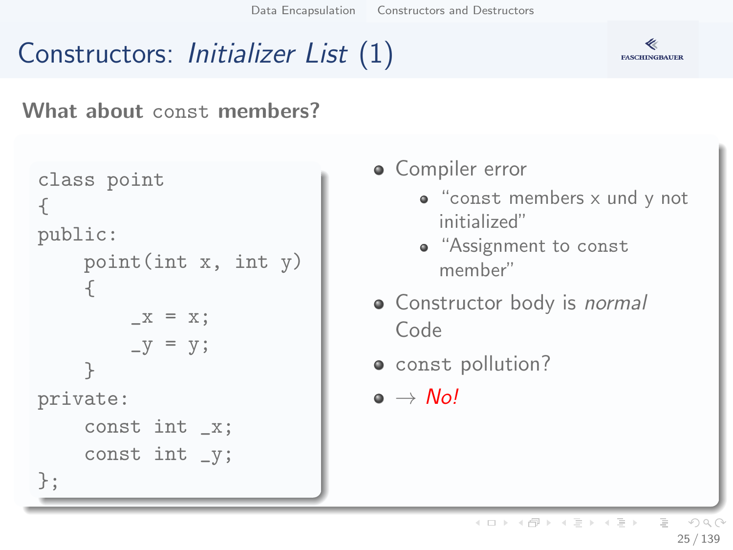# Constructors: *Initializer List* (1)

**What about `const` members?**

```
class point
{
public:
    point(int x, int y)
    {
        _x = x;
        _y = y;
    }
private:
    const int _x;
    const int _y;
};
```

- Compiler error
  - "`const` members x und y not initialized"
  - "Assignment to `const` member"
- Constructor body is *normal* Code
- `const` pollution?
- → *No!*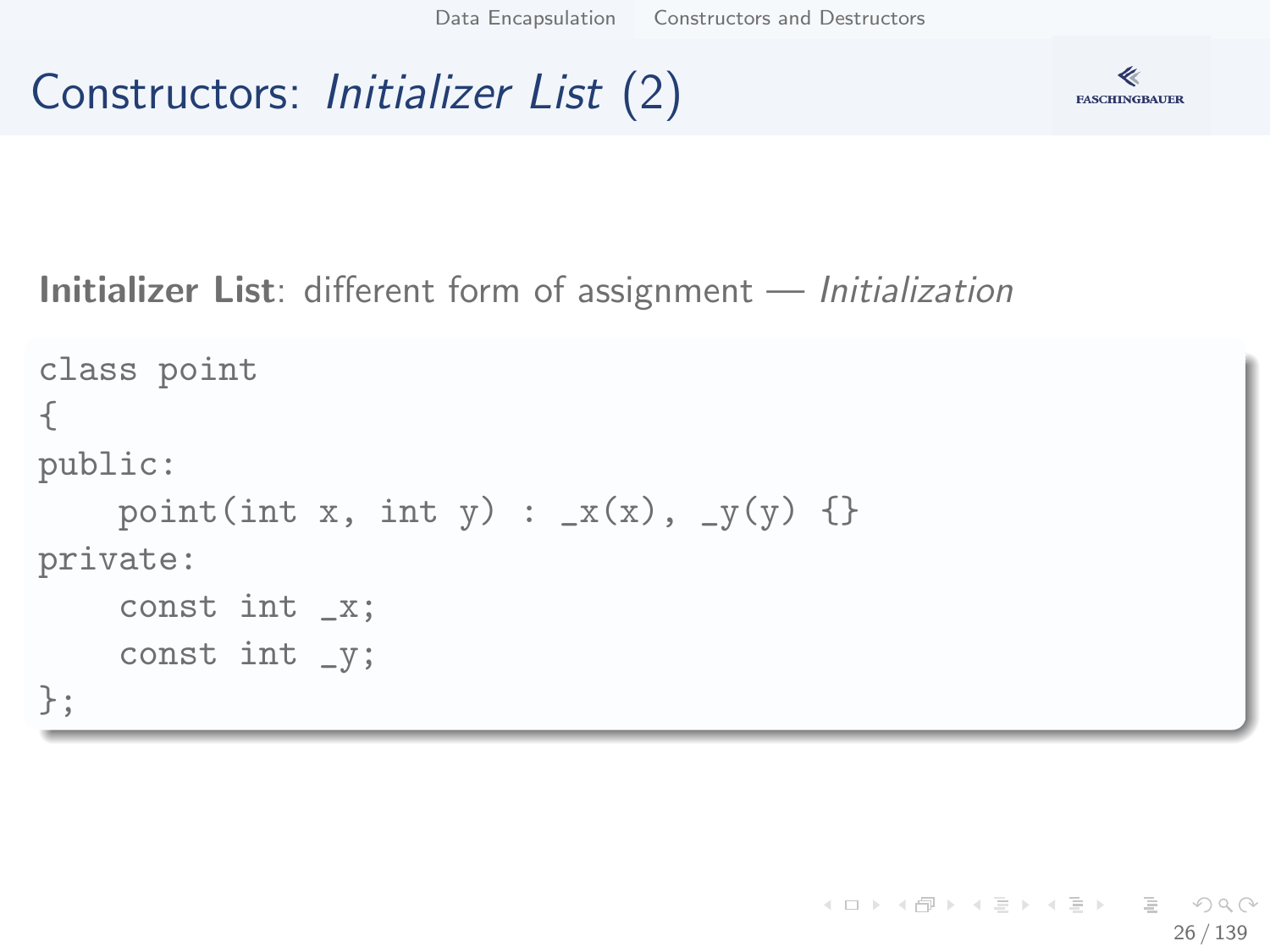# Constructors: *Initializer List* (2)

**Initializer List**: different form of assignment — *Initialization*

```
class point
{
public:
    point(int x, int y) : _x(x), _y(y) {}
private:
    const int _x;
    const int _y;
};
```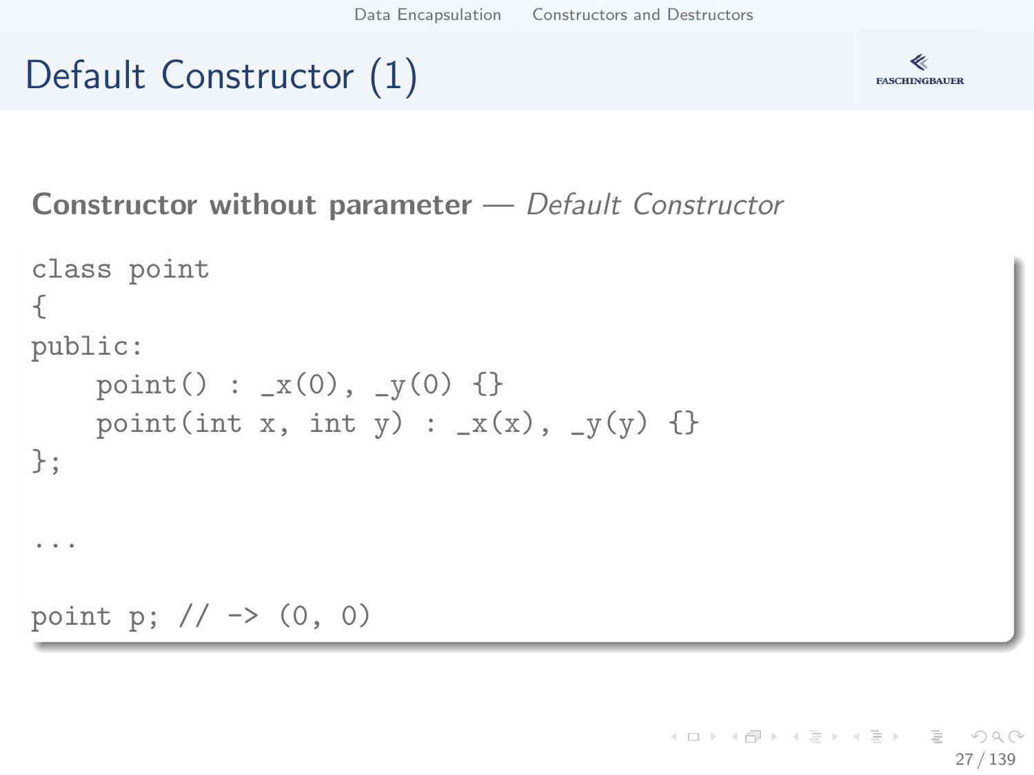# Default Constructor (1)

**Constructor without parameter** — *Default Constructor*

```
class point
{
public:
    point() : _x(0), _y(0) {}
    point(int x, int y) : _x(x), _y(y) {}
};

...

point p; // -> (0, 0)
```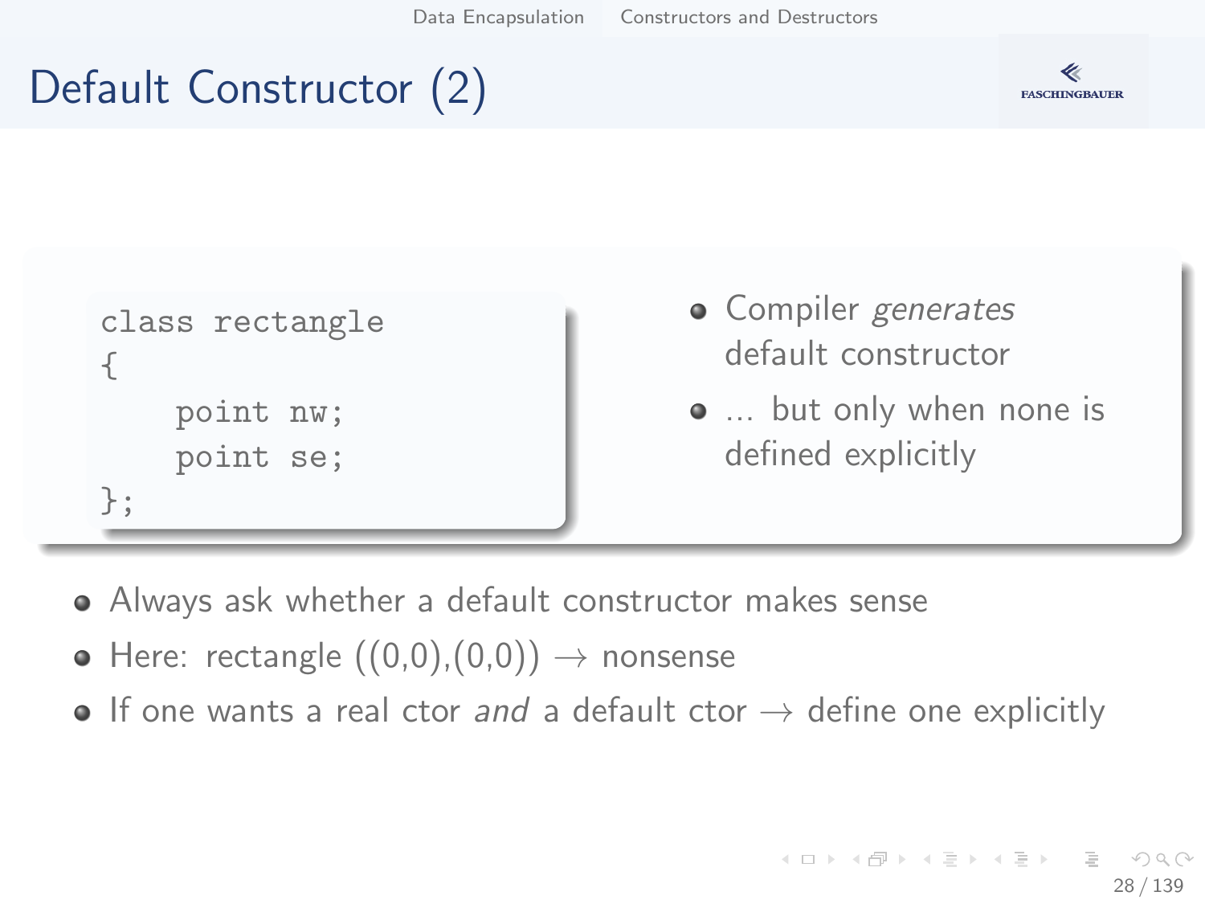# Default Constructor (2)

```
class rectangle
{
    point nw;
    point se;
};
```

- Compiler *generates* default constructor
- ... but only when none is defined explicitly

- Always ask whether a default constructor makes sense
- Here: rectangle ((0,0),(0,0)) → nonsense
- If one wants a real ctor *and* a default ctor → define one explicitly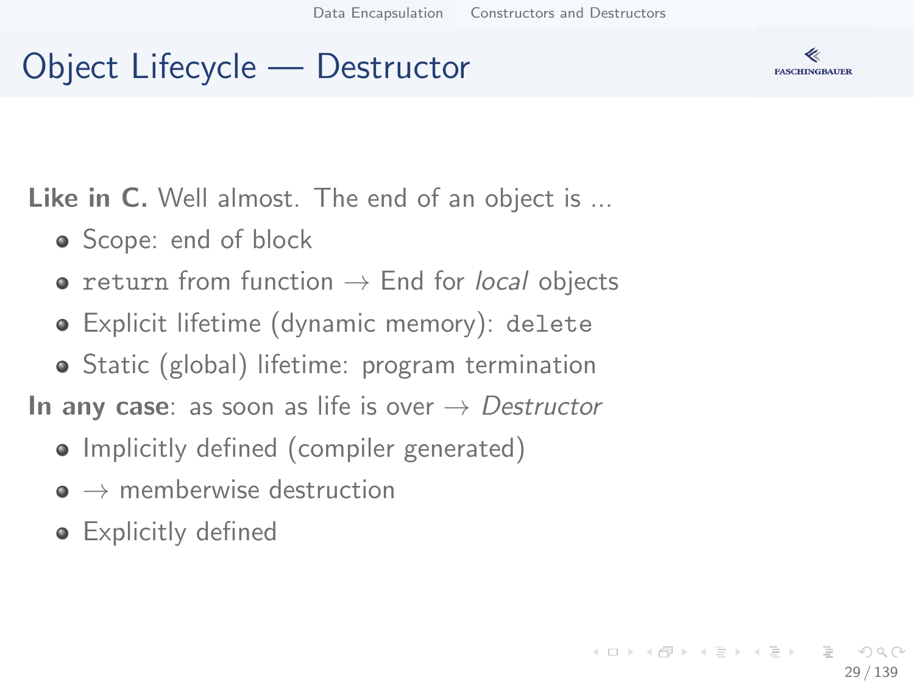# Object Lifecycle — Destructor

**Like in C.** Well almost. The end of an object is ...

- Scope: end of block
- `return` from function $\rightarrow$ End for *local* objects
- Explicit lifetime (dynamic memory): `delete`
- Static (global) lifetime: program termination

**In any case**: as soon as life is over $\rightarrow$ *Destructor*

- Implicitly defined (compiler generated)
- $\rightarrow$ memberwise destruction
- Explicitly defined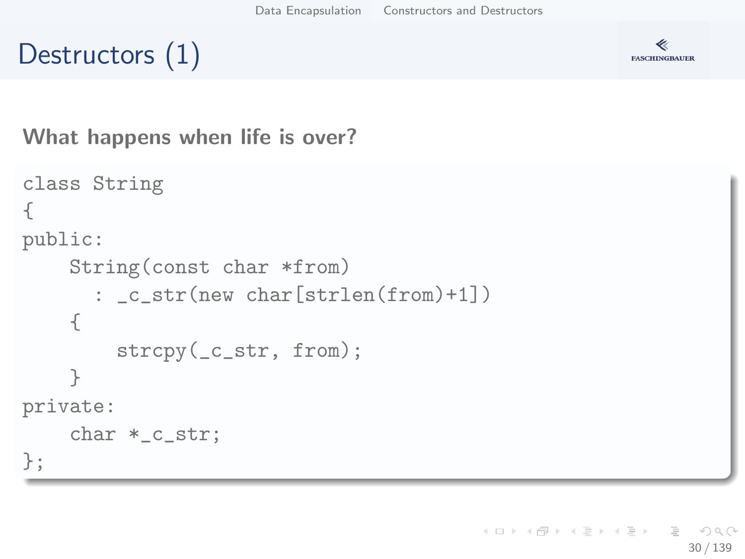# Destructors (1)

**What happens when life is over?**

```
class String
{
public:
    String(const char *from)
      : _c_str(new char[strlen(from)+1])
    {
        strcpy(_c_str, from);
    }
private:
    char *_c_str;
};
```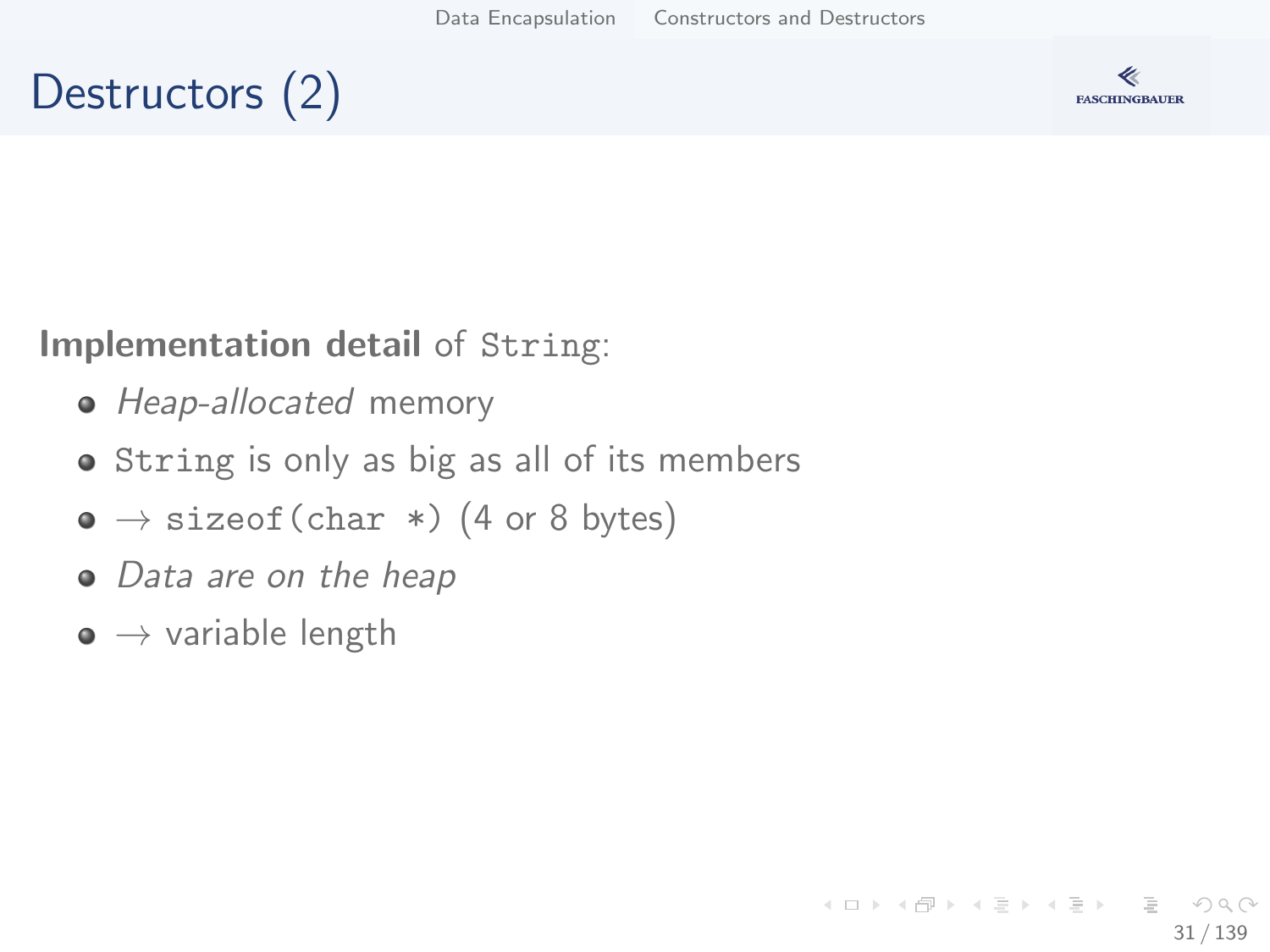# Destructors (2)

**Implementation detail** of `String`:

- *Heap-allocated* memory
- `String` is only as big as all of its members
- → `sizeof(char *)` (4 or 8 bytes)
- *Data are on the heap*
- → variable length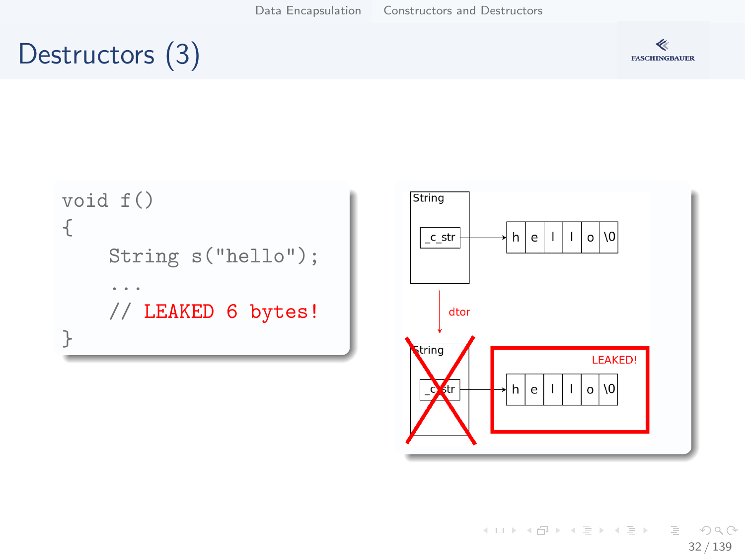# Destructors (3)

```
void f()
{
    String s("hello");
    ...
    // LEAKED 6 bytes!
}
```

String

_c_str → h e l l o \0

dtor

String

_c_str → h e l l o \0

LEAKED!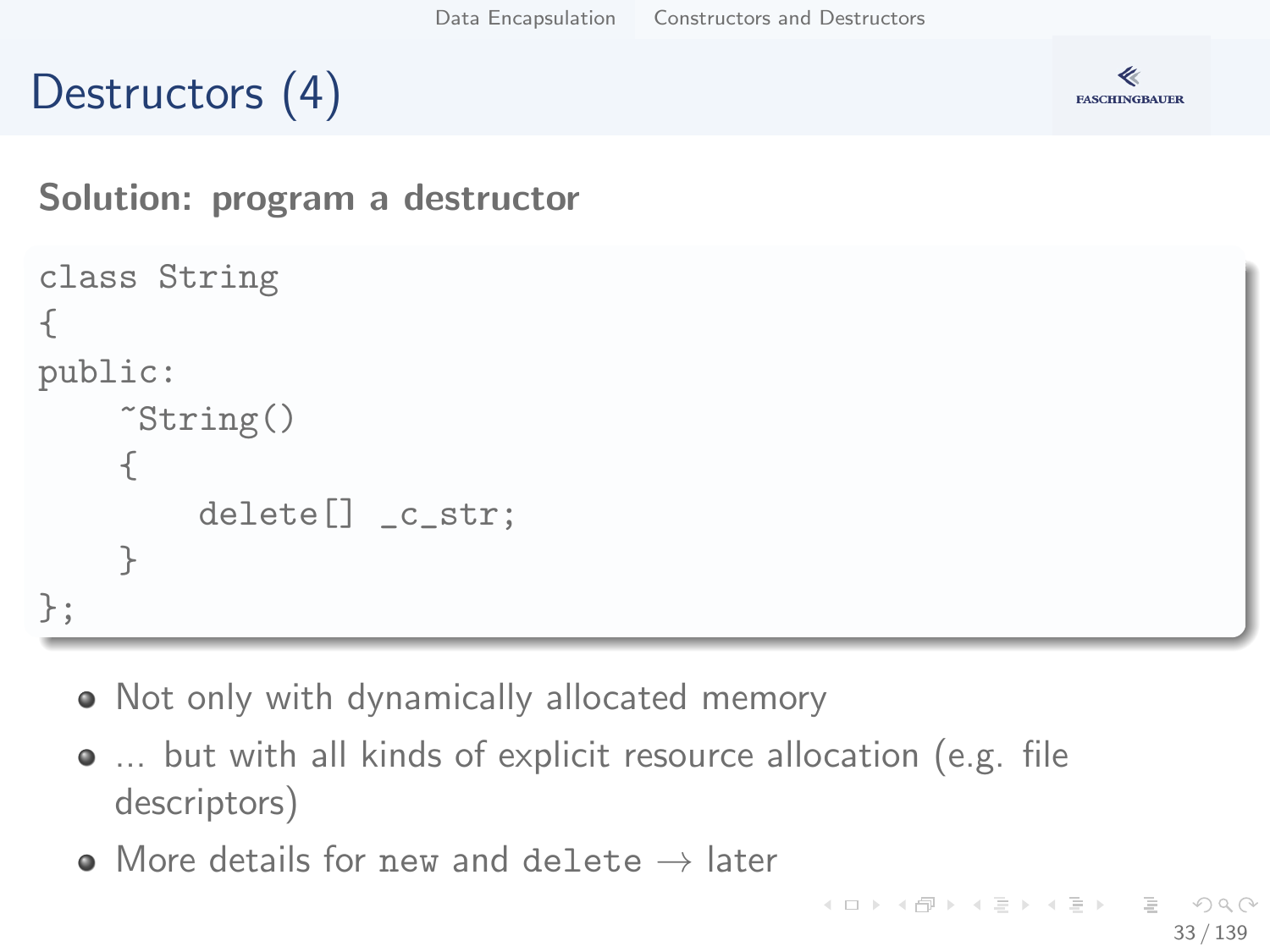# Destructors (4)

**Solution: program a destructor**

```
class String
{
public:
    ~String()
    {
        delete[] _c_str;
    }
};
```

- Not only with dynamically allocated memory
- ... but with all kinds of explicit resource allocation (e.g. file descriptors)
- More details for `new` and `delete` → later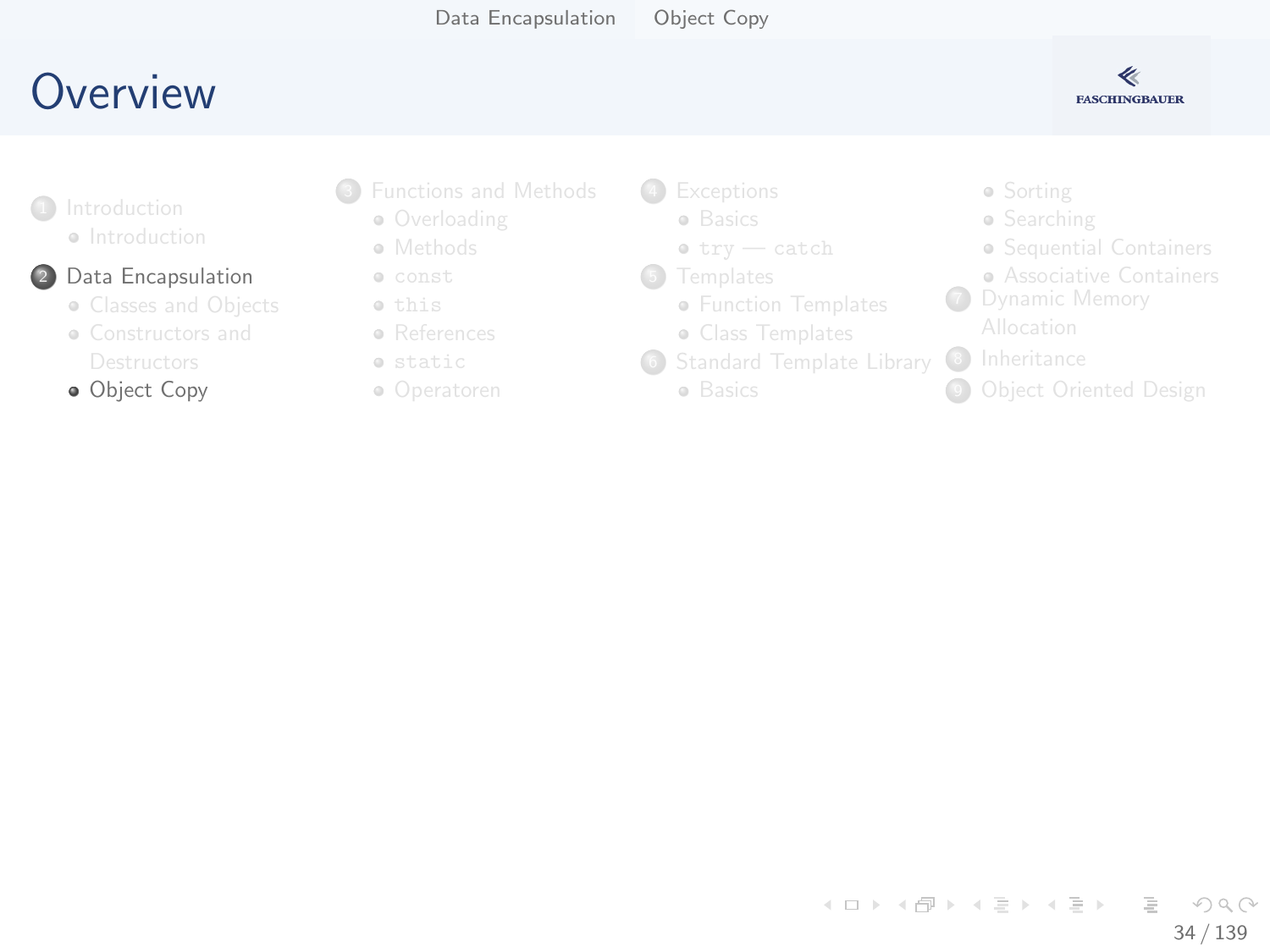# Overview

1. Introduction
   - Introduction
2. Data Encapsulation
   - Classes and Objects
   - Constructors and Destructors
   - Object Copy
3. Functions and Methods
   - Overloading
   - Methods
   - `const`
   - `this`
   - References
   - `static`
   - Operatoren
4. Exceptions
   - Basics
   - `try` — `catch`
5. Templates
   - Function Templates
   - Class Templates
6. Standard Template Library
   - Basics
   - Sorting
   - Searching
   - Sequential Containers
   - Associative Containers
7. Dynamic Memory Allocation
8. Inheritance
9. Object Oriented Design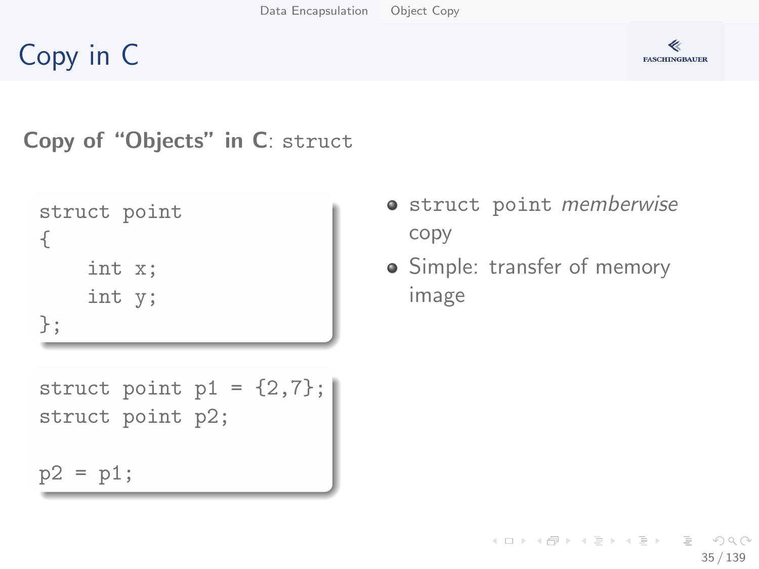# Copy in C

**Copy of "Objects" in C**: `struct`

```
struct point
{
    int x;
    int y;
};
```

```
struct point p1 = {2,7};
struct point p2;

p2 = p1;
```

- `struct point` *memberwise* copy
- Simple: transfer of memory image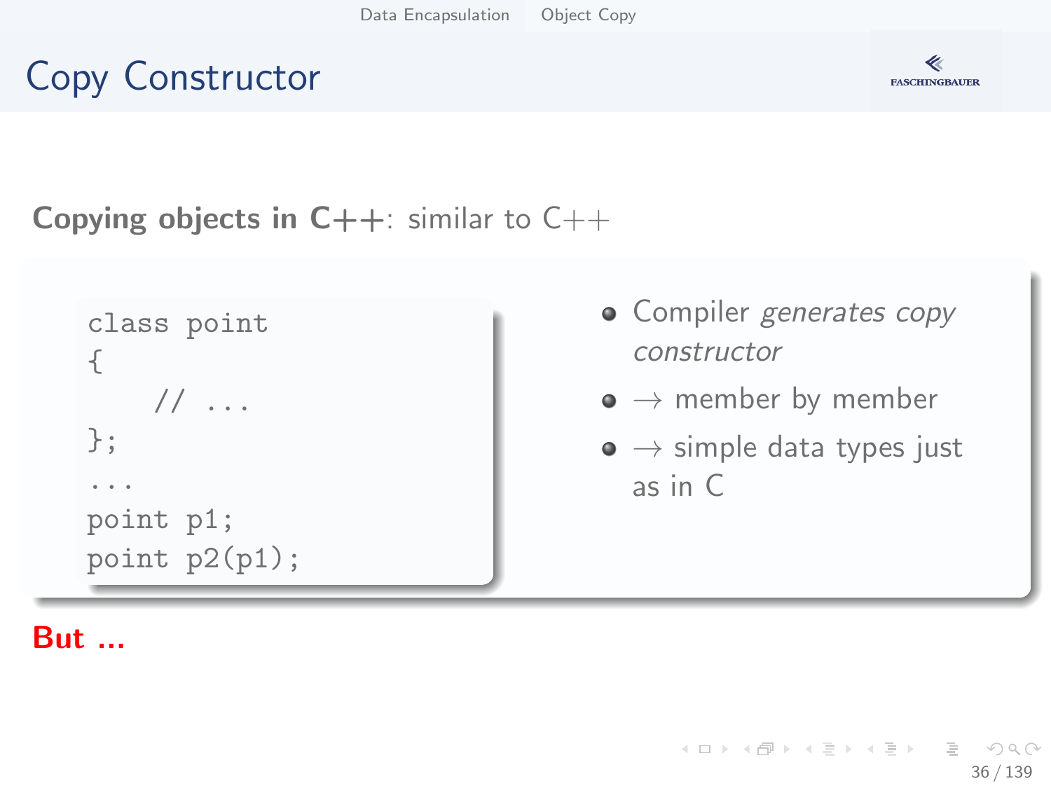# Copy Constructor

**Copying objects in C++**: similar to C++

```
class point
{
    // ...
};
...
point p1;
point p2(p1);
```

- Compiler *generates copy constructor*
- → member by member
- → simple data types just as in C

**But ...**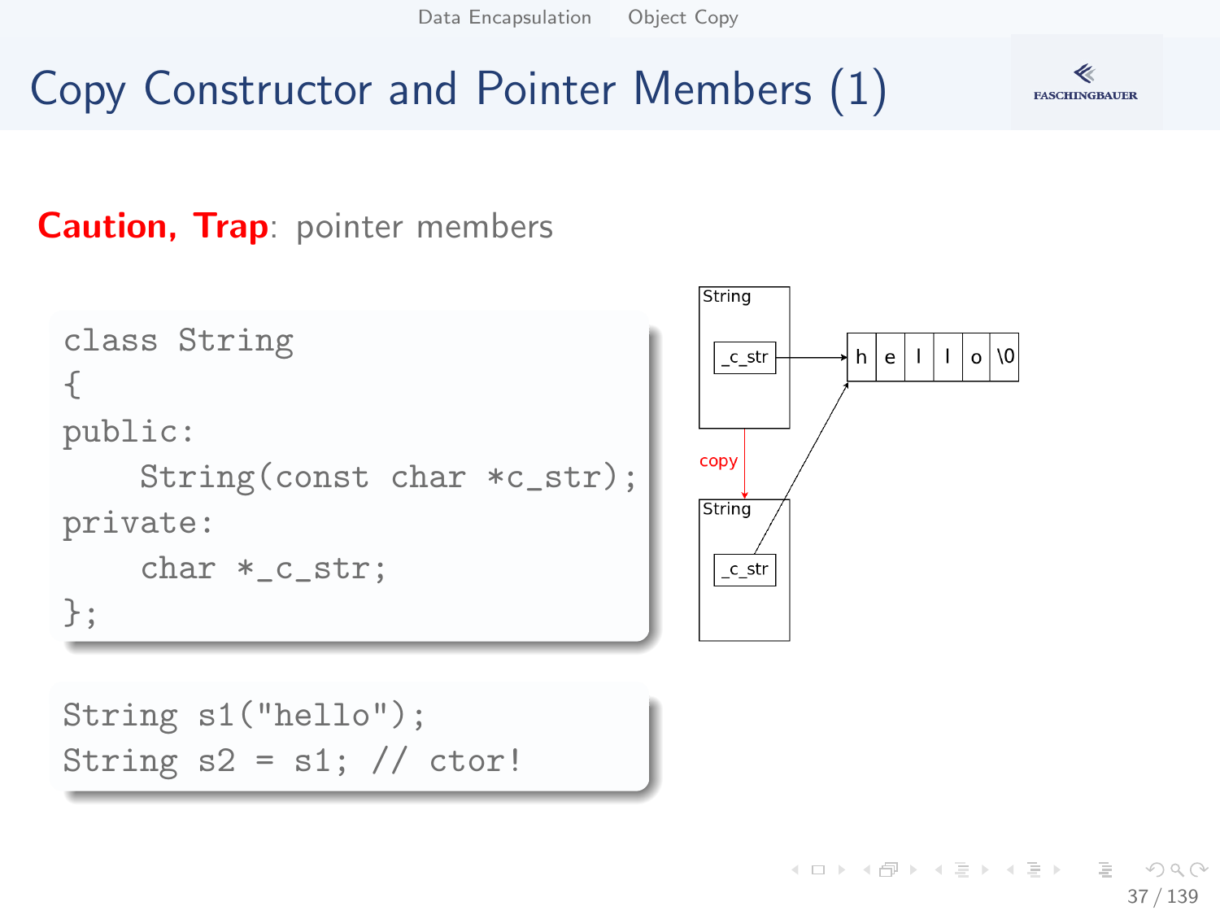# Copy Constructor and Pointer Members (1)

**Caution, Trap**: pointer members

```
class String
{
public:
    String(const char *c_str);
private:
    char *_c_str;
};
```

```
String s1("hello");
String s2 = s1; // ctor!
```

String
_c_str
h e l l o \0
copy
String
_c_str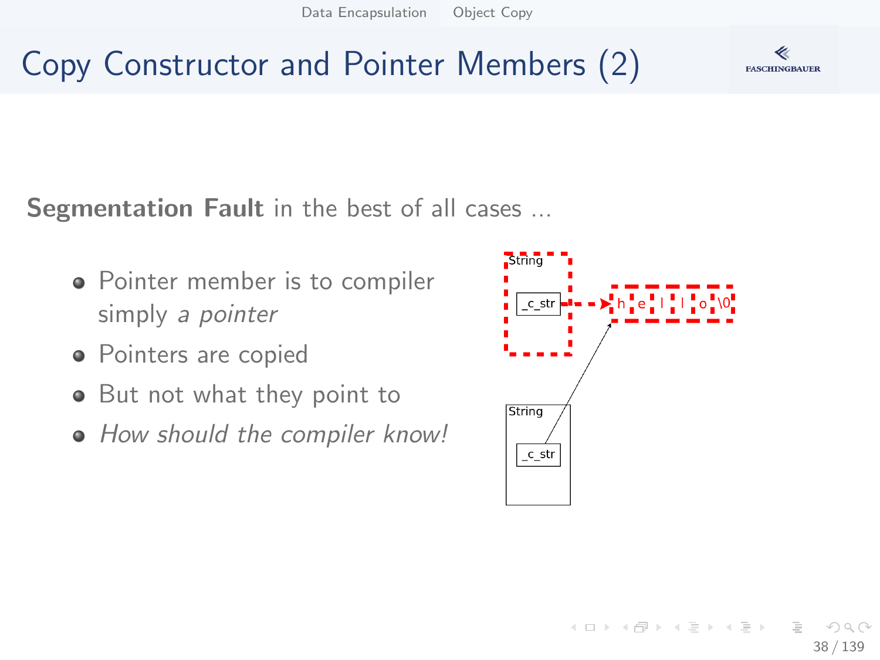# Copy Constructor and Pointer Members (2)

**Segmentation Fault** in the best of all cases . . .

- Pointer member is to compiler simply *a pointer*
- Pointers are copied
- But not what they point to
- *How should the compiler know!*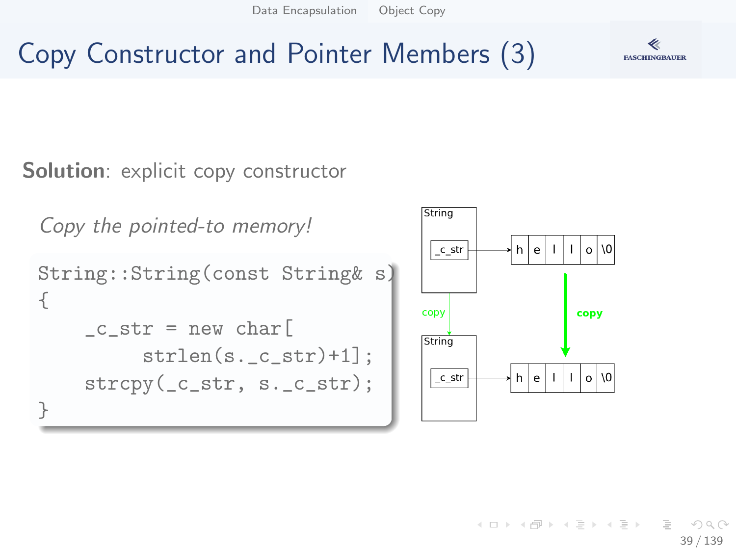# Copy Constructor and Pointer Members (3)

**Solution**: explicit copy constructor

*Copy the pointed-to memory!*

```
String::String(const String& s)
{
    _c_str = new char[
         strlen(s._c_str)+1];
    strcpy(_c_str, s._c_str);
}
```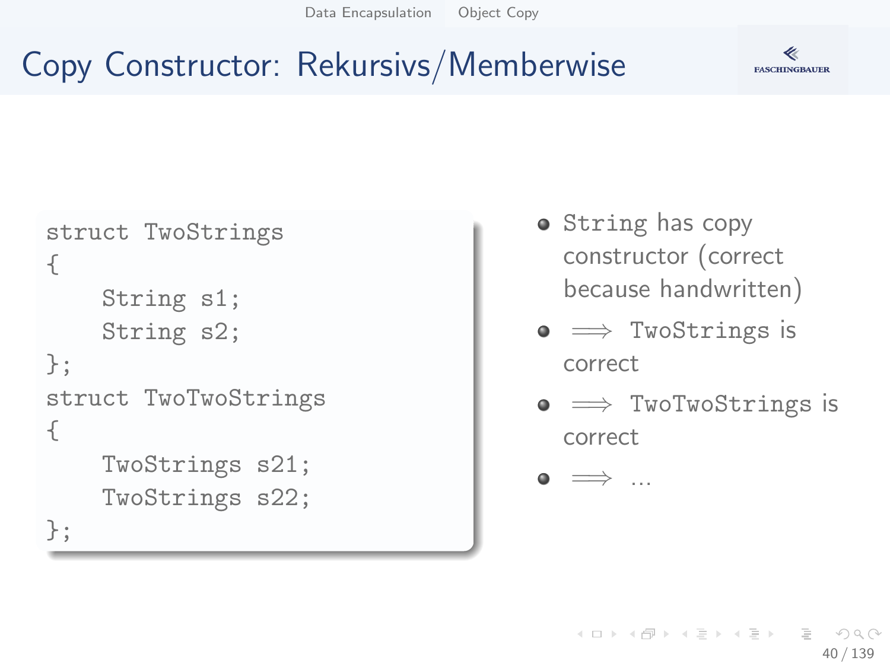# Copy Constructor: Rekursivs/Memberwise

```
struct TwoStrings
{
    String s1;
    String s2;
};
struct TwoTwoStrings
{
    TwoStrings s21;
    TwoStrings s22;
};
```

- `String` has copy constructor (correct because handwritten)
- $\Longrightarrow$ `TwoStrings` is correct
- $\Longrightarrow$ `TwoTwoStrings` is correct
- $\Longrightarrow$ ...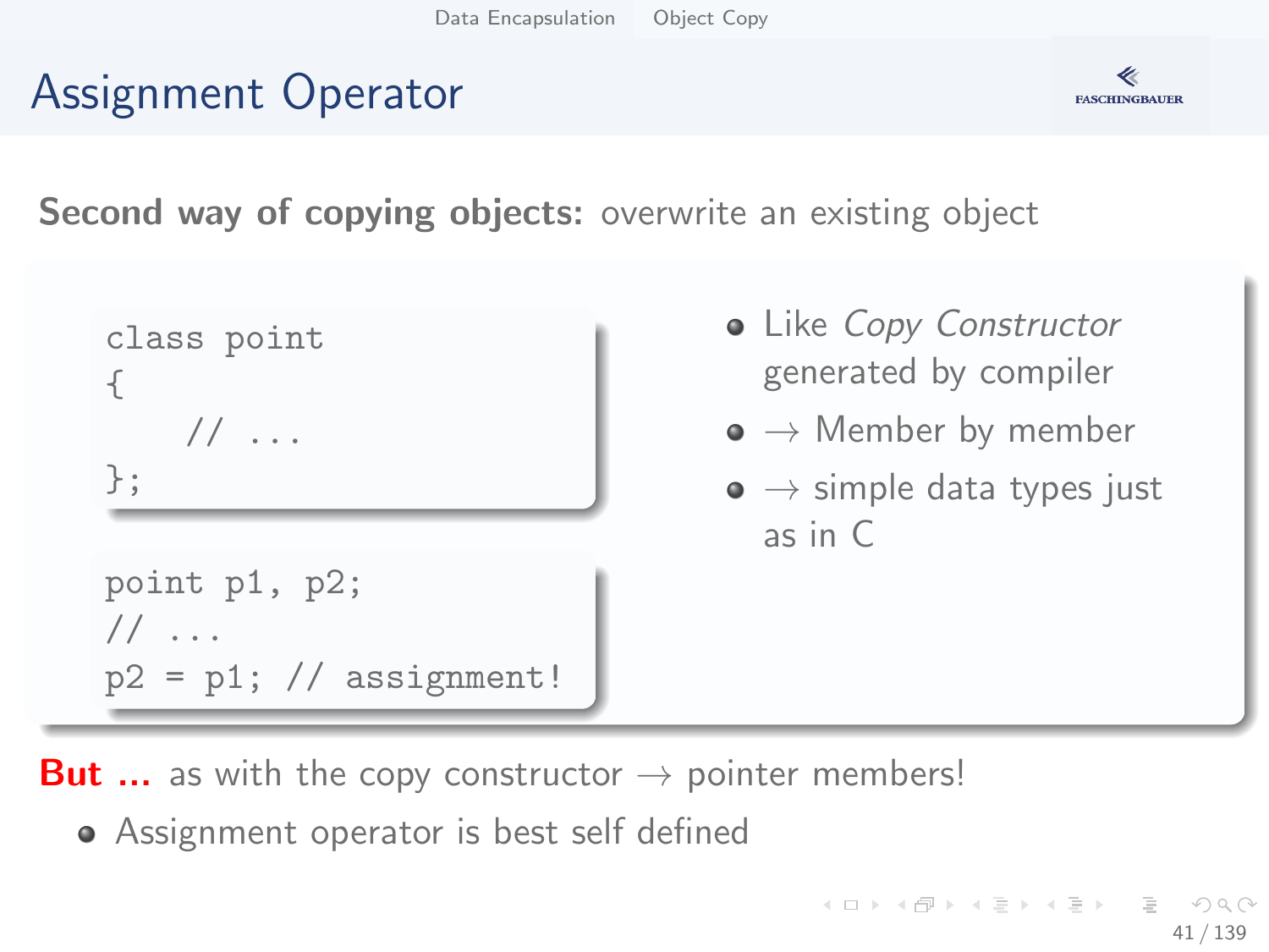# Assignment Operator

**Second way of copying objects:** overwrite an existing object

```
class point
{
    // ...
};
```

```
point p1, p2;
// ...
p2 = p1; // assignment!
```

- Like *Copy Constructor* generated by compiler
- → Member by member
- → simple data types just as in C

**But ...** as with the copy constructor → pointer members!

- Assignment operator is best self defined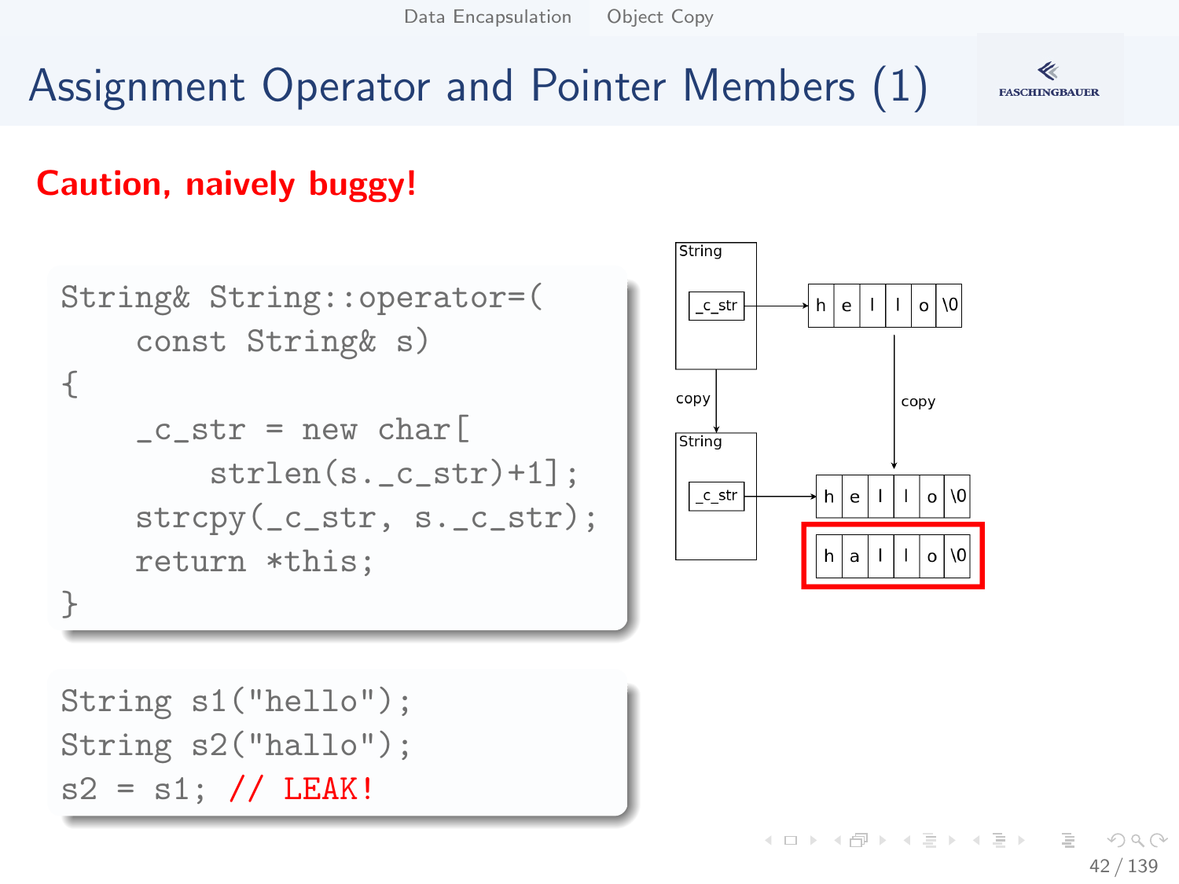# Assignment Operator and Pointer Members (1)

**Caution, naively buggy!**

```
String& String::operator=(
    const String& s)
{
    _c_str = new char[
        strlen(s._c_str)+1];
    strcpy(_c_str, s._c_str);
    return *this;
}
```

```
String s1("hello");
String s2("hallo");
s2 = s1; // LEAK!
```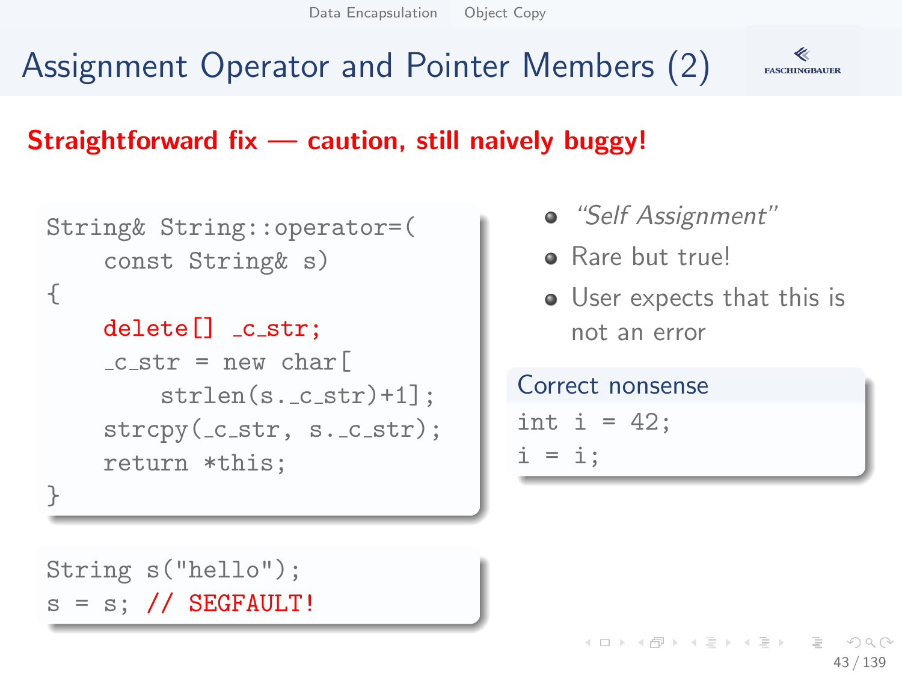# Assignment Operator and Pointer Members (2)

**Straightforward fix — caution, still naively buggy!**

```
String& String::operator=(
    const String& s)
{
    delete[] _c_str;
    _c_str = new char[
        strlen(s._c_str)+1];
    strcpy(_c_str, s._c_str);
    return *this;
}
```

```
String s("hello");
s = s; // SEGFAULT!
```

- *"Self Assignment"*
- Rare but true!
- User expects that this is not an error

**Correct nonsense**

```
int i = 42;
i = i;
```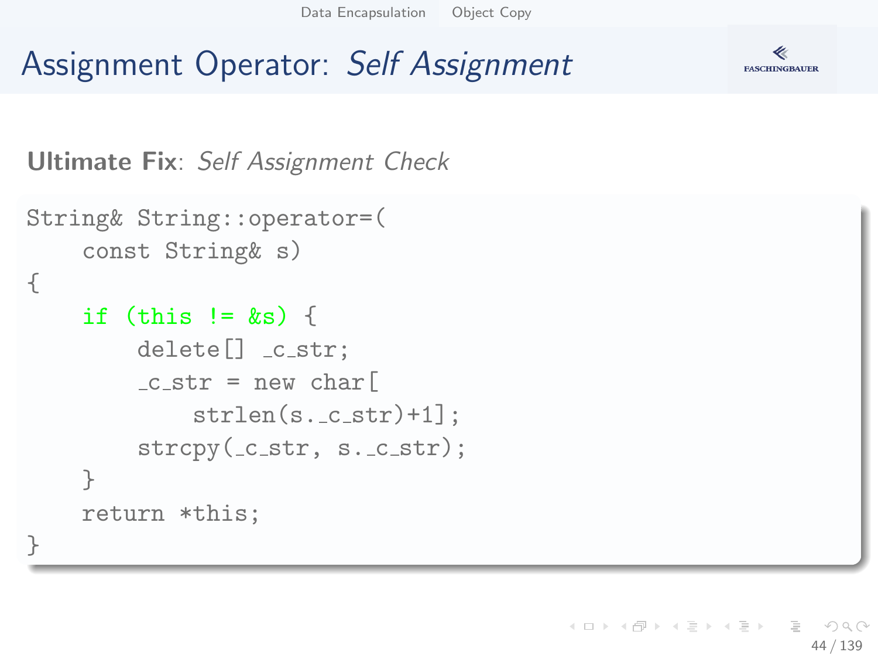# Assignment Operator: *Self Assignment*

**Ultimate Fix**: *Self Assignment Check*

```
String& String::operator=(
    const String& s)
{
    if (this != &s) {
        delete[] _c_str;
        _c_str = new char[
            strlen(s._c_str)+1];
        strcpy(_c_str, s._c_str);
    }
    return *this;
}
```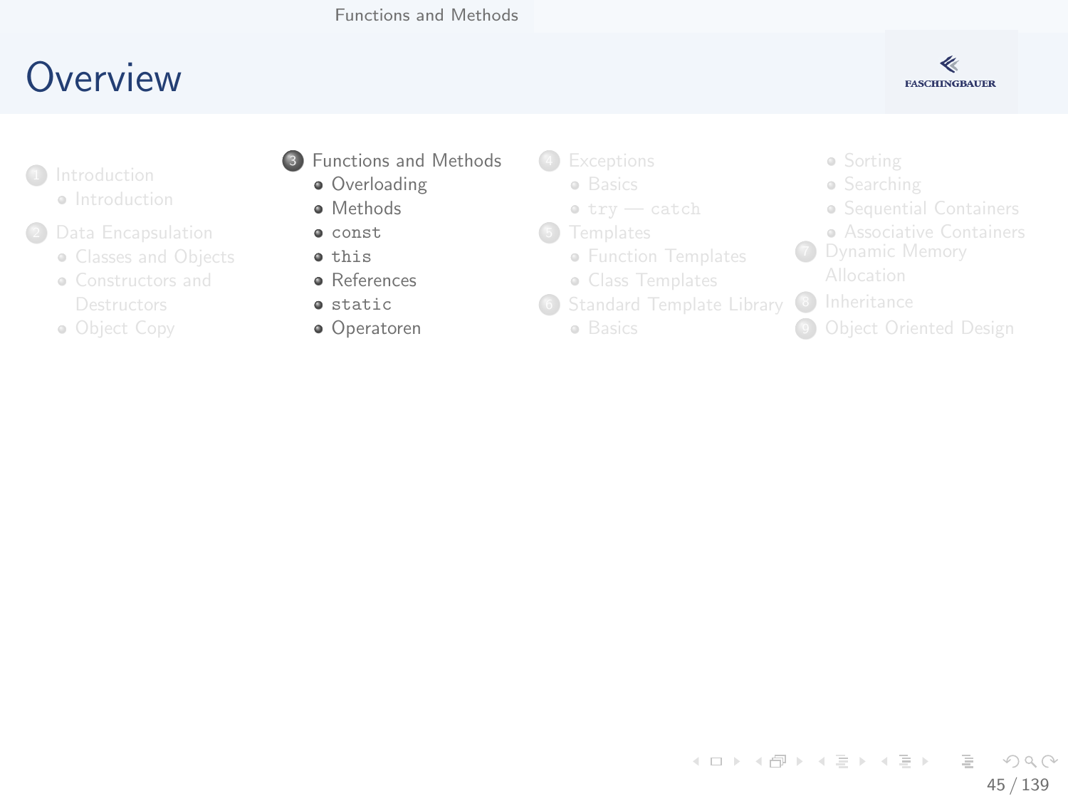# Overview

1. Introduction
   - Introduction
2. Data Encapsulation
   - Classes and Objects
   - Constructors and Destructors
   - Object Copy
3. Functions and Methods
   - Overloading
   - Methods
   - `const`
   - `this`
   - References
   - `static`
   - Operatoren
4. Exceptions
   - Basics
   - `try` — `catch`
5. Templates
   - Function Templates
   - Class Templates
6. Standard Template Library
   - Basics
   - Sorting
   - Searching
   - Sequential Containers
   - Associative Containers
7. Dynamic Memory Allocation
8. Inheritance
9. Object Oriented Design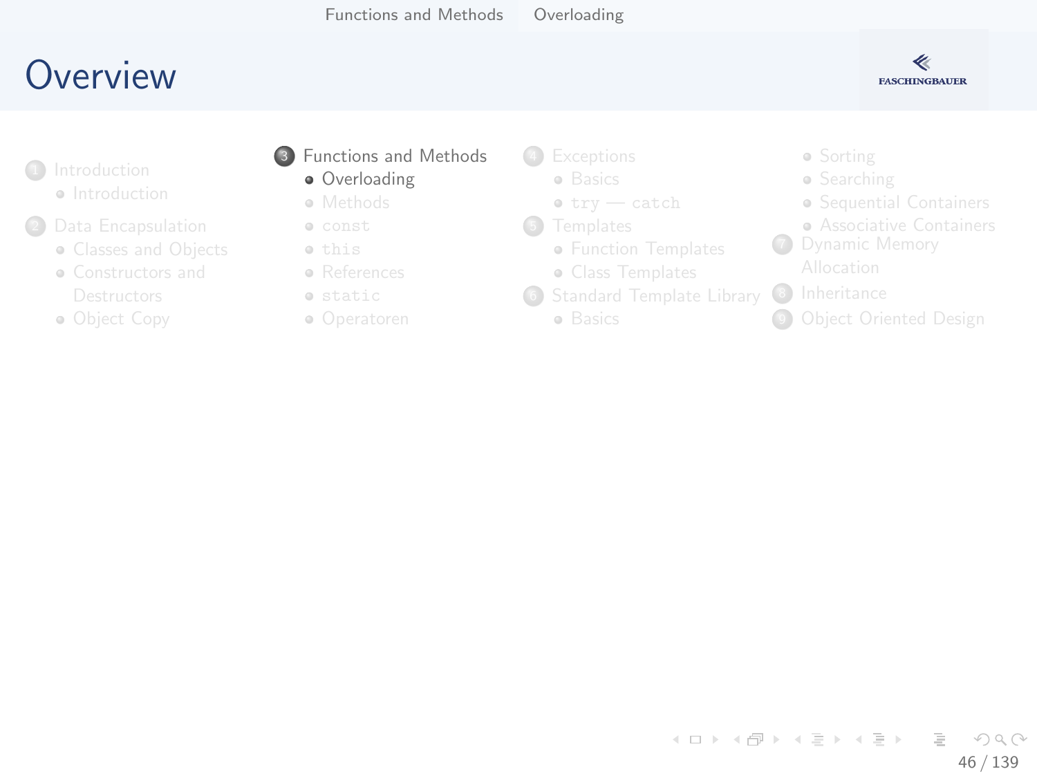# Overview

1. Introduction
   - Introduction
2. Data Encapsulation
   - Classes and Objects
   - Constructors and Destructors
   - Object Copy
3. Functions and Methods
   - Overloading
   - Methods
   - `const`
   - `this`
   - References
   - `static`
   - Operatoren
4. Exceptions
   - Basics
   - `try` — `catch`
5. Templates
   - Function Templates
   - Class Templates
6. Standard Template Library
   - Basics
   - Sorting
   - Searching
   - Sequential Containers
   - Associative Containers
7. Dynamic Memory Allocation
8. Inheritance
9. Object Oriented Design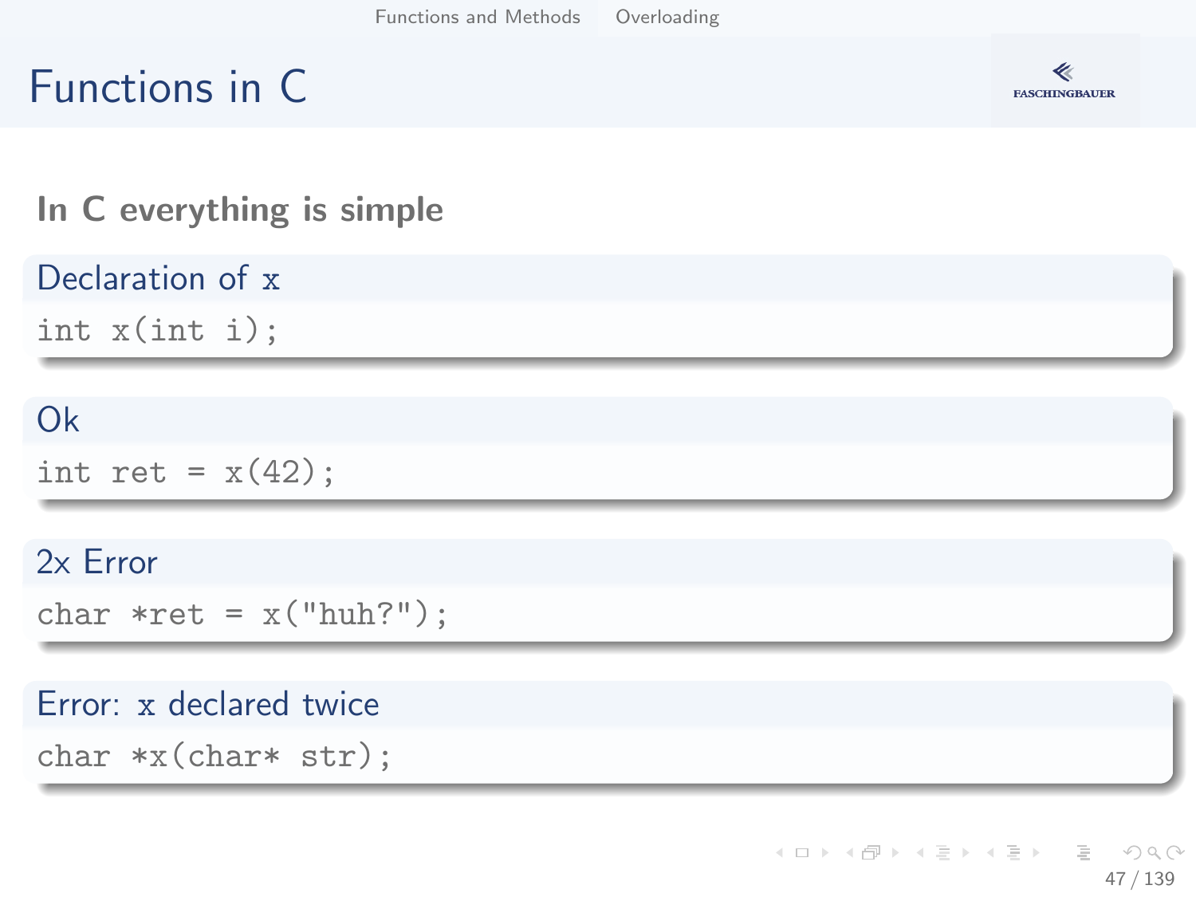# Functions in C

**In C everything is simple**

**Declaration of `x`**

```
int x(int i);
```

**Ok**

```
int ret = x(42);
```

**2x Error**

```
char *ret = x("huh?");
```

**Error: `x` declared twice**

```
char *x(char* str);
```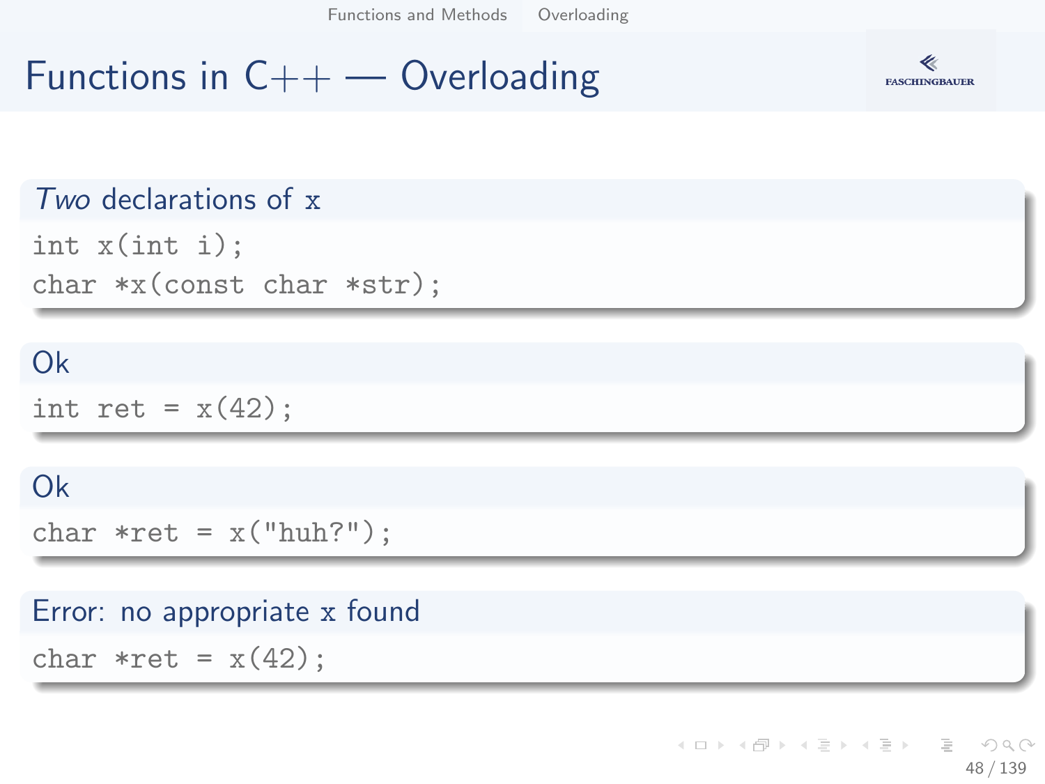# Functions in C++ — Overloading

*Two* declarations of x

```
int x(int i);
char *x(const char *str);
```

Ok

```
int ret = x(42);
```

Ok

```
char *ret = x("huh?");
```

Error: no appropriate x found

```
char *ret = x(42);
```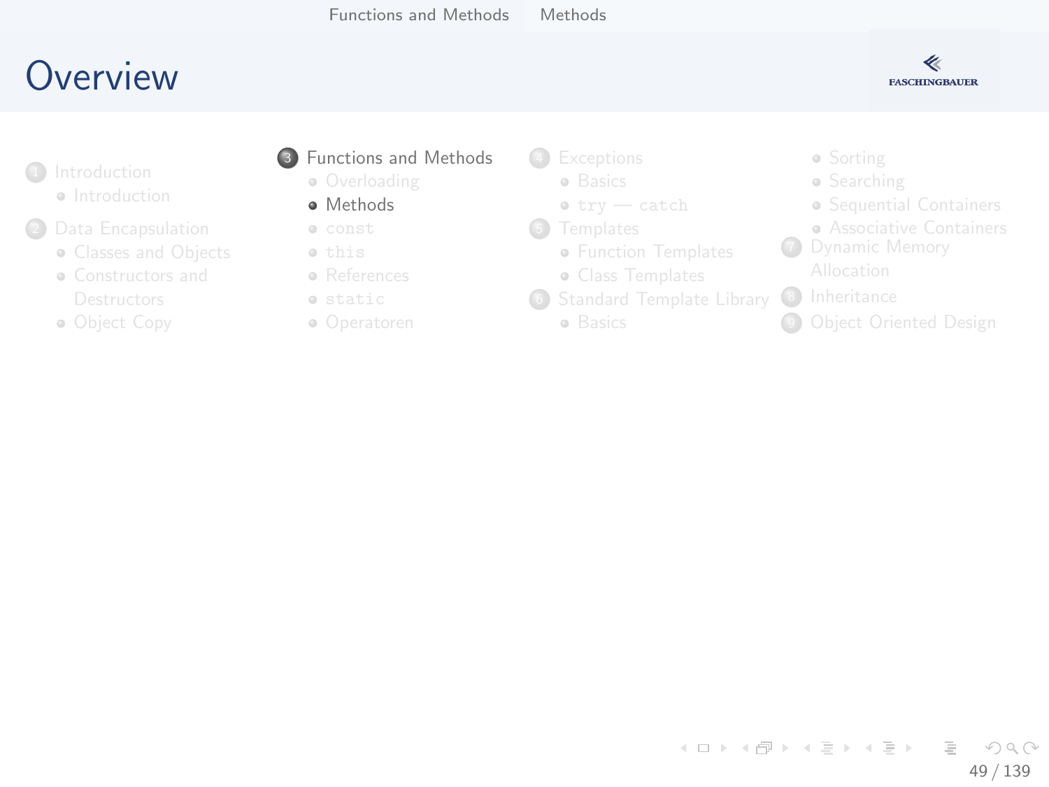# Overview

1. Introduction
   - Introduction
2. Data Encapsulation
   - Classes and Objects
   - Constructors and Destructors
   - Object Copy
3. Functions and Methods
   - Overloading
   - Methods
   - `const`
   - `this`
   - References
   - `static`
   - Operatoren
4. Exceptions
   - Basics
   - `try` — `catch`
5. Templates
   - Function Templates
   - Class Templates
6. Standard Template Library
   - Basics
   - Sorting
   - Searching
   - Sequential Containers
   - Associative Containers
7. Dynamic Memory Allocation
8. Inheritance
9. Object Oriented Design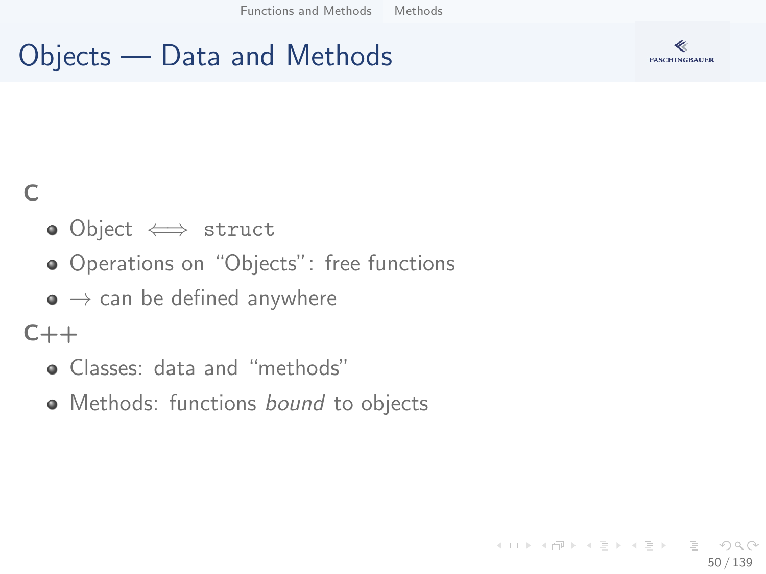# Objects — Data and Methods

**C**

- Object $\Longleftrightarrow$ `struct`
- Operations on "Objects": free functions
- $\rightarrow$ can be defined anywhere

**C++**

- Classes: data and "methods"
- Methods: functions *bound* to objects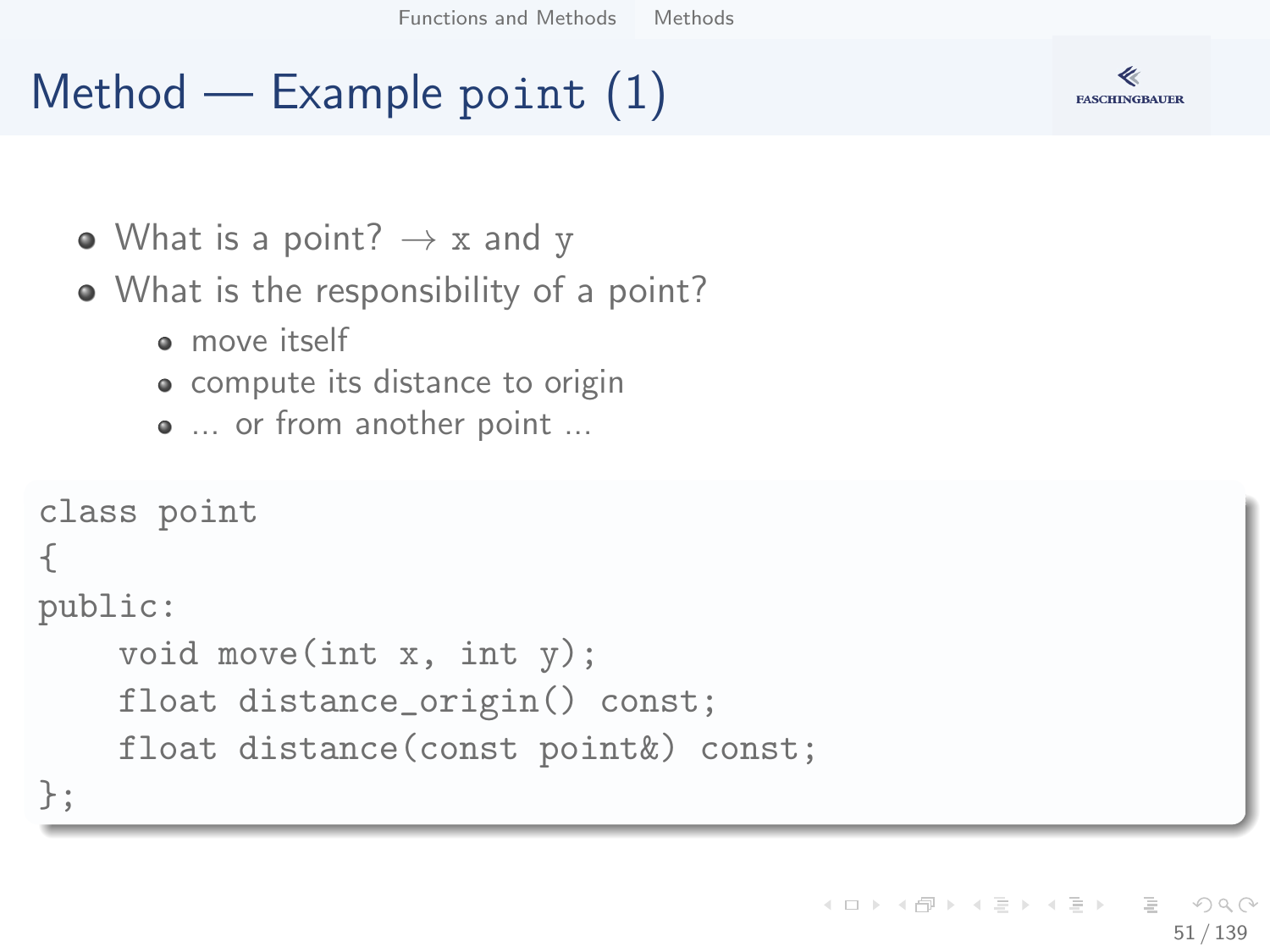# Method — Example point (1)

- What is a point? → x and y
- What is the responsibility of a point?
  - move itself
  - compute its distance to origin
  - … or from another point …

```
class point
{
public:
    void move(int x, int y);
    float distance_origin() const;
    float distance(const point&) const;
};
```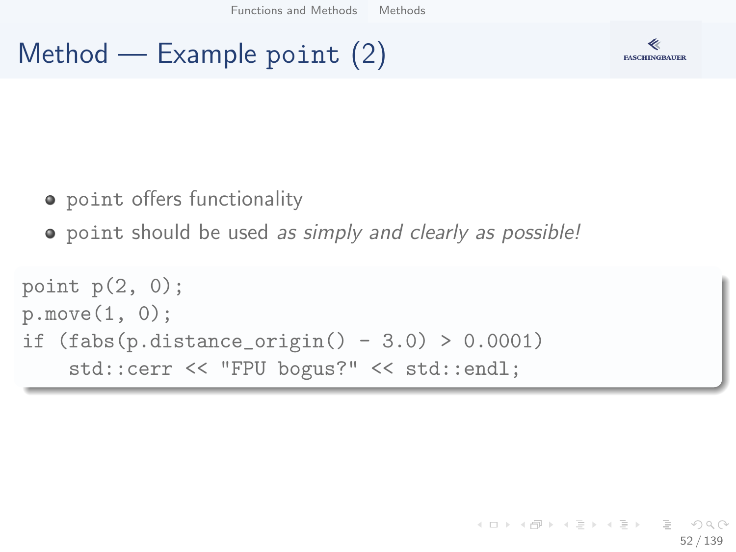# Method — Example point (2)

- point offers functionality
- point should be used *as simply and clearly as possible!*

```
point p(2, 0);
p.move(1, 0);
if (fabs(p.distance_origin() - 3.0) > 0.0001)
    std::cerr << "FPU bogus?" << std::endl;
```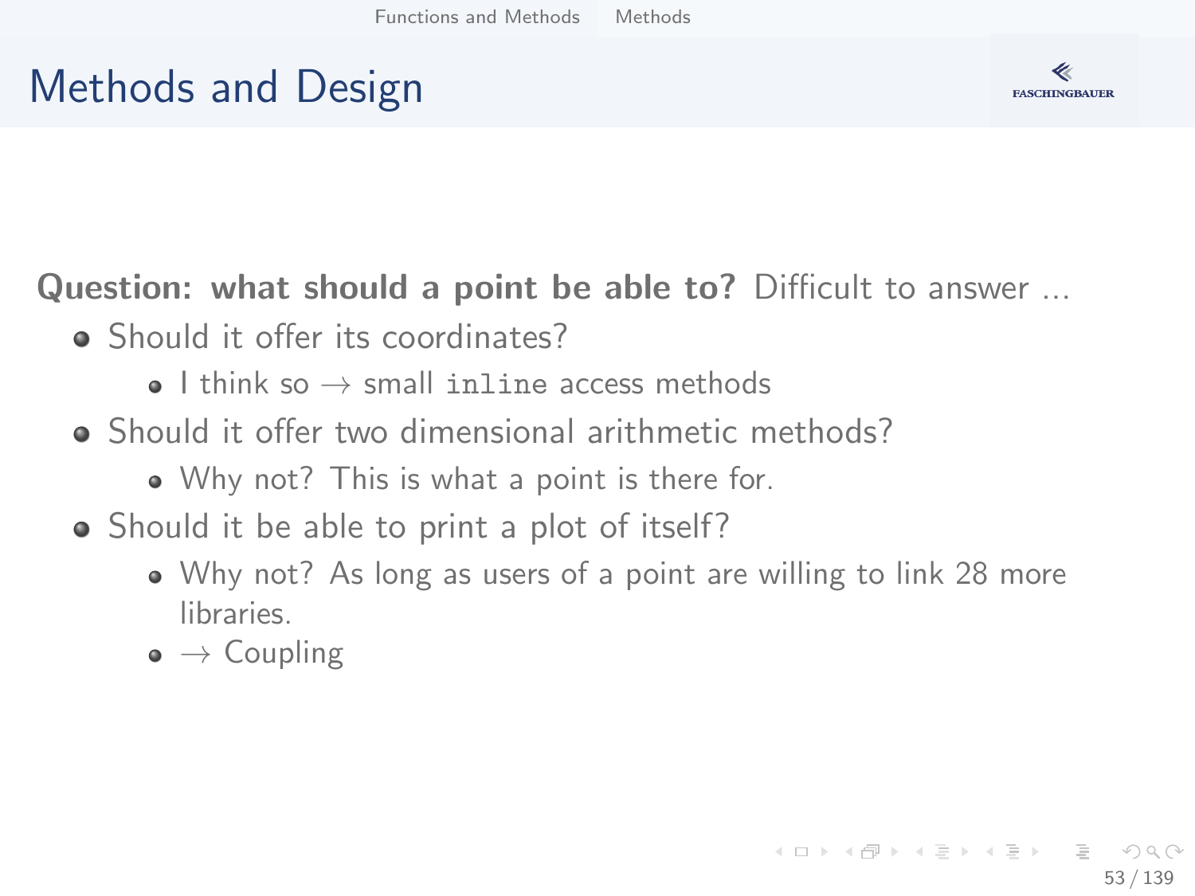# Methods and Design

**Question: what should a point be able to?** Difficult to answer ...

- Should it offer its coordinates?
  - I think so → small `inline` access methods
- Should it offer two dimensional arithmetic methods?
  - Why not? This is what a point is there for.
- Should it be able to print a plot of itself?
  - Why not? As long as users of a point are willing to link 28 more libraries.
  - → Coupling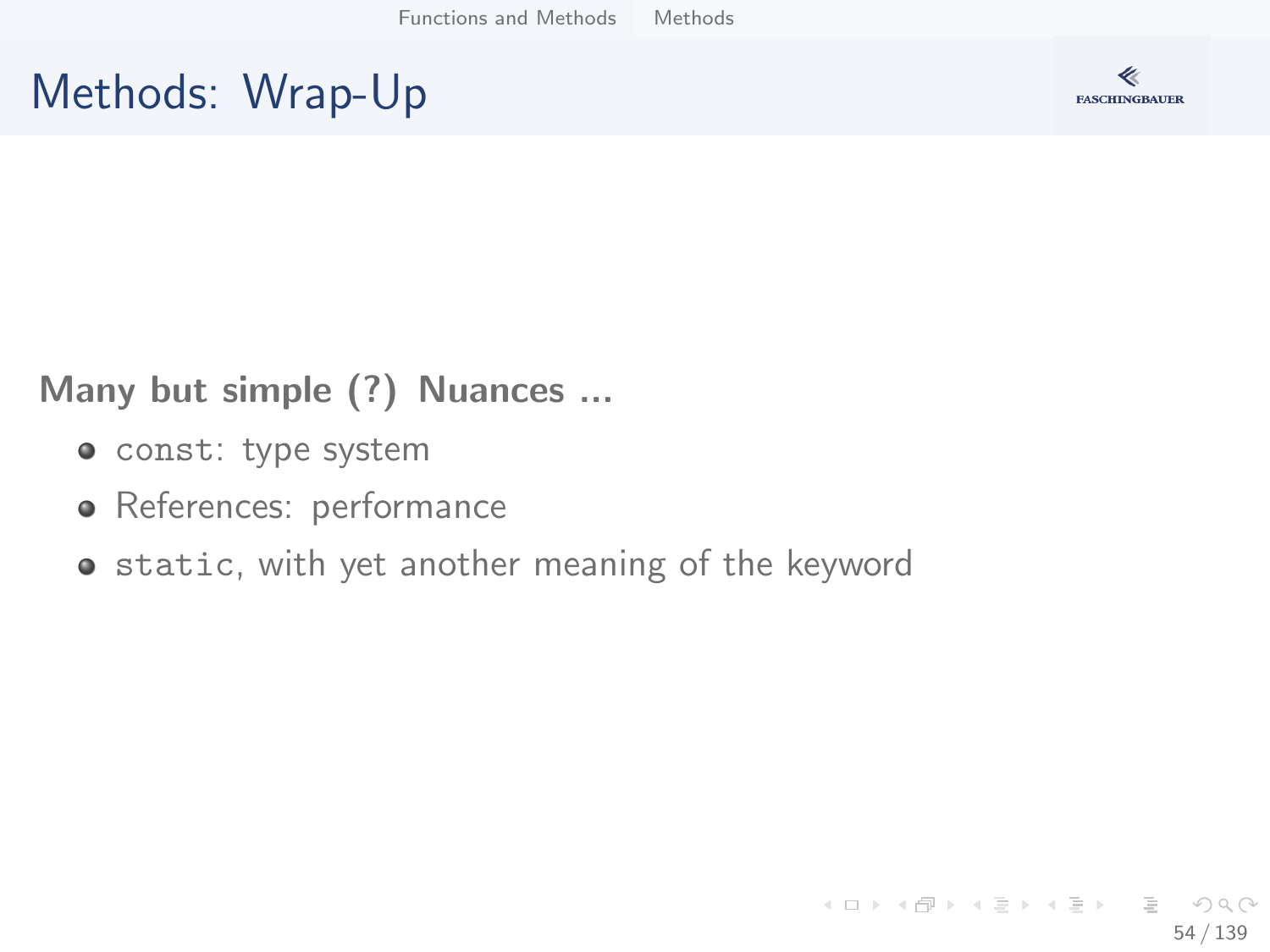# Methods: Wrap-Up

**Many but simple (?) Nuances ...**

- `const`: type system
- References: performance
- `static`, with yet another meaning of the keyword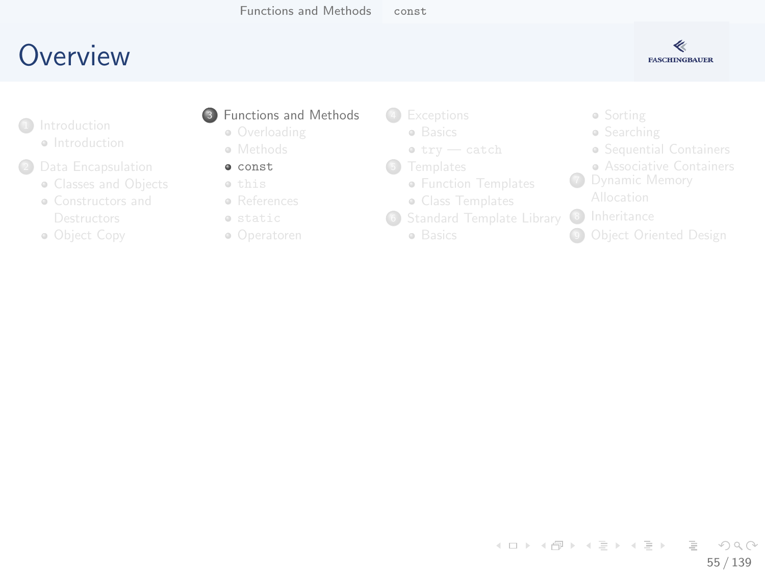# Overview

1. Introduction
   - Introduction
2. Data Encapsulation
   - Classes and Objects
   - Constructors and Destructors
   - Object Copy
3. Functions and Methods
   - Overloading
   - Methods
   - `const`
   - `this`
   - References
   - `static`
   - Operatoren
4. Exceptions
   - Basics
   - `try` — `catch`
5. Templates
   - Function Templates
   - Class Templates
6. Standard Template Library
   - Basics
   - Sorting
   - Searching
   - Sequential Containers
   - Associative Containers
7. Dynamic Memory Allocation
8. Inheritance
9. Object Oriented Design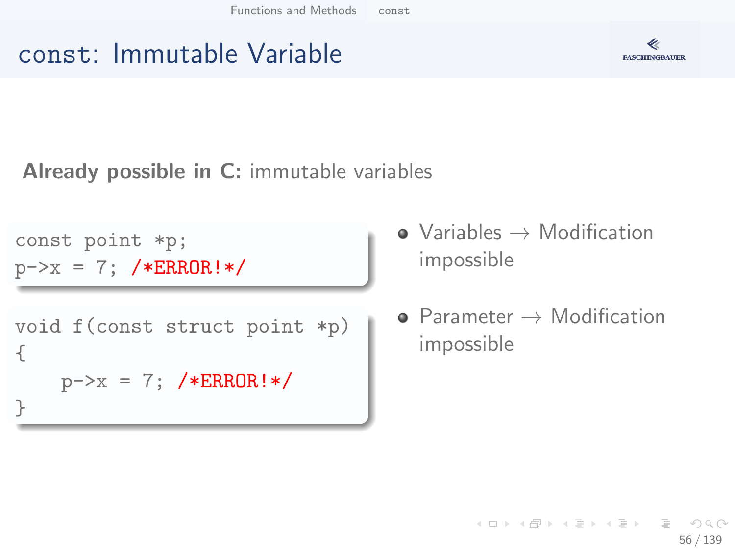# const: Immutable Variable

**Already possible in C:** immutable variables

```
const point *p;
p->x = 7; /*ERROR!*/
```

```
void f(const struct point *p)
{
    p->x = 7; /*ERROR!*/
}
```

- Variables → Modification impossible
- Parameter → Modification impossible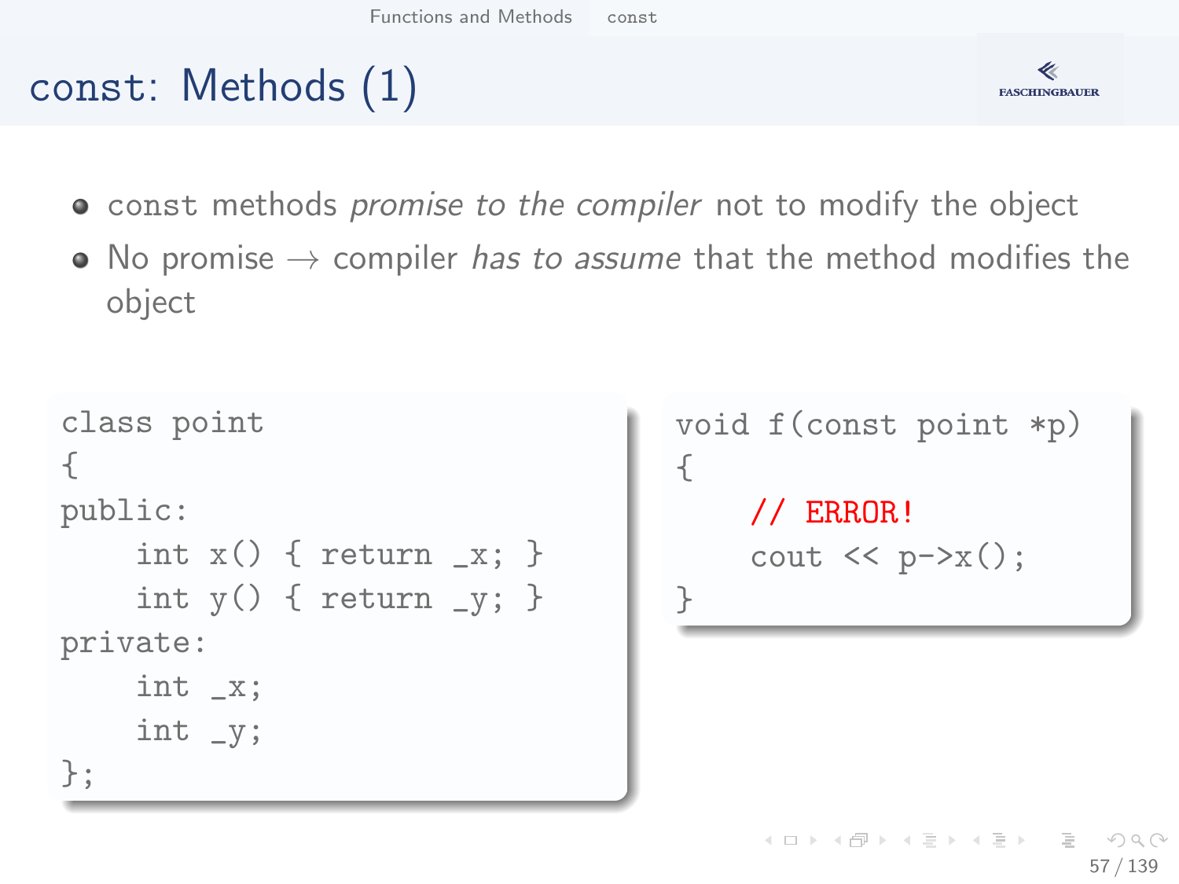# const: Methods (1)

- `const` methods *promise to the compiler* not to modify the object
- No promise → compiler *has to assume* that the method modifies the object

```
class point
{
public:
    int x() { return _x; }
    int y() { return _y; }
private:
    int _x;
    int _y;
};
```

```
void f(const point *p)
{
    // ERROR!
    cout << p->x();
}
```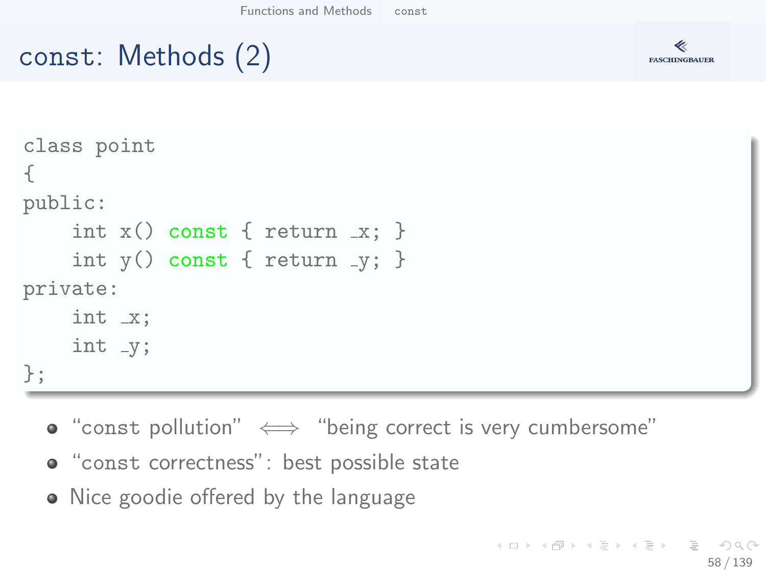# const: Methods (2)

```
class point
{
public:
    int x() const { return _x; }
    int y() const { return _y; }
private:
    int _x;
    int _y;
};
```

- "const pollution" $\iff$ "being correct is very cumbersome"
- "const correctness": best possible state
- Nice goodie offered by the language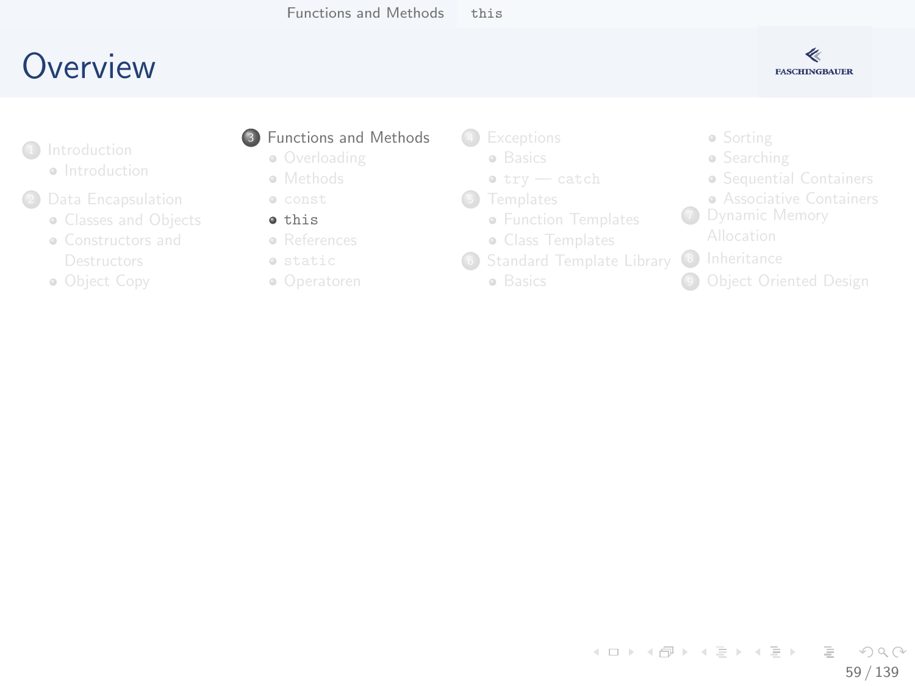# Overview

1. Introduction
   - Introduction
2. Data Encapsulation
   - Classes and Objects
   - Constructors and Destructors
   - Object Copy
3. Functions and Methods
   - Overloading
   - Methods
   - `const`
   - `this`
   - References
   - `static`
   - Operatoren
4. Exceptions
   - Basics
   - `try` — `catch`
5. Templates
   - Function Templates
   - Class Templates
6. Standard Template Library
   - Basics
   - Sorting
   - Searching
   - Sequential Containers
   - Associative Containers
7. Dynamic Memory Allocation
8. Inheritance
9. Object Oriented Design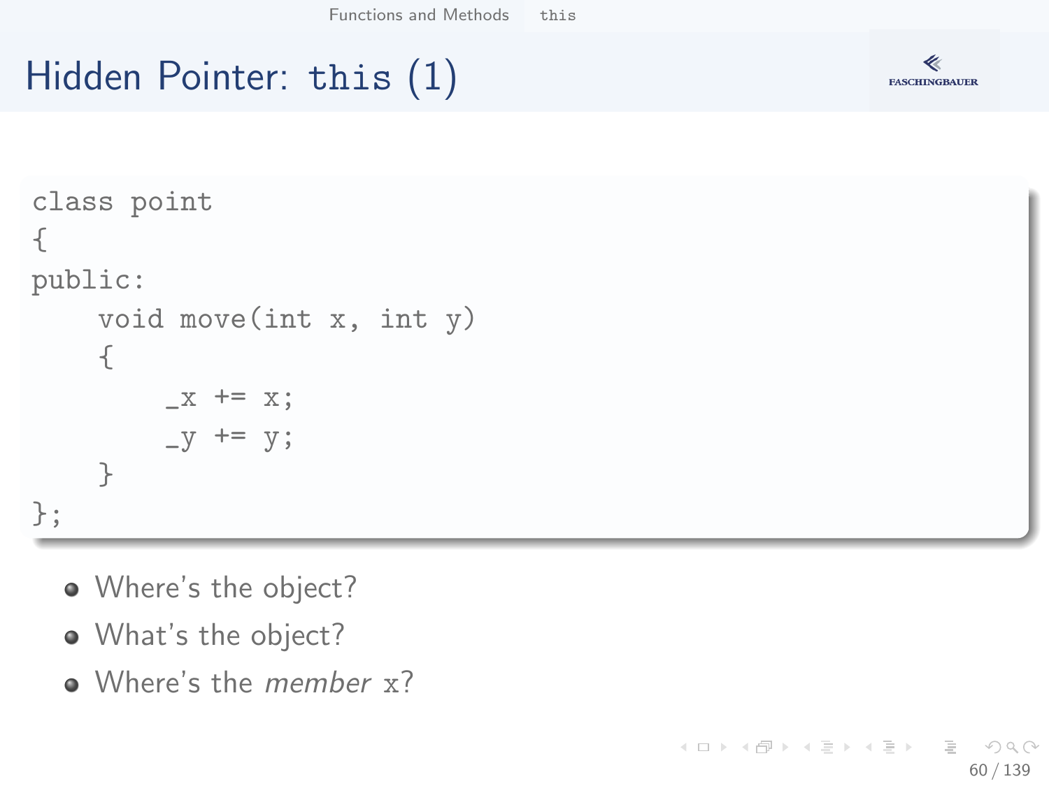# Hidden Pointer: `this` (1)

```
class point
{
public:
    void move(int x, int y)
    {
        _x += x;
        _y += y;
    }
};
```

- Where's the object?
- What's the object?
- Where's the *member* `x`?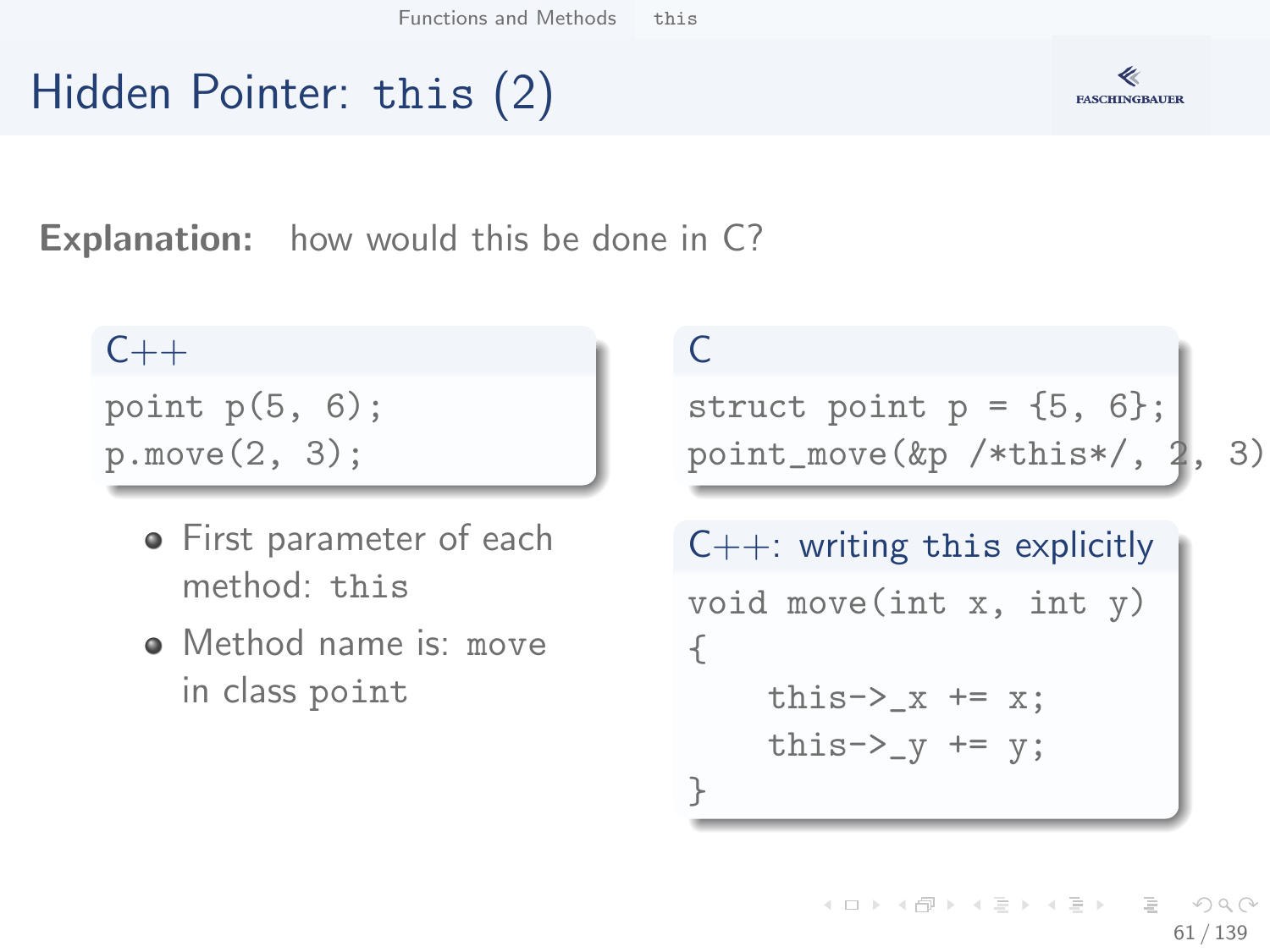# Hidden Pointer: this (2)

**Explanation:** how would this be done in C?

**C++**

```
point p(5, 6);
p.move(2, 3);
```

- First parameter of each method: `this`
- Method name is: `move` in class `point`

**C**

```
struct point p = {5, 6};
point_move(&p /*this*/, 2, 3)
```

**C++: writing `this` explicitly**

```
void move(int x, int y)
{
    this->_x += x;
    this->_y += y;
}
```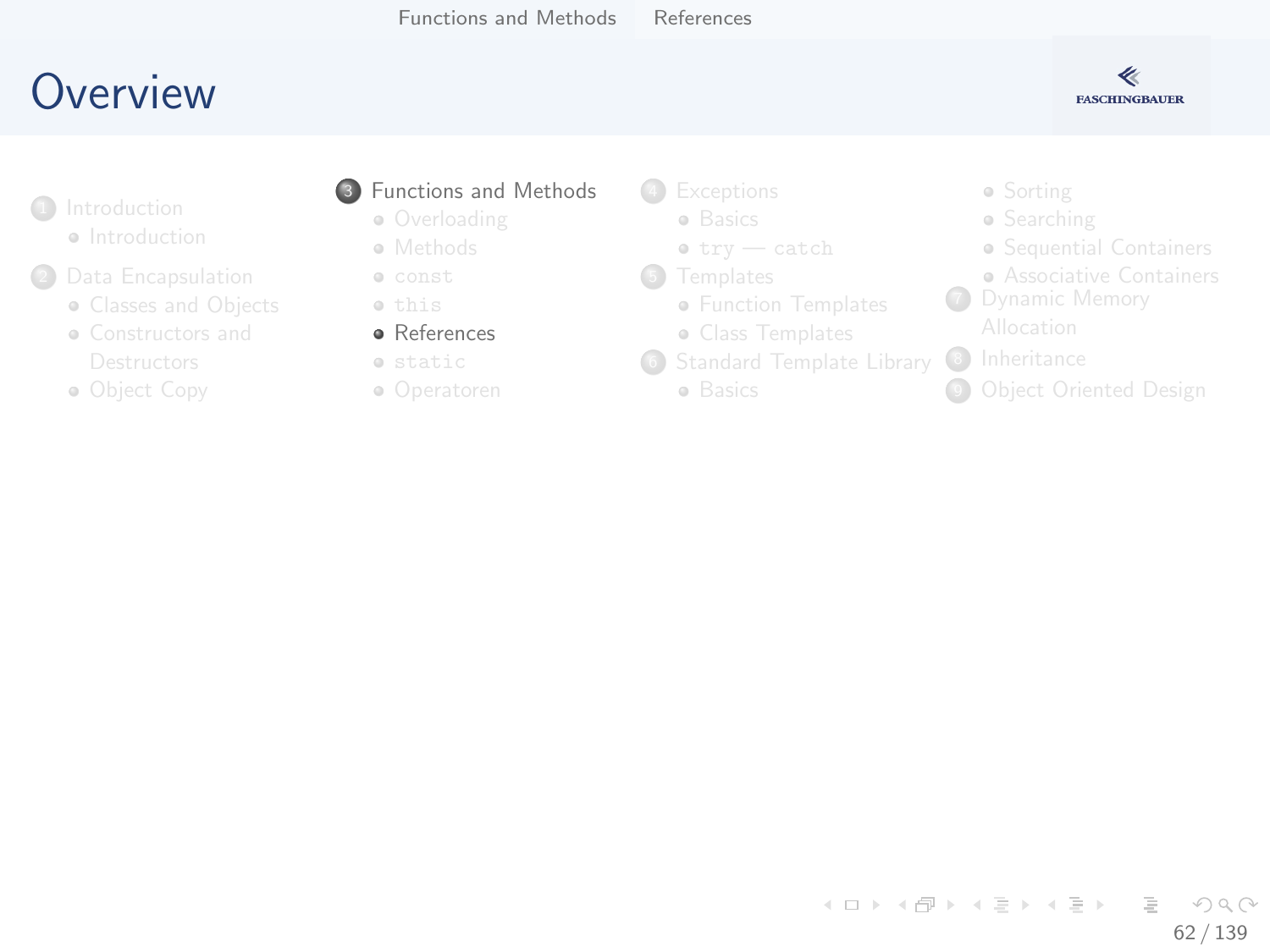# Overview

1. Introduction
   - Introduction
2. Data Encapsulation
   - Classes and Objects
   - Constructors and Destructors
   - Object Copy
3. Functions and Methods
   - Overloading
   - Methods
   - `const`
   - `this`
   - References
   - `static`
   - Operatoren
4. Exceptions
   - Basics
   - `try` — `catch`
5. Templates
   - Function Templates
   - Class Templates
6. Standard Template Library
   - Basics
   - Sorting
   - Searching
   - Sequential Containers
   - Associative Containers
7. Dynamic Memory Allocation
8. Inheritance
9. Object Oriented Design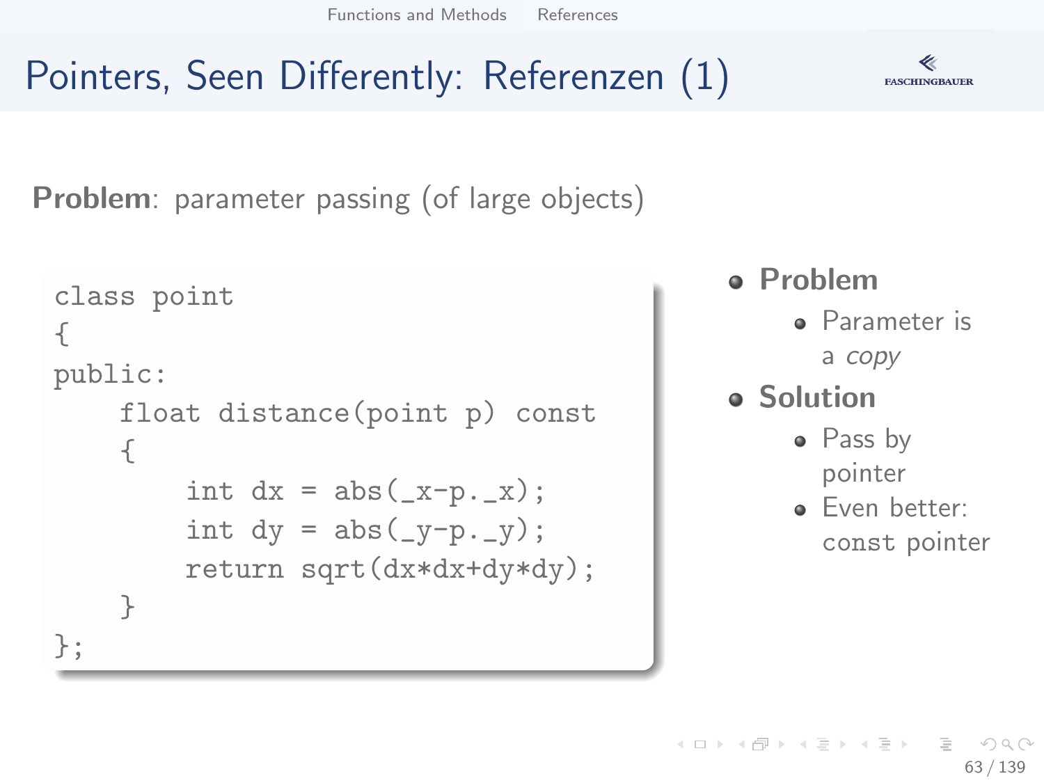# Pointers, Seen Differently: Referenzen (1)

**Problem**: parameter passing (of large objects)

```
class point
{
public:
    float distance(point p) const
    {
        int dx = abs(_x-p._x);
        int dy = abs(_y-p._y);
        return sqrt(dx*dx+dy*dy);
    }
};
```

- **Problem**
  - Parameter is a *copy*
- **Solution**
  - Pass by pointer
  - Even better: `const` pointer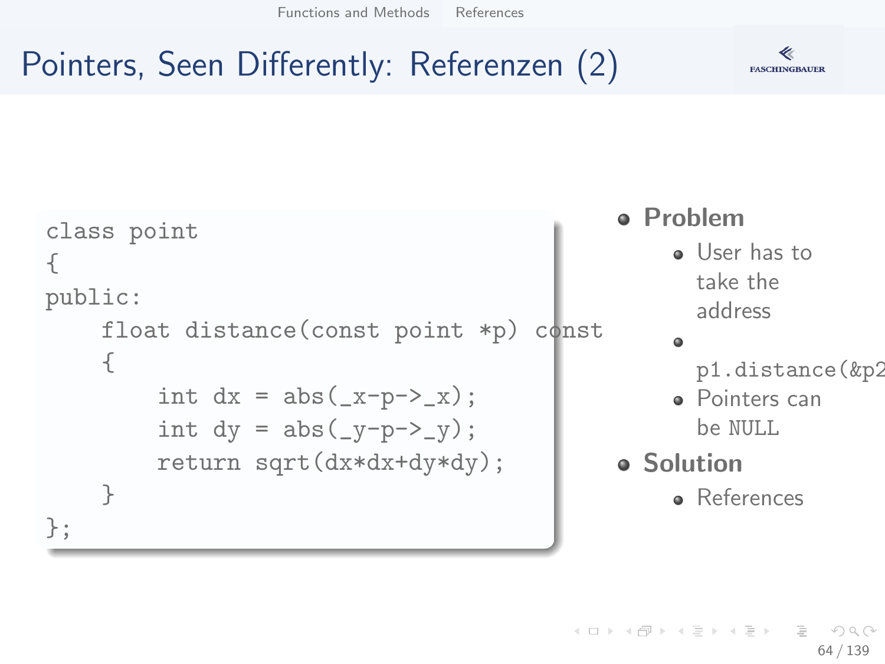# Pointers, Seen Differently: Referenzen (2)

```
class point
{
public:
    float distance(const point *p) const
    {
        int dx = abs(_x-p->_x);
        int dy = abs(_y-p->_y);
        return sqrt(dx*dx+dy*dy);
    }
};
```

- **Problem**
  - User has to take the address
  - `p1.distance(&p2`
  - Pointers can be `NULL`
- **Solution**
  - References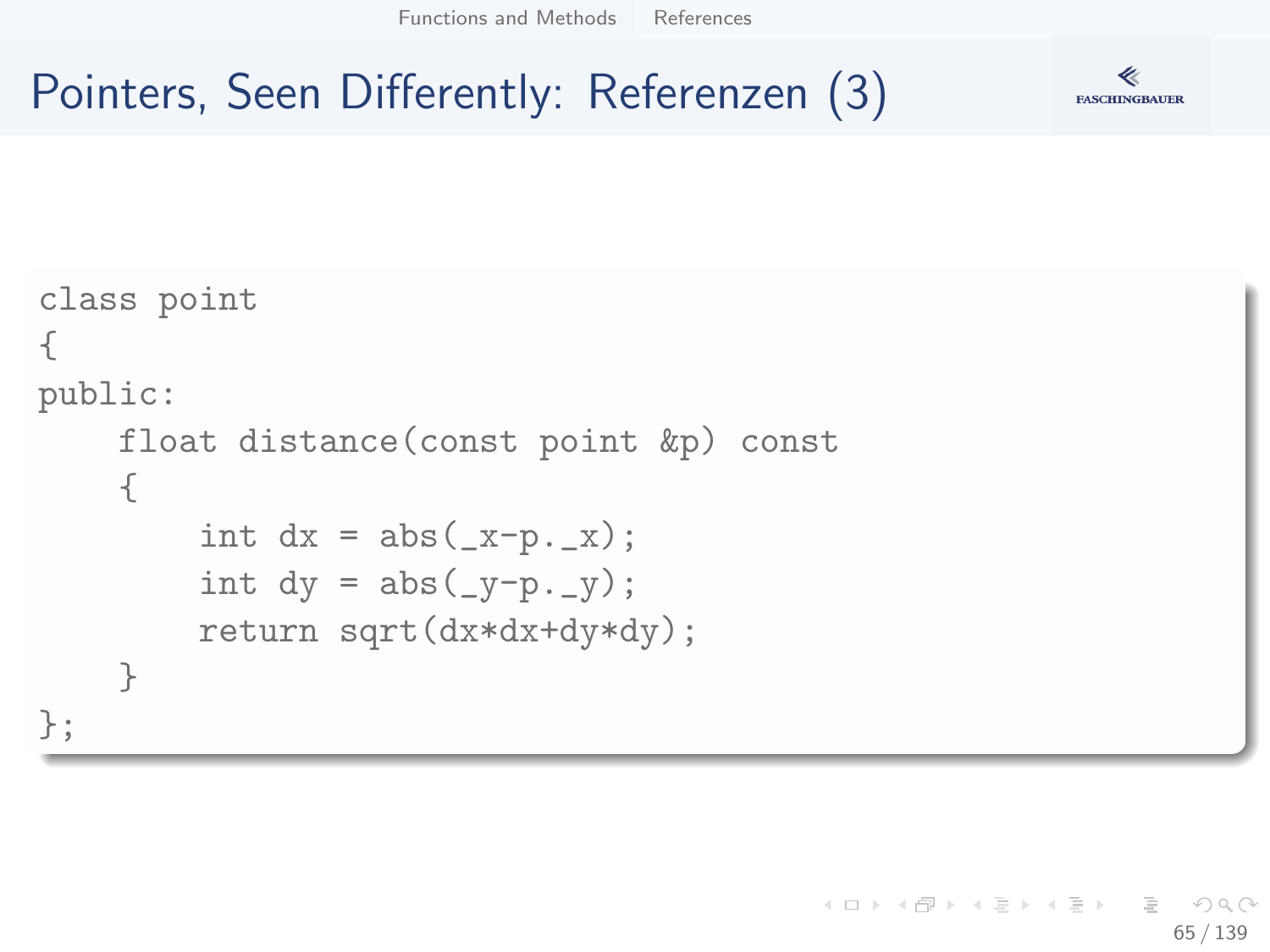# Pointers, Seen Differently: Referenzen (3)

```
class point
{
public:
    float distance(const point &p) const
    {
        int dx = abs(_x-p._x);
        int dy = abs(_y-p._y);
        return sqrt(dx*dx+dy*dy);
    }
};
```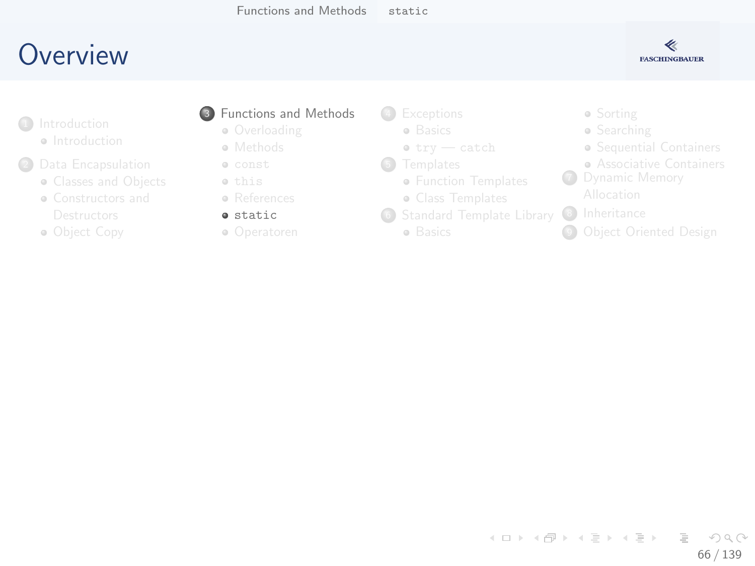# Overview

1. Introduction
   - Introduction
2. Data Encapsulation
   - Classes and Objects
   - Constructors and Destructors
   - Object Copy
3. Functions and Methods
   - Overloading
   - Methods
   - `const`
   - `this`
   - References
   - `static`
   - Operatoren
4. Exceptions
   - Basics
   - `try` — `catch`
5. Templates
   - Function Templates
   - Class Templates
6. Standard Template Library
   - Basics
   - Sorting
   - Searching
   - Sequential Containers
   - Associative Containers
7. Dynamic Memory Allocation
8. Inheritance
9. Object Oriented Design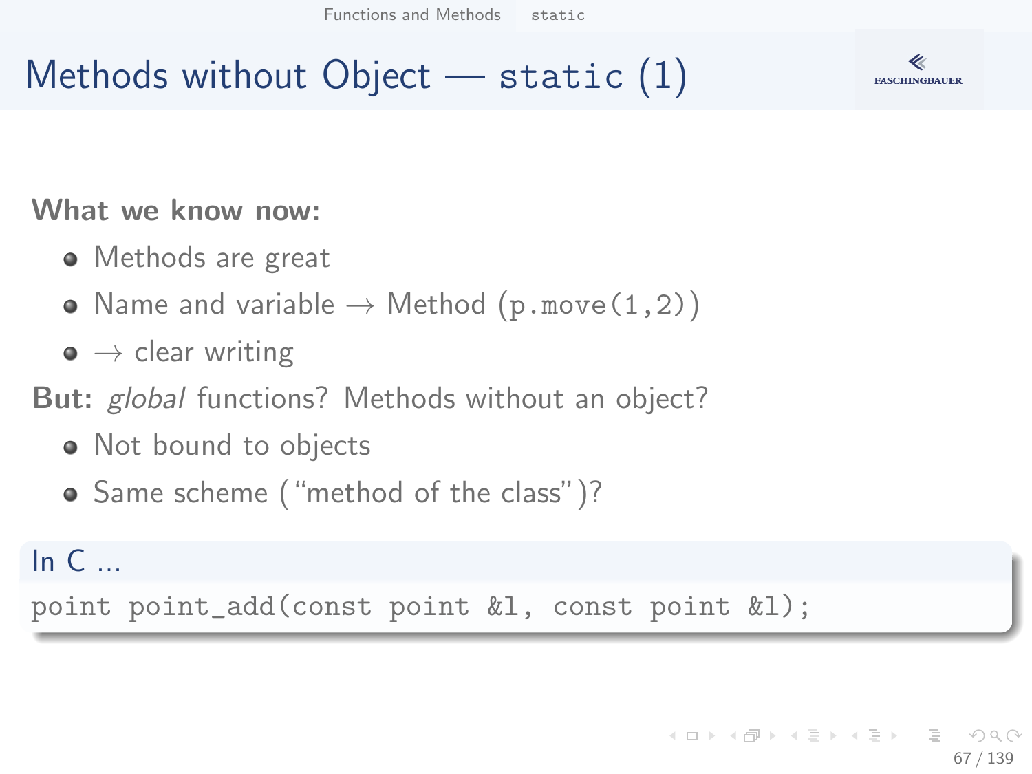# Methods without Object — `static` (1)

**What we know now:**

- Methods are great
- Name and variable → Method (`p.move(1,2)`)
- → clear writing

**But:** *global* functions? Methods without an object?

- Not bound to objects
- Same scheme ("method of the class")?

**In C ...**

```
point point_add(const point &l, const point &l);
```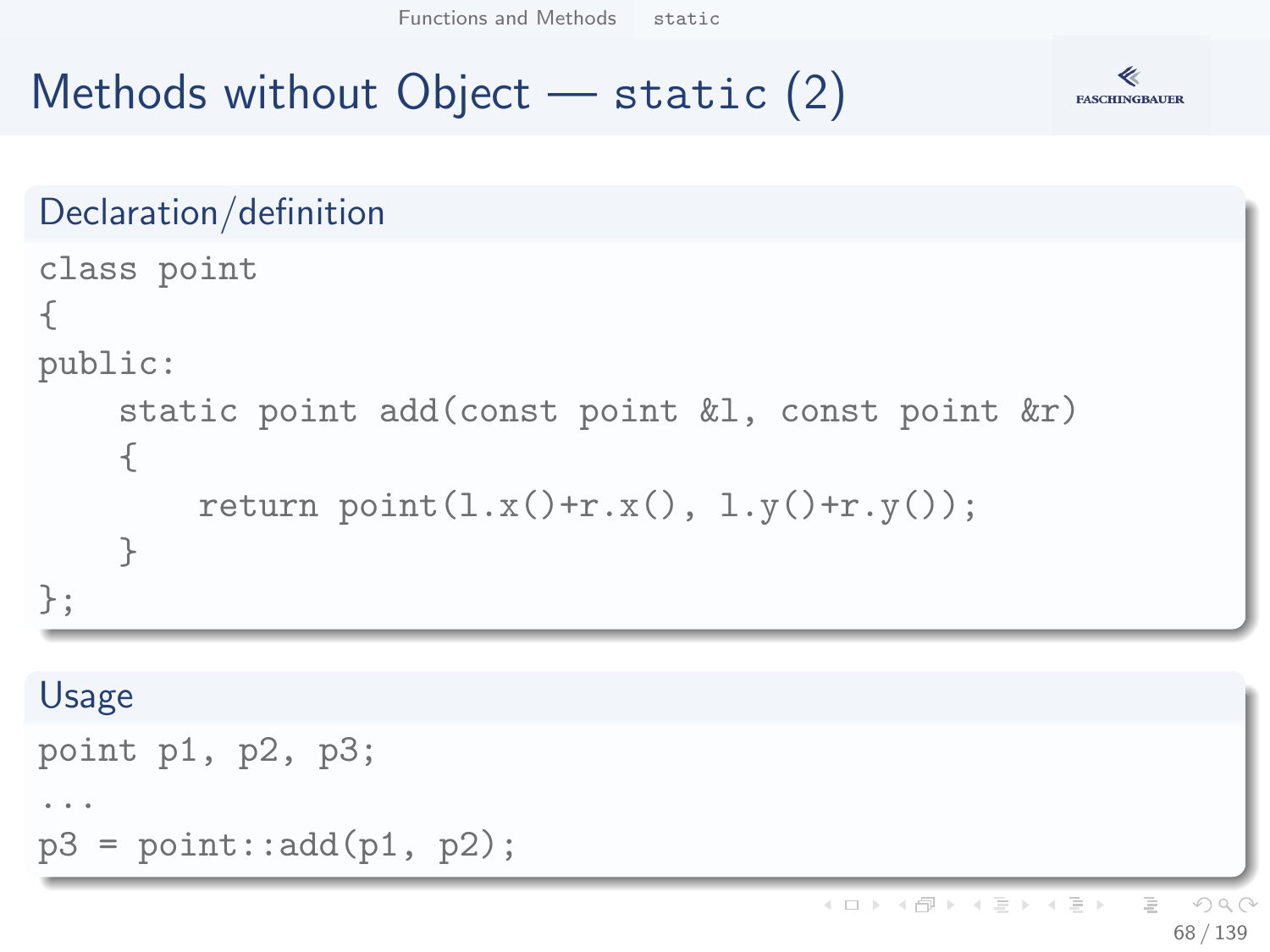# Methods without Object — static (2)

## Declaration/definition

```
class point
{
public:
    static point add(const point &l, const point &r)
    {
        return point(l.x()+r.x(), l.y()+r.y());
    }
};
```

## Usage

```
point p1, p2, p3;
...
p3 = point::add(p1, p2);
```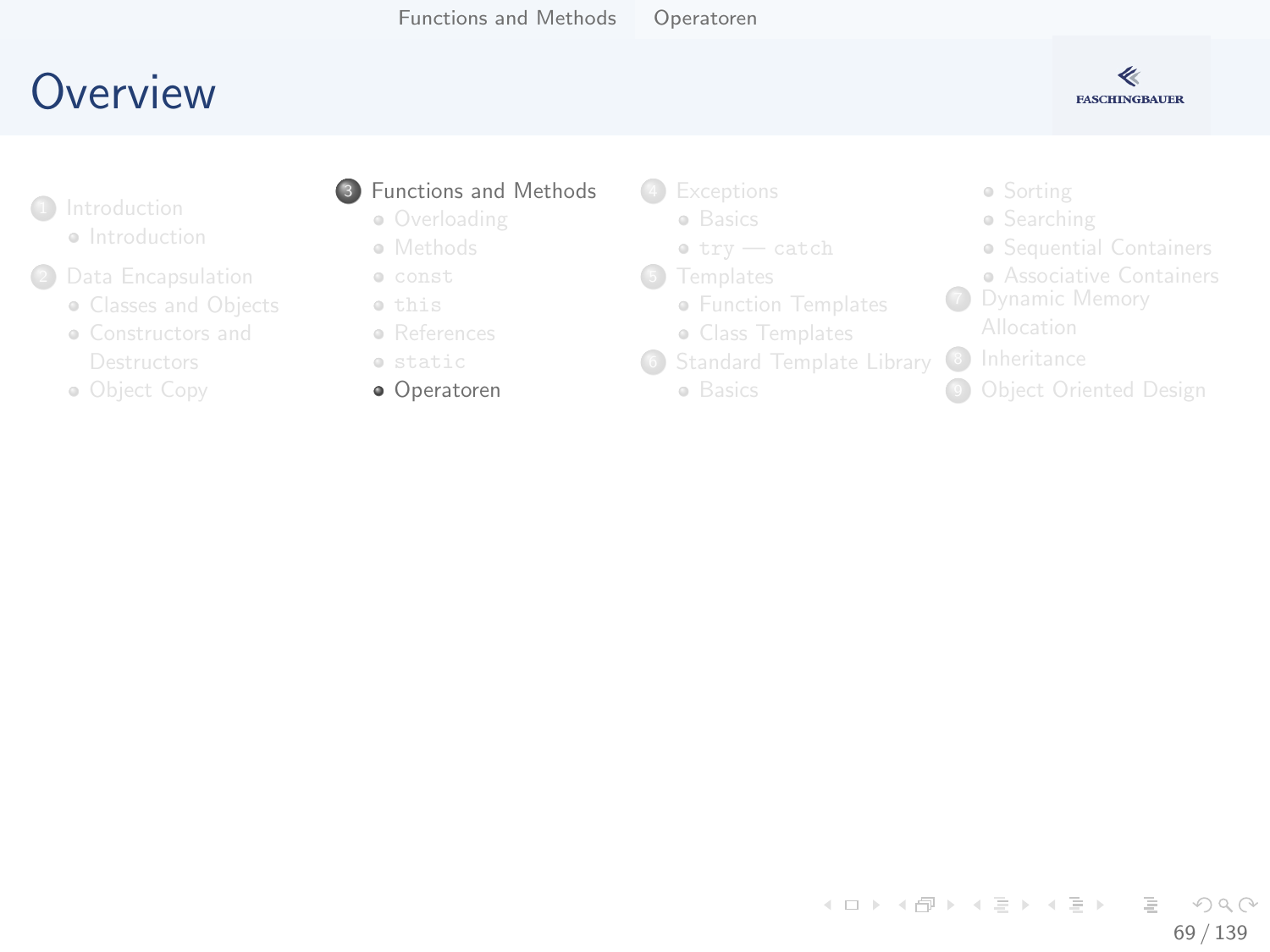# Overview

1. Introduction
   - Introduction
2. Data Encapsulation
   - Classes and Objects
   - Constructors and Destructors
   - Object Copy
3. Functions and Methods
   - Overloading
   - Methods
   - `const`
   - `this`
   - References
   - `static`
   - Operatoren
4. Exceptions
   - Basics
   - `try` — `catch`
5. Templates
   - Function Templates
   - Class Templates
6. Standard Template Library
   - Basics
   - Sorting
   - Searching
   - Sequential Containers
   - Associative Containers
7. Dynamic Memory Allocation
8. Inheritance
9. Object Oriented Design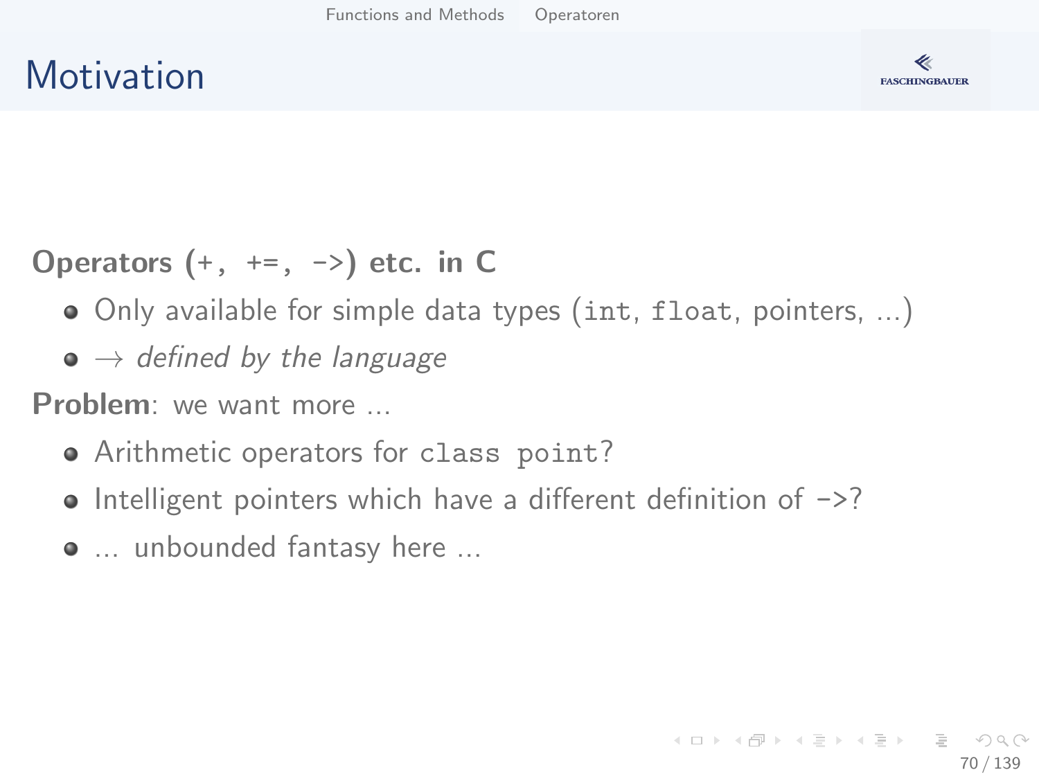# Motivation

**Operators (`+`, `+=`, `->`) etc. in C**

- Only available for simple data types (`int`, `float`, pointers, ...)
- → *defined by the language*

**Problem**: we want more ...

- Arithmetic operators for `class point`?
- Intelligent pointers which have a different definition of `->`?
- ... unbounded fantasy here ...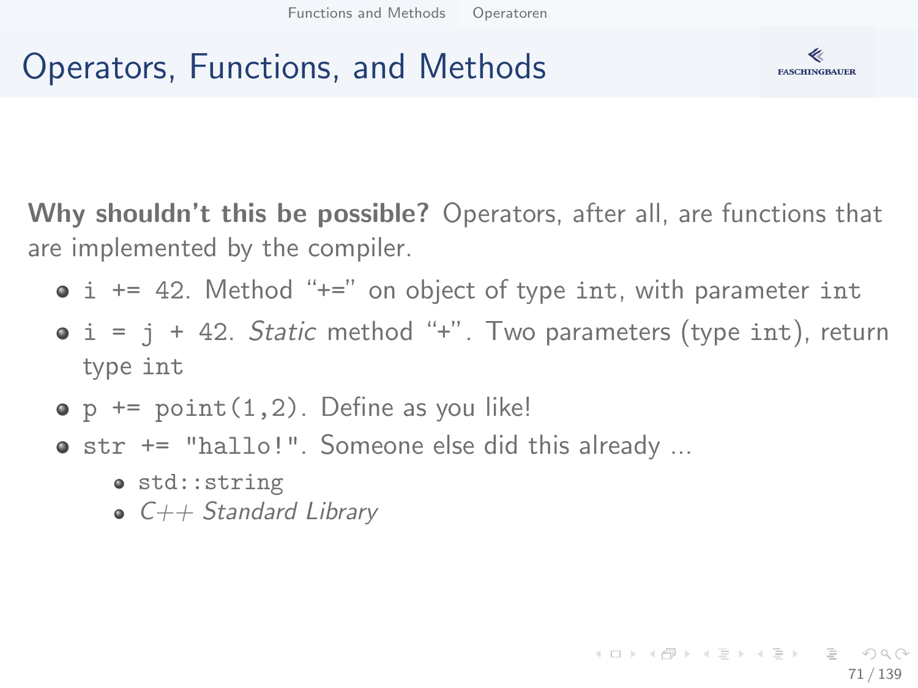# Operators, Functions, and Methods

**Why shouldn't this be possible?** Operators, after all, are functions that are implemented by the compiler.

- `i += 42`. Method "+=" on object of type `int`, with parameter `int`
- `i = j + 42`. *Static* method "+". Two parameters (type `int`), return type `int`
- `p += point(1,2)`. Define as you like!
- `str += "hallo!"`. Someone else did this already ...
  - `std::string`
  - *C++ Standard Library*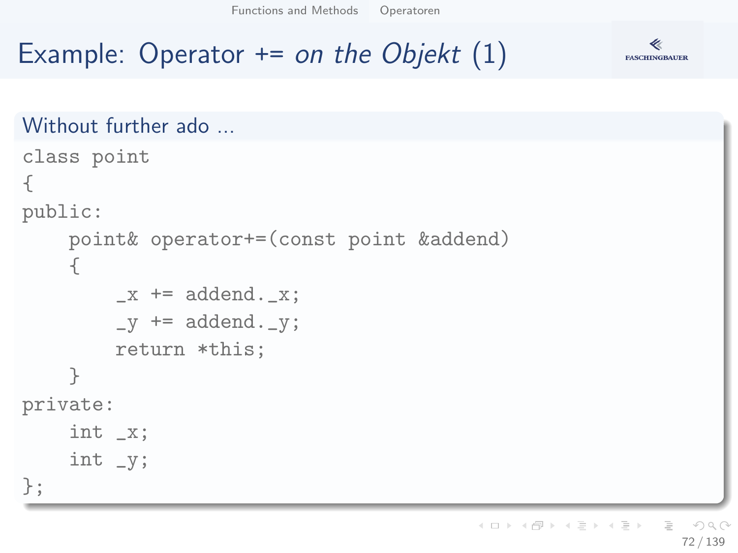# Example: Operator += *on the Objekt* (1)

### Without further ado ...

```
class point
{
public:
    point& operator+=(const point &addend)
    {
        _x += addend._x;
        _y += addend._y;
        return *this;
    }
private:
    int _x;
    int _y;
};
```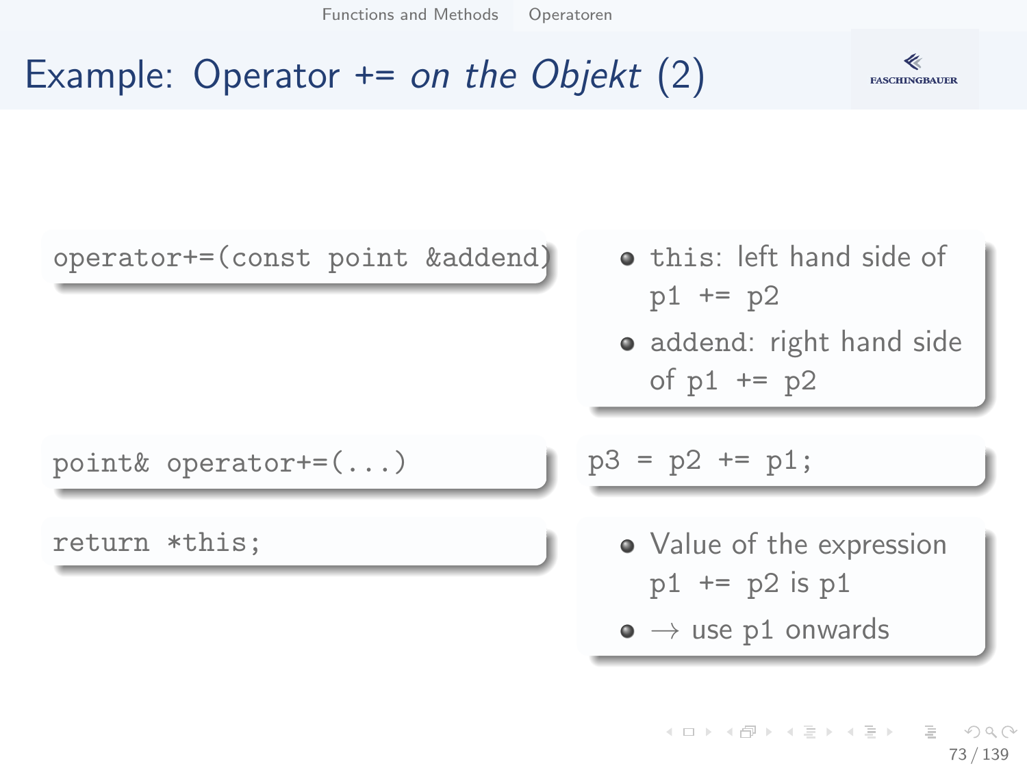# Example: Operator += *on the Objekt* (2)

```
operator+=(const point &addend)
```

- `this`: left hand side of `p1 += p2`
- `addend`: right hand side of `p1 += p2`

```
point& operator+=(...)
```

```
p3 = p2 += p1;
```

```
return *this;
```

- Value of the expression `p1 += p2` is `p1`
- → use `p1` onwards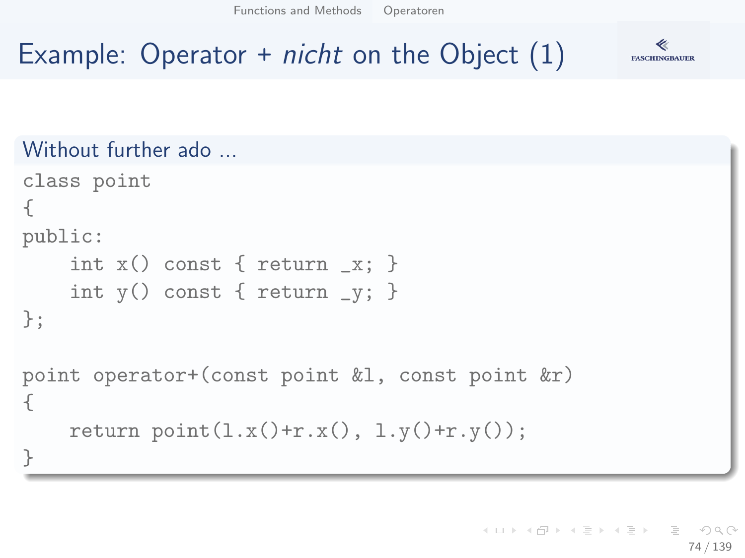# Example: Operator + *nicht* on the Object (1)

**Without further ado ...**

```
class point
{
public:
    int x() const { return _x; }
    int y() const { return _y; }
};

point operator+(const point &l, const point &r)
{
    return point(l.x()+r.x(), l.y()+r.y());
}
```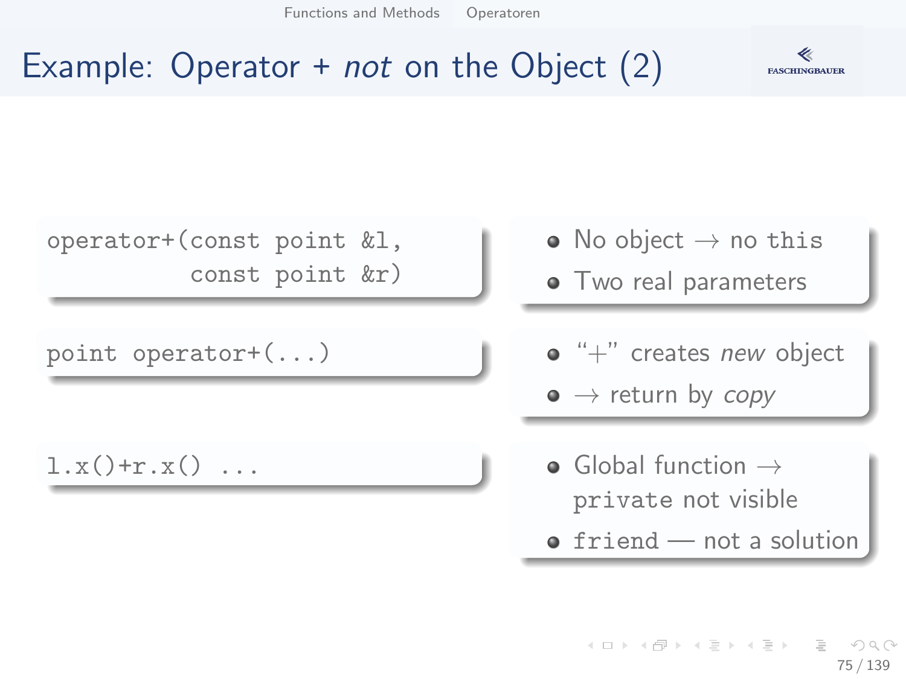# Example: Operator + *not* on the Object (2)

```
operator+(const point &l,
          const point &r)
```

- No object → no this
- Two real parameters

```
point operator+(...)
```

- "+" creates *new* object
- → return by *copy*

```
l.x()+r.x() ...
```

- Global function → `private` not visible
- `friend` — not a solution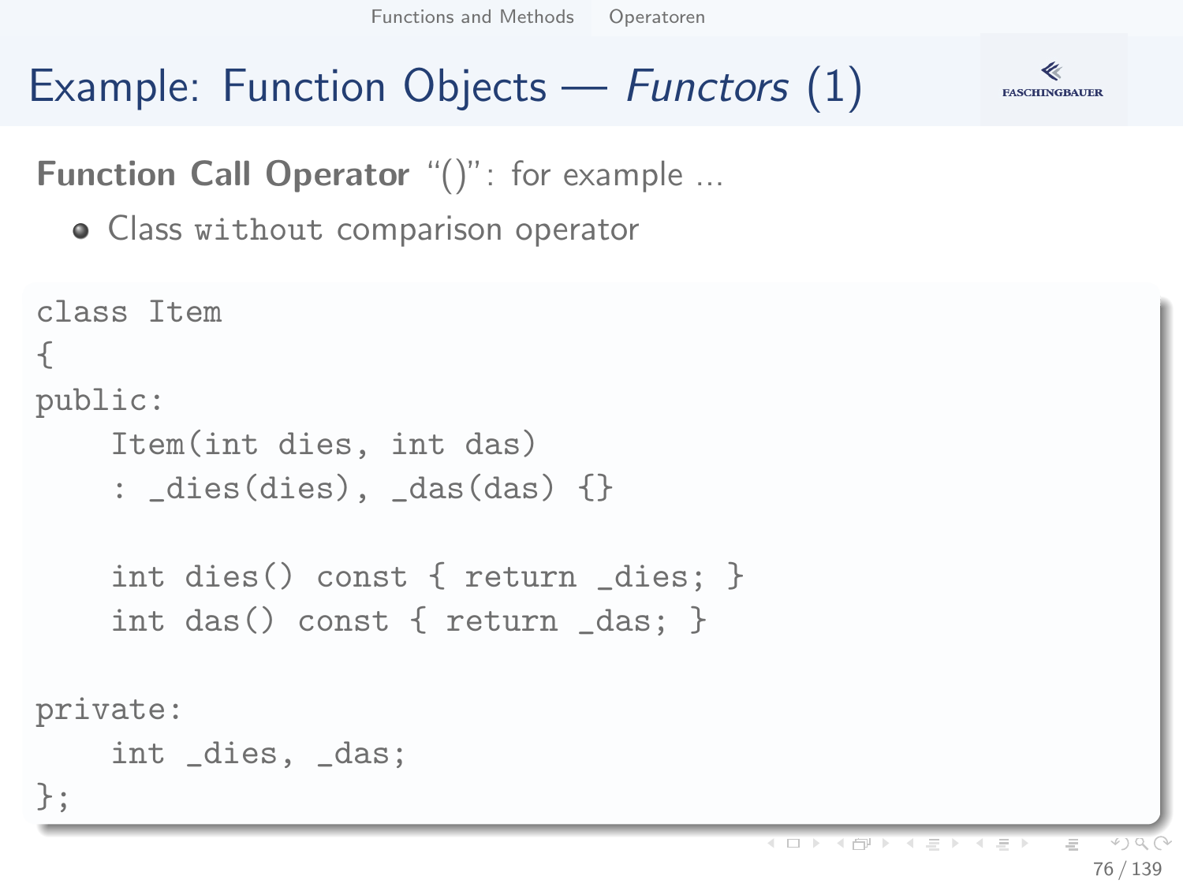# Example: Function Objects — *Functors* (1)

**Function Call Operator** "()": for example ...

- Class `without` comparison operator

```
class Item
{
public:
    Item(int dies, int das)
    : _dies(dies), _das(das) {}

    int dies() const { return _dies; }
    int das() const { return _das; }

private:
    int _dies, _das;
};
```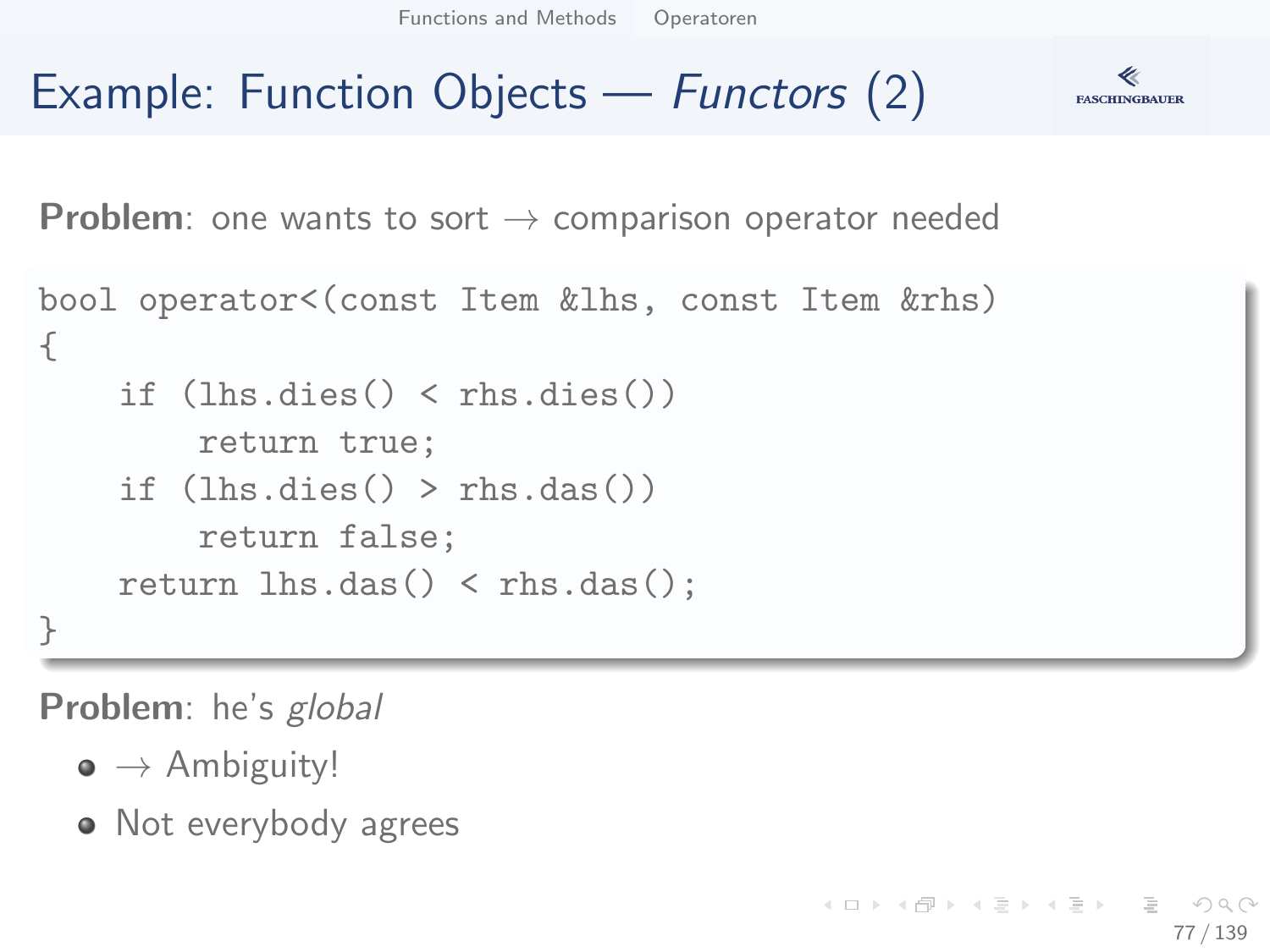# Example: Function Objects — *Functors* (2)

**Problem**: one wants to sort → comparison operator needed

```
bool operator<(const Item &lhs, const Item &rhs)
{
    if (lhs.dies() < rhs.dies())
        return true;
    if (lhs.dies() > rhs.das())
        return false;
    return lhs.das() < rhs.das();
}
```

**Problem**: he's *global*

- → Ambiguity!
- Not everybody agrees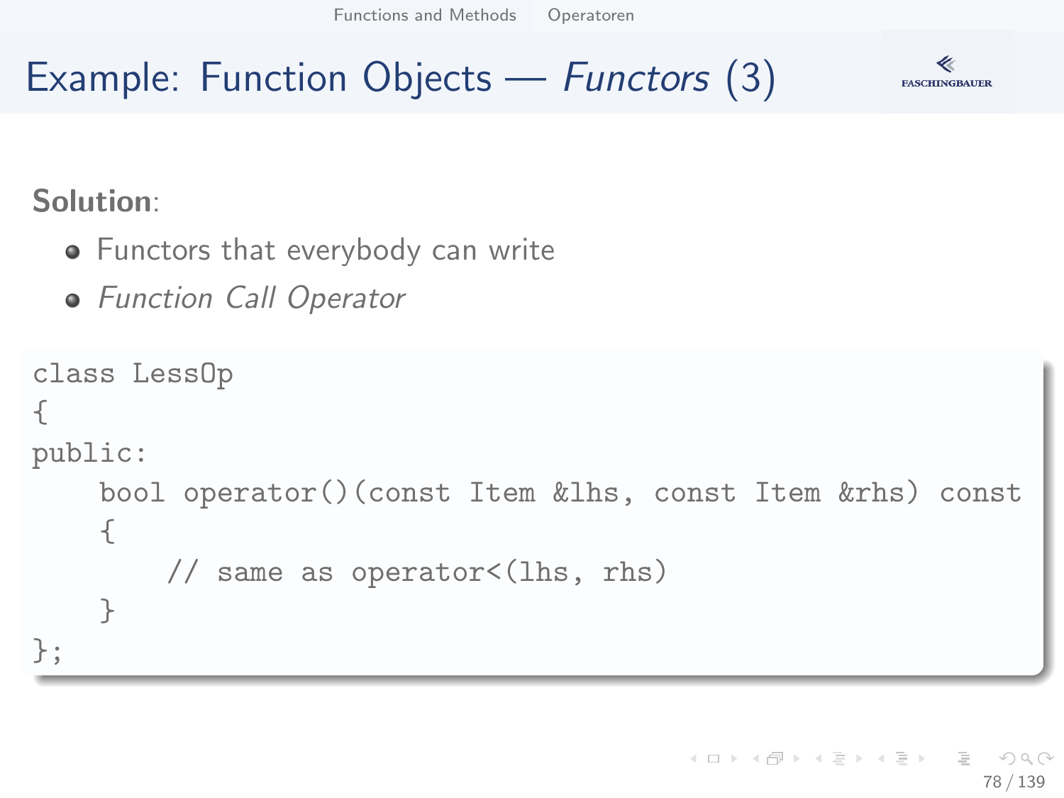# Example: Function Objects — *Functors* (3)

**Solution**:

- Functors that everybody can write
- *Function Call Operator*

```
class LessOp
{
public:
    bool operator()(const Item &lhs, const Item &rhs) const
    {
        // same as operator<(lhs, rhs)
    }
};
```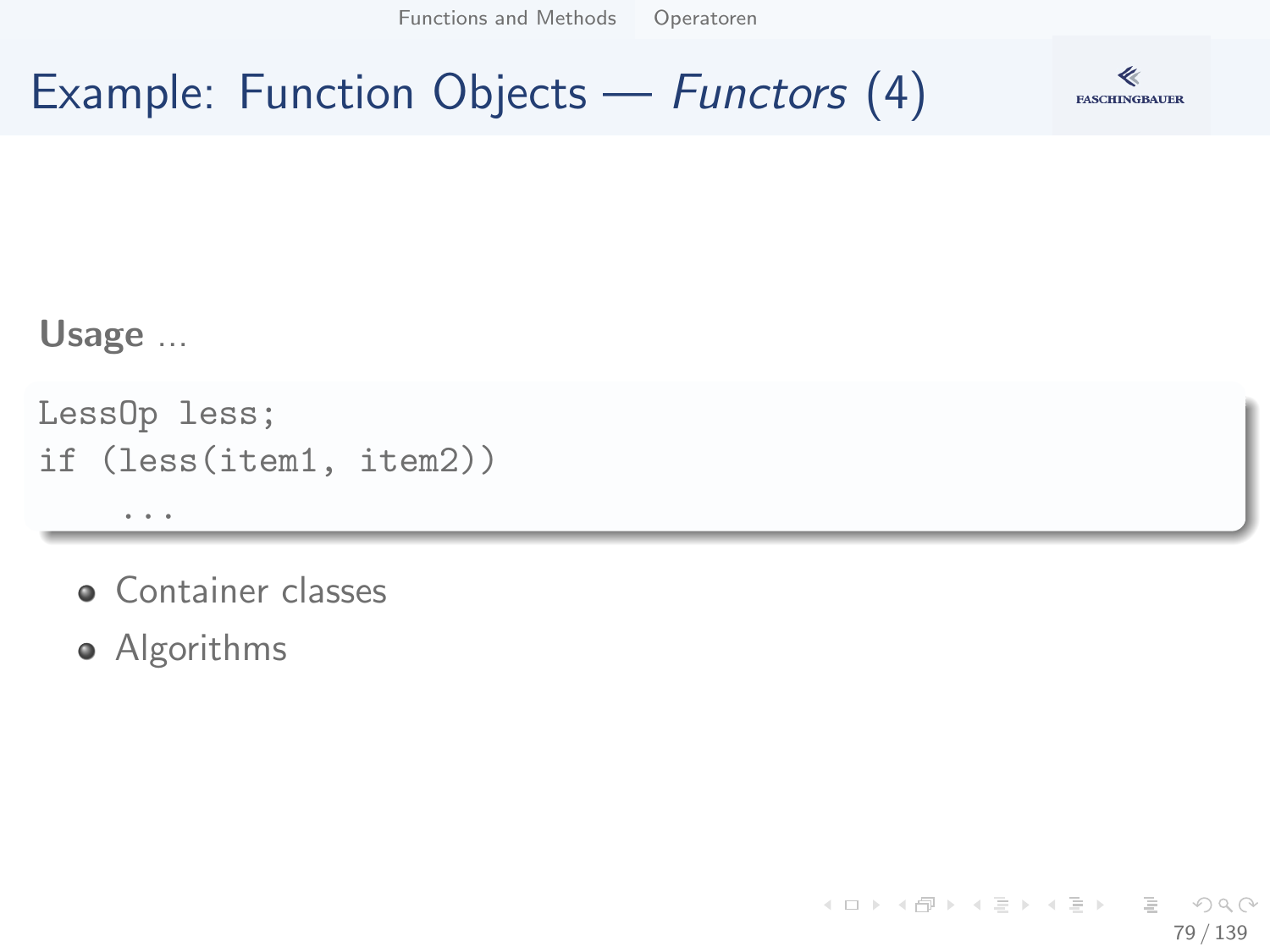# Example: Function Objects — *Functors* (4)

**Usage** ...

```
LessOp less;
if (less(item1, item2))
    ...
```

- Container classes
- Algorithms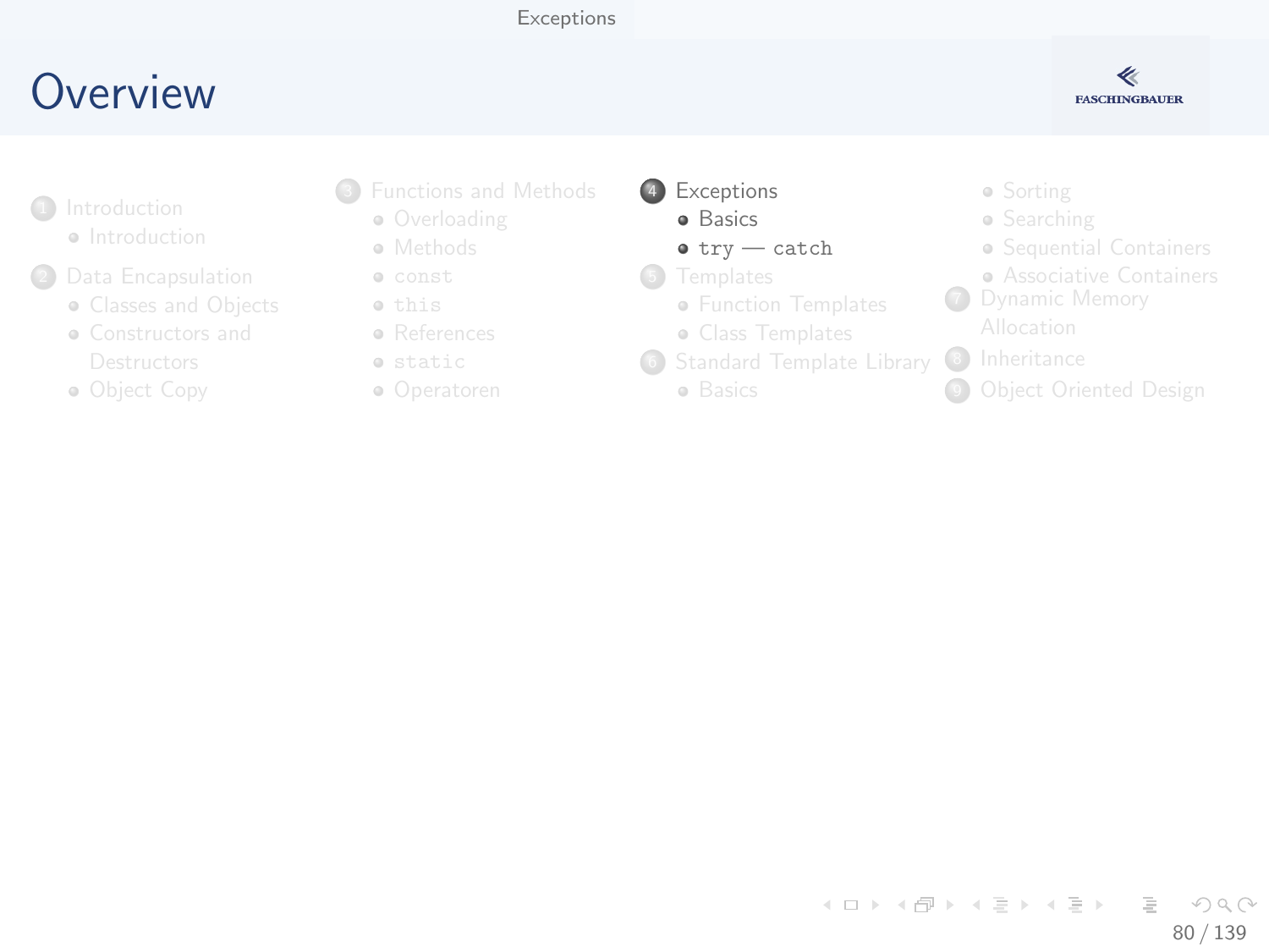# Overview

1. Introduction
   - Introduction
2. Data Encapsulation
   - Classes and Objects
   - Constructors and Destructors
   - Object Copy
3. Functions and Methods
   - Overloading
   - Methods
   - `const`
   - `this`
   - References
   - `static`
   - Operatoren
4. Exceptions
   - Basics
   - `try` — `catch`
5. Templates
   - Function Templates
   - Class Templates
6. Standard Template Library
   - Basics
   - Sorting
   - Searching
   - Sequential Containers
   - Associative Containers
7. Dynamic Memory Allocation
8. Inheritance
9. Object Oriented Design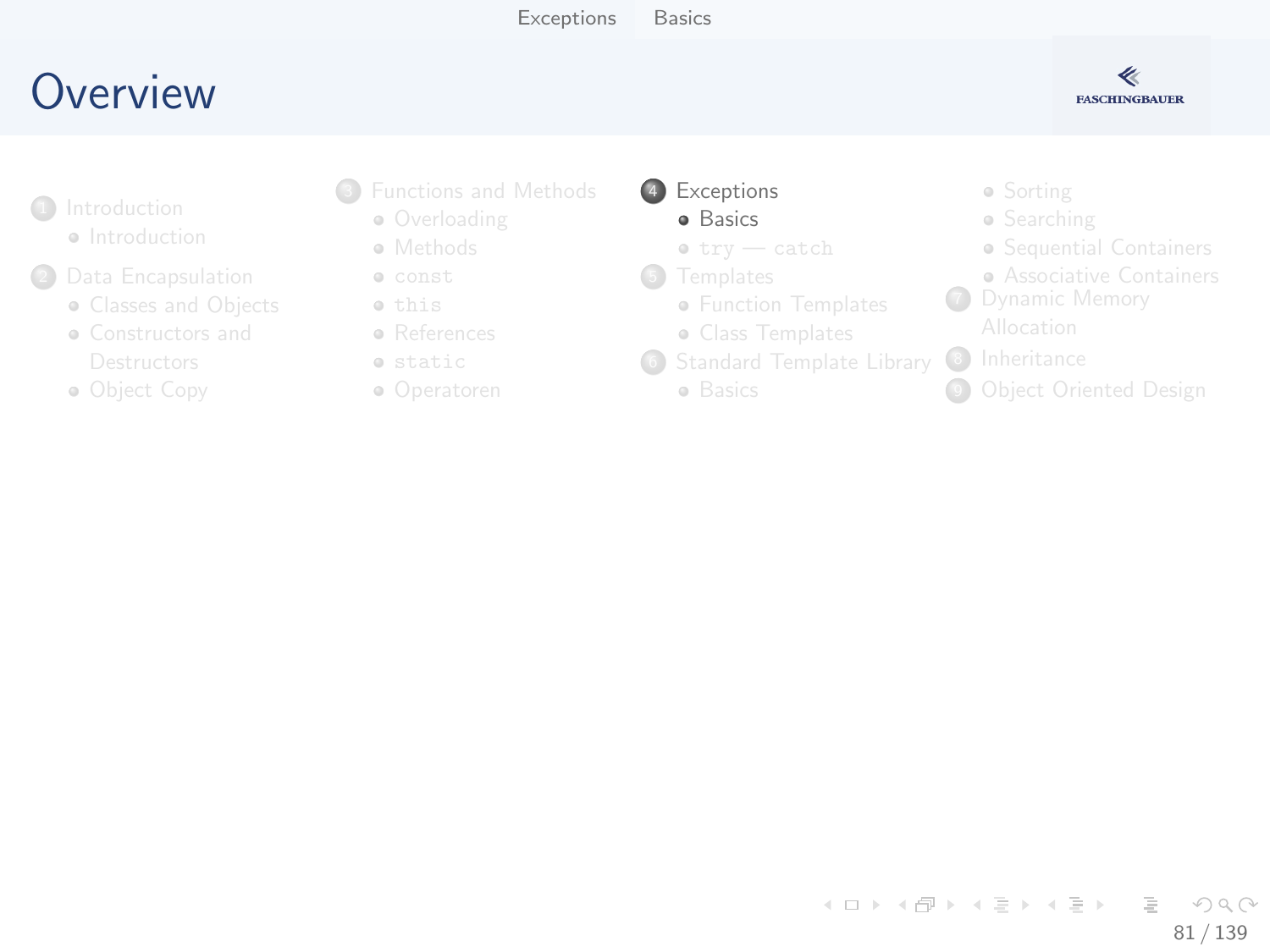# Overview

1. Introduction
   - Introduction
2. Data Encapsulation
   - Classes and Objects
   - Constructors and Destructors
   - Object Copy
3. Functions and Methods
   - Overloading
   - Methods
   - `const`
   - `this`
   - References
   - `static`
   - Operatoren
4. Exceptions
   - Basics
   - `try` — `catch`
5. Templates
   - Function Templates
   - Class Templates
6. Standard Template Library
   - Basics
   - Sorting
   - Searching
   - Sequential Containers
   - Associative Containers
7. Dynamic Memory Allocation
8. Inheritance
9. Object Oriented Design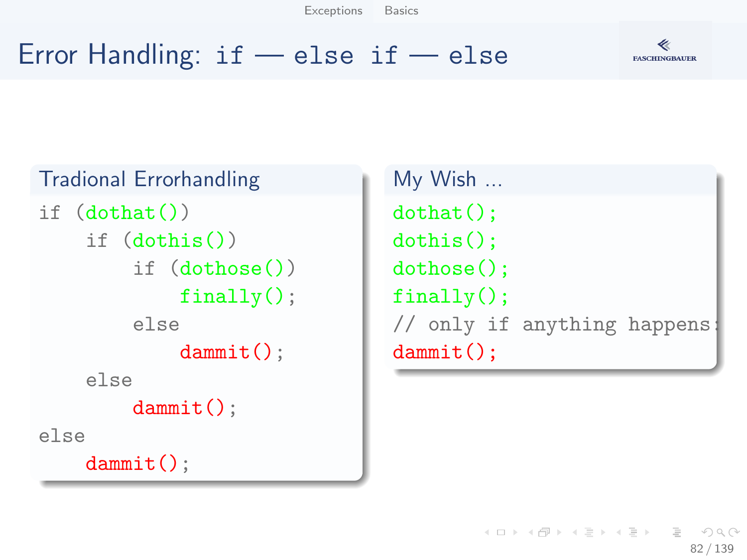# Error Handling: if — else if — else

### Tradional Errorhandling

```
if (dothat())
    if (dothis())
        if (dothose())
            finally();
        else
            dammit();
    else
        dammit();
else
    dammit();
```

### My Wish ...

```
dothat();
dothis();
dothose();
finally();
// only if anything happens:
dammit();
```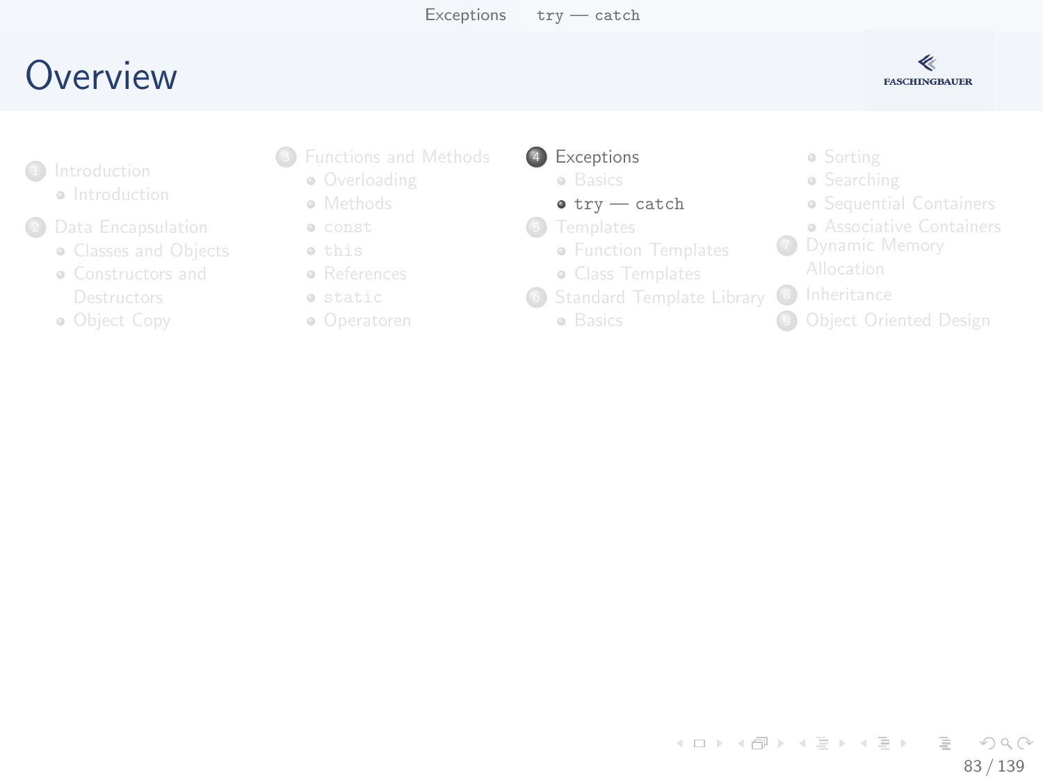# Overview

1. Introduction
   - Introduction
2. Data Encapsulation
   - Classes and Objects
   - Constructors and Destructors
   - Object Copy
3. Functions and Methods
   - Overloading
   - Methods
   - `const`
   - `this`
   - References
   - `static`
   - Operatoren
4. Exceptions
   - Basics
   - `try` — `catch`
5. Templates
   - Function Templates
   - Class Templates
6. Standard Template Library
   - Basics
   - Sorting
   - Searching
   - Sequential Containers
   - Associative Containers
7. Dynamic Memory Allocation
8. Inheritance
9. Object Oriented Design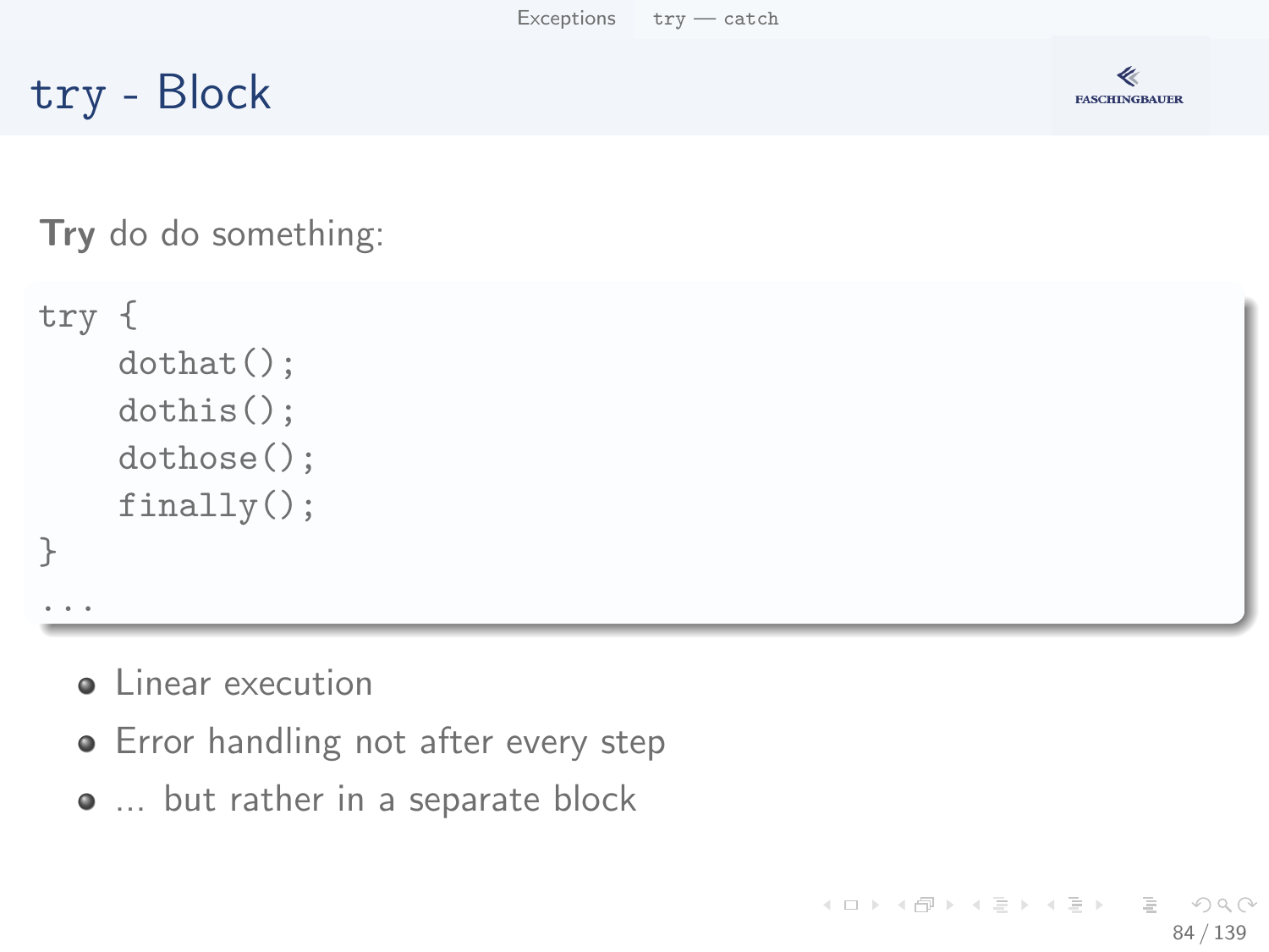# try - Block

**Try** do do something:

```
try {
    dothat();
    dothis();
    dothose();
    finally();
}
...
```

- Linear execution
- Error handling not after every step
- ... but rather in a separate block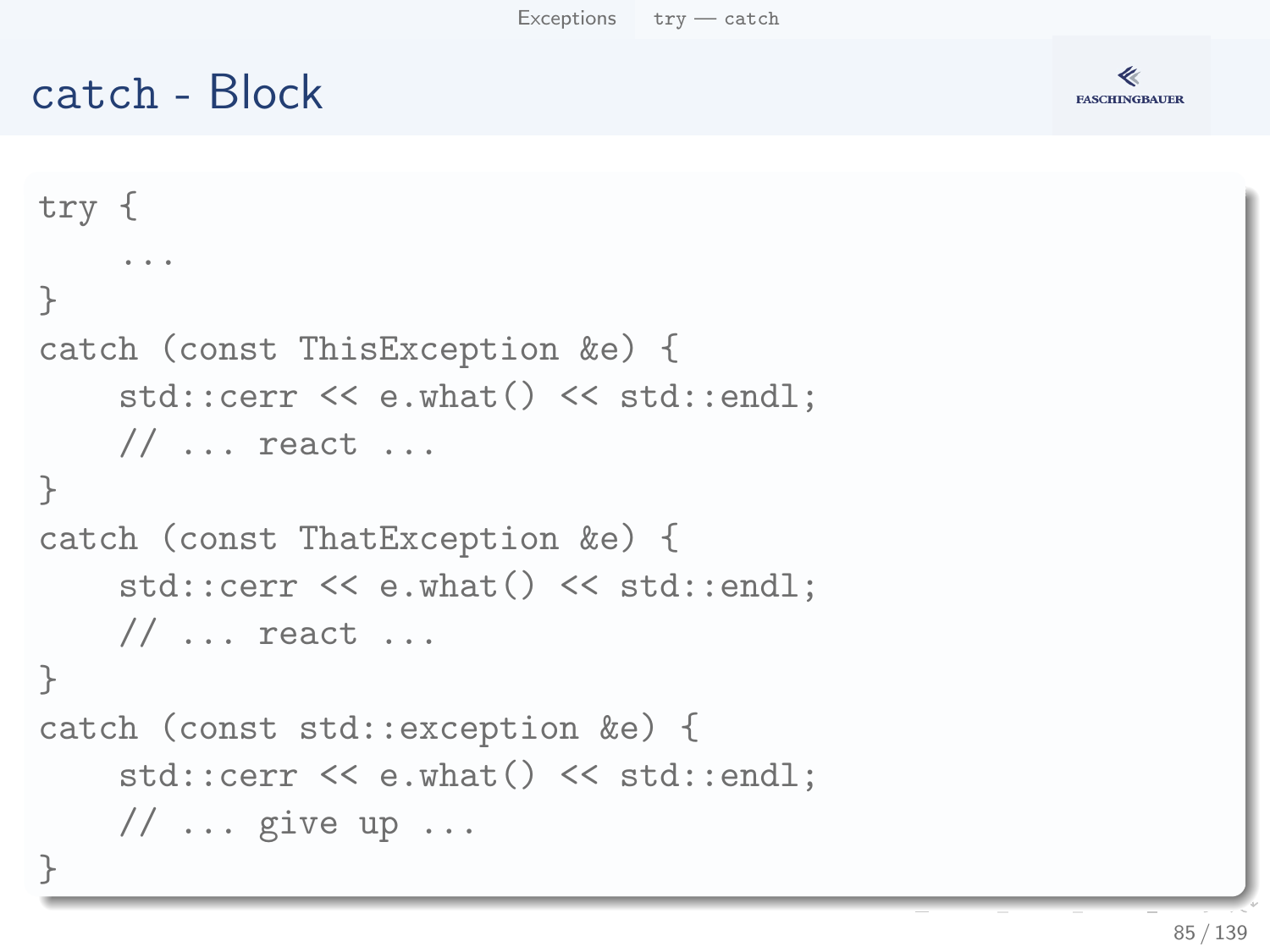# catch - Block

```
try {
    ...
}
catch (const ThisException &e) {
    std::cerr << e.what() << std::endl;
    // ... react ...
}
catch (const ThatException &e) {
    std::cerr << e.what() << std::endl;
    // ... react ...
}
catch (const std::exception &e) {
    std::cerr << e.what() << std::endl;
    // ... give up ...
}
```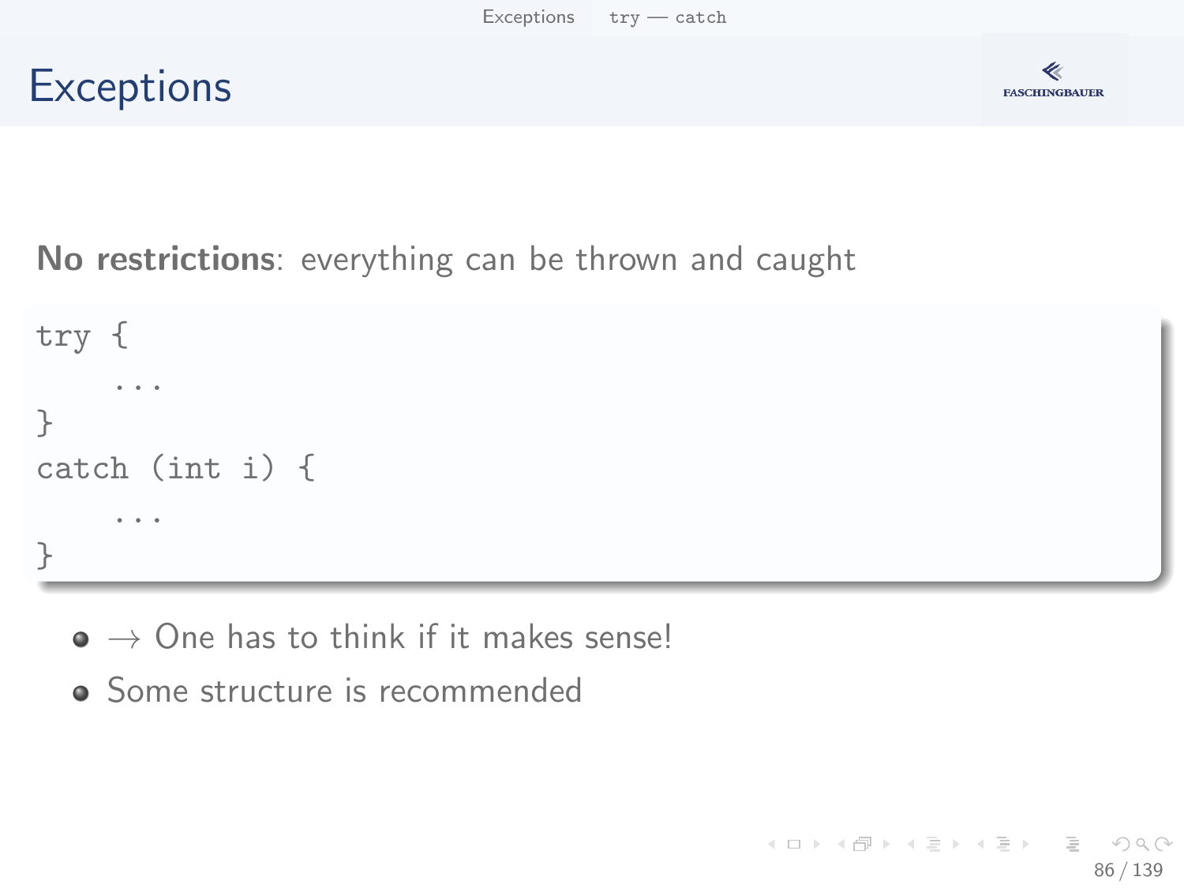# Exceptions

**No restrictions**: everything can be thrown and caught

```
try {
    ...
}
catch (int i) {
    ...
}
```

- → One has to think if it makes sense!
- Some structure is recommended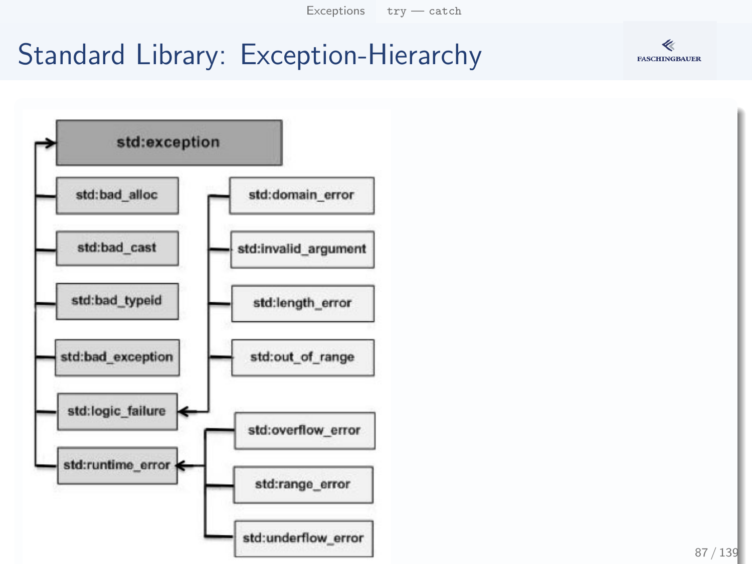# Standard Library: Exception-Hierarchy

- std:exception
  - std:bad_alloc
  - std:bad_cast
  - std:bad_typeid
  - std:bad_exception
  - std:logic_failure
    - std:domain_error
    - std:invalid_argument
    - std:length_error
    - std:out_of_range
  - std:runtime_error
    - std:overflow_error
    - std:range_error
    - std:underflow_error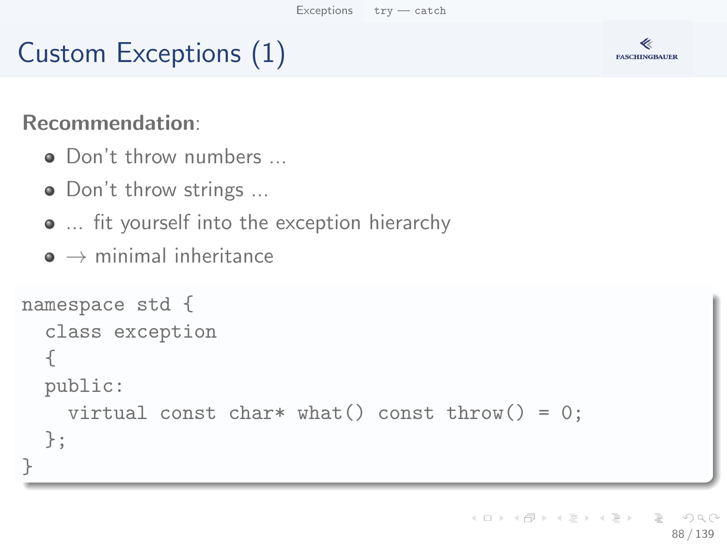# Custom Exceptions (1)

**Recommendation**:

- Don't throw numbers ...
- Don't throw strings ...
- ... fit yourself into the exception hierarchy
- $\rightarrow$ minimal inheritance

```
namespace std {
  class exception
  {
  public:
    virtual const char* what() const throw() = 0;
  };
}
```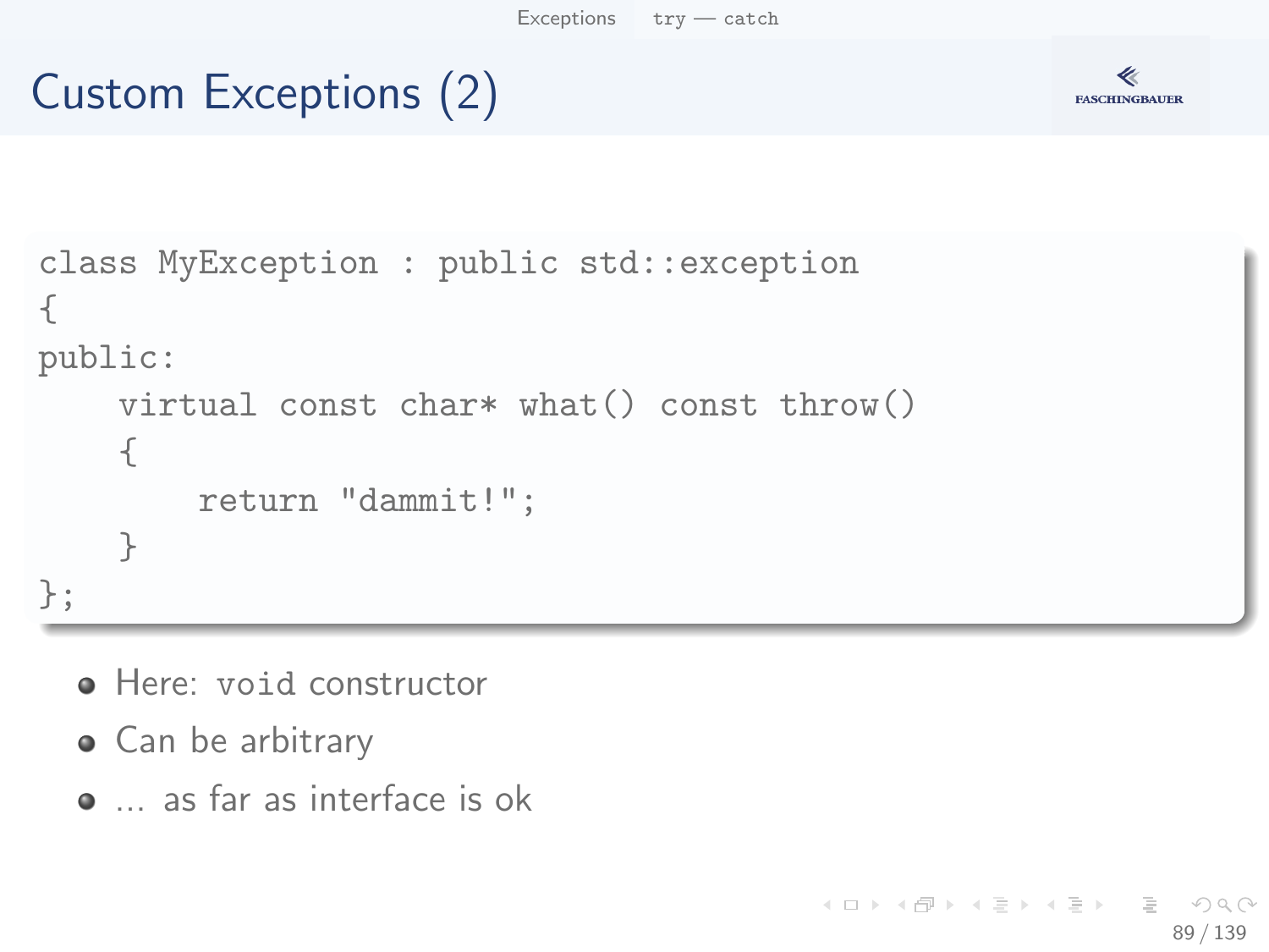# Custom Exceptions (2)

```
class MyException : public std::exception
{
public:
    virtual const char* what() const throw()
    {
        return "dammit!";
    }
};
```

- Here: `void` constructor
- Can be arbitrary
- ... as far as interface is ok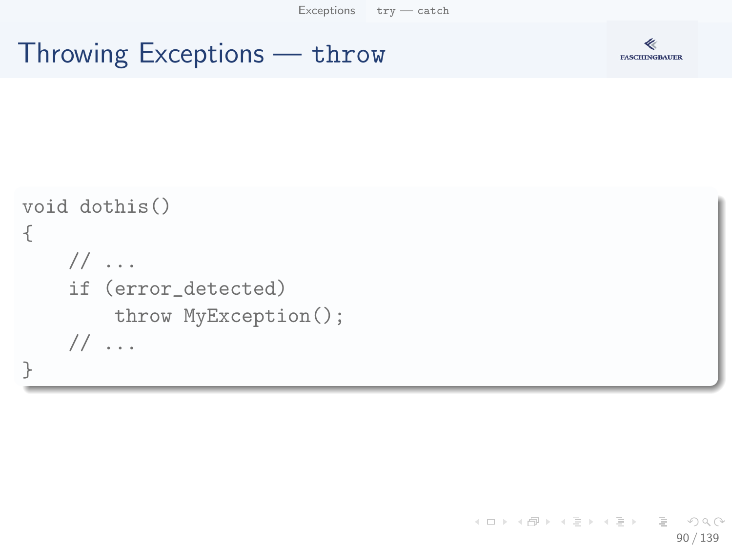# Throwing Exceptions — throw

```
void dothis()
{
    // ...
    if (error_detected)
        throw MyException();
    // ...
}
```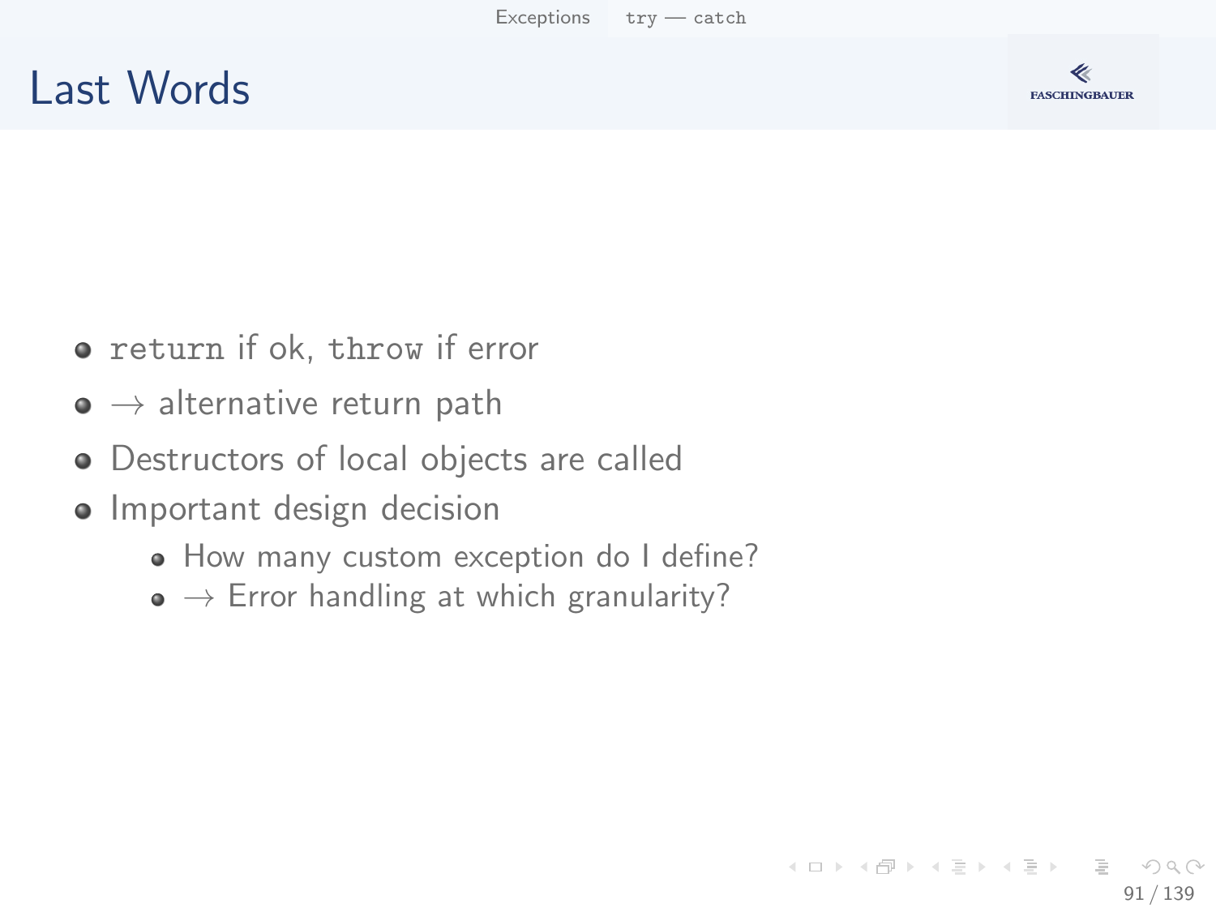# Last Words

- `return` if ok, `throw` if error
- $\rightarrow$ alternative return path
- Destructors of local objects are called
- Important design decision
  - How many custom exception do I define?
  - $\rightarrow$ Error handling at which granularity?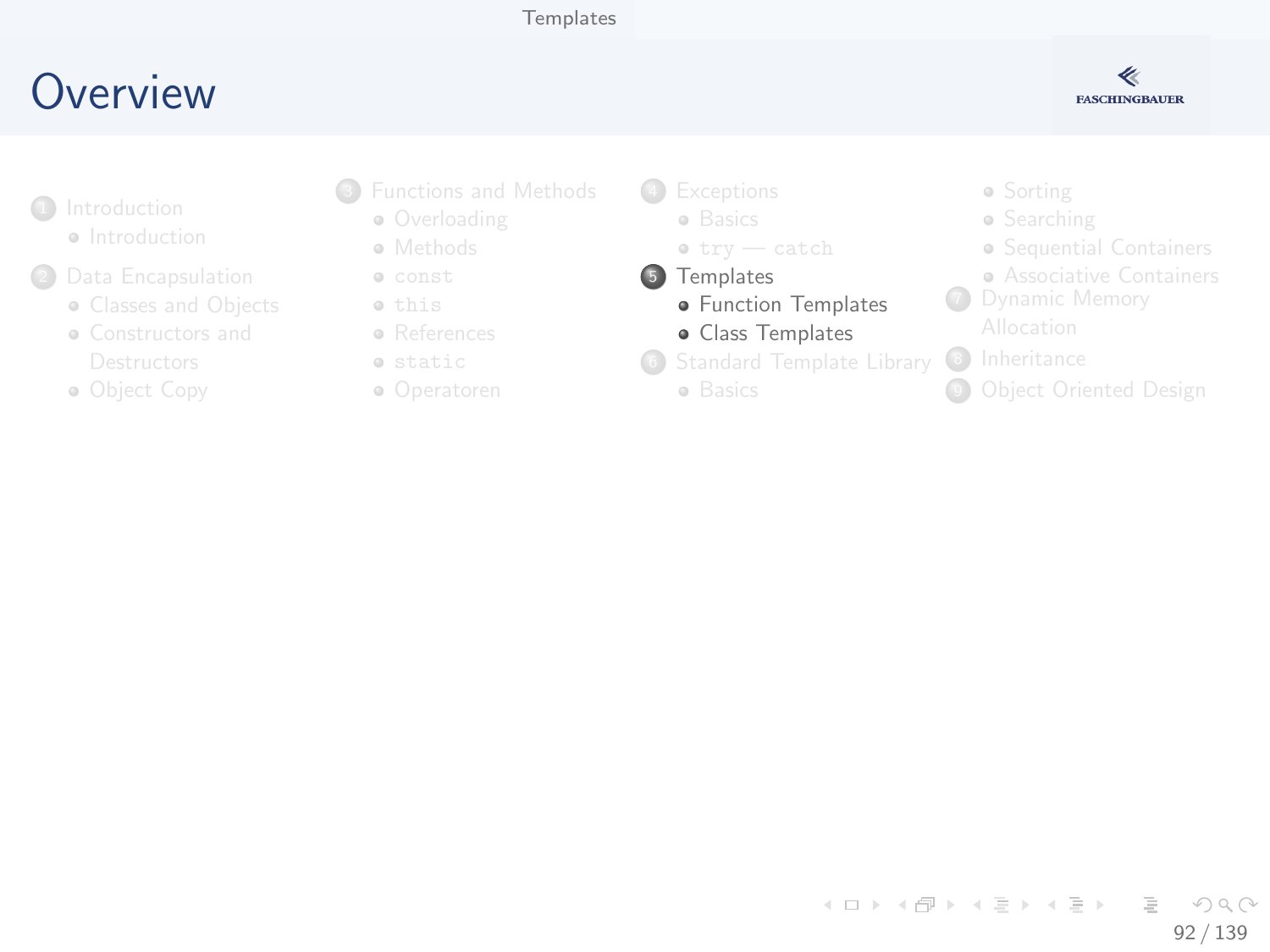# Overview

1. Introduction
   - Introduction
2. Data Encapsulation
   - Classes and Objects
   - Constructors and Destructors
   - Object Copy
3. Functions and Methods
   - Overloading
   - Methods
   - `const`
   - `this`
   - References
   - `static`
   - Operatoren
4. Exceptions
   - Basics
   - `try` — `catch`
5. **Templates**
   - **Function Templates**
   - **Class Templates**
6. Standard Template Library
   - Basics
   - Sorting
   - Searching
   - Sequential Containers
   - Associative Containers
7. Dynamic Memory Allocation
8. Inheritance
9. Object Oriented Design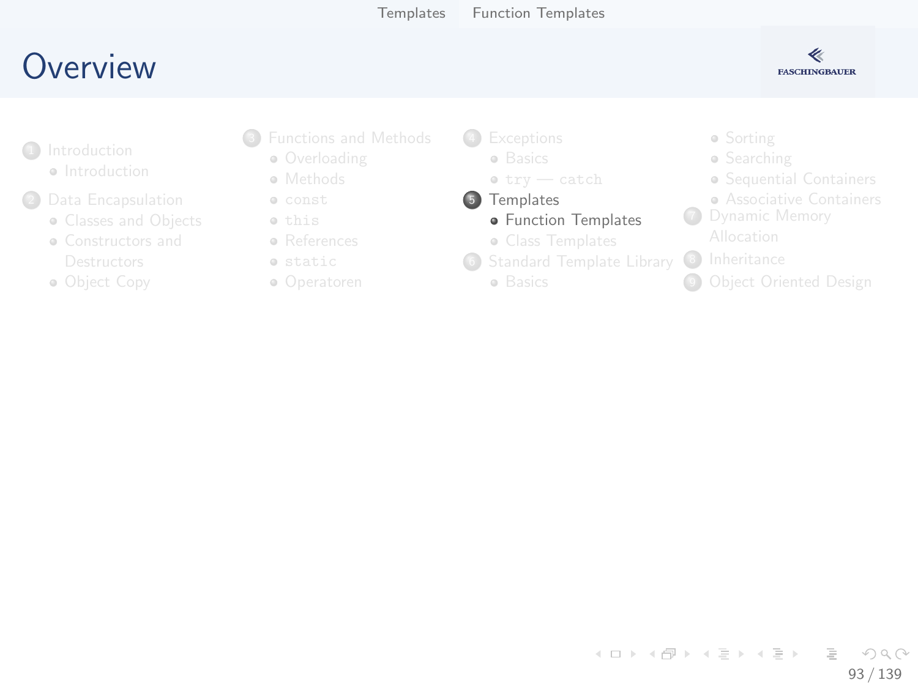# Overview

1. Introduction
   - Introduction
2. Data Encapsulation
   - Classes and Objects
   - Constructors and Destructors
   - Object Copy
3. Functions and Methods
   - Overloading
   - Methods
   - `const`
   - `this`
   - References
   - `static`
   - Operatoren
4. Exceptions
   - Basics
   - `try` — `catch`
5. **Templates**
   - **Function Templates**
   - Class Templates
6. Standard Template Library
   - Basics
   - Sorting
   - Searching
   - Sequential Containers
   - Associative Containers
7. Dynamic Memory Allocation
8. Inheritance
9. Object Oriented Design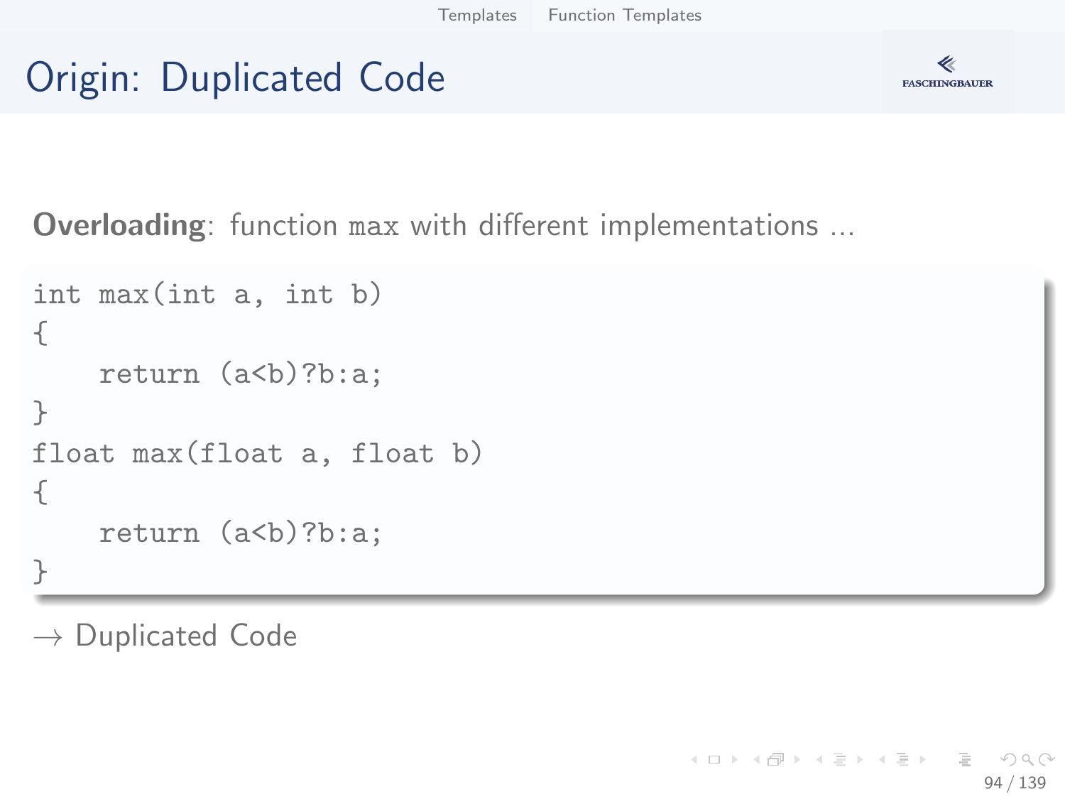# Origin: Duplicated Code

**Overloading**: function `max` with different implementations ...

```
int max(int a, int b)
{
    return (a<b)?b:a;
}
float max(float a, float b)
{
    return (a<b)?b:a;
}
```

→ Duplicated Code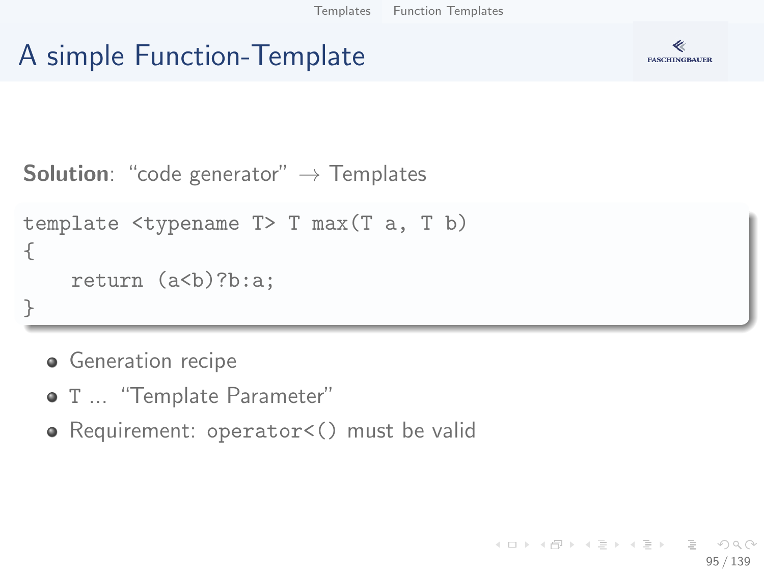# A simple Function-Template

**Solution**: "code generator" → Templates

```
template <typename T> T max(T a, T b)
{
    return (a<b)?b:a;
}
```

- Generation recipe
- T ... "Template Parameter"
- Requirement: `operator<()` must be valid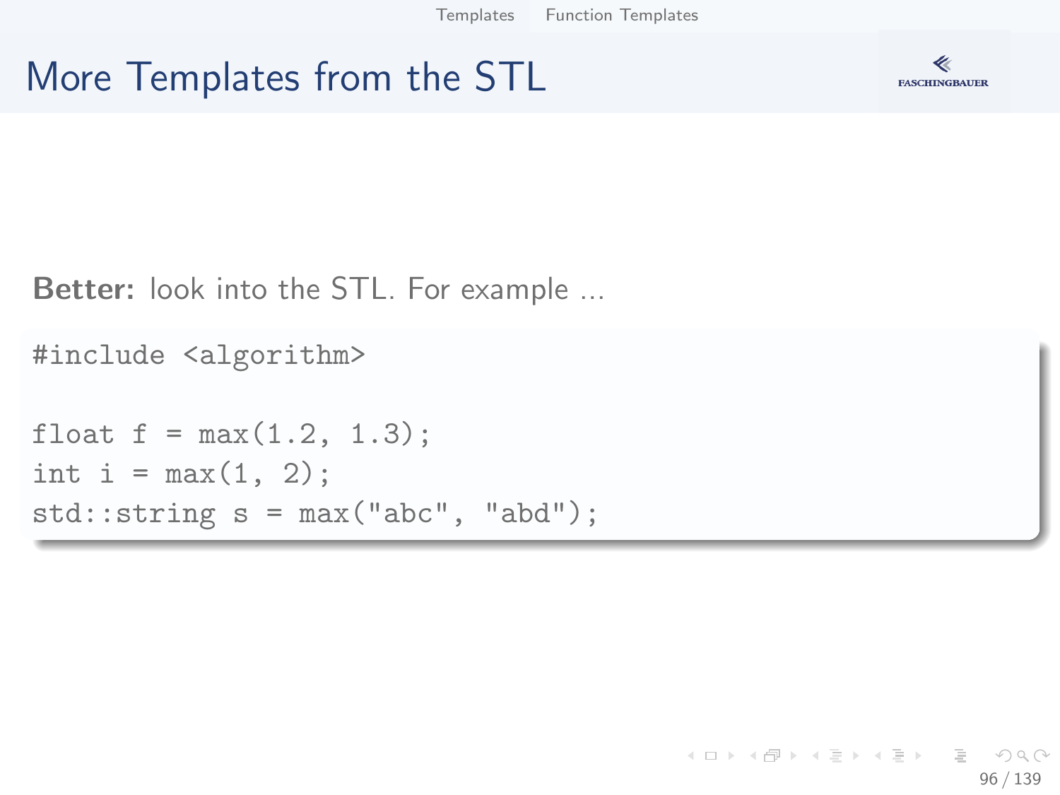# More Templates from the STL

**Better:** look into the STL. For example ...

```
#include <algorithm>

float f = max(1.2, 1.3);
int i = max(1, 2);
std::string s = max("abc", "abd");
```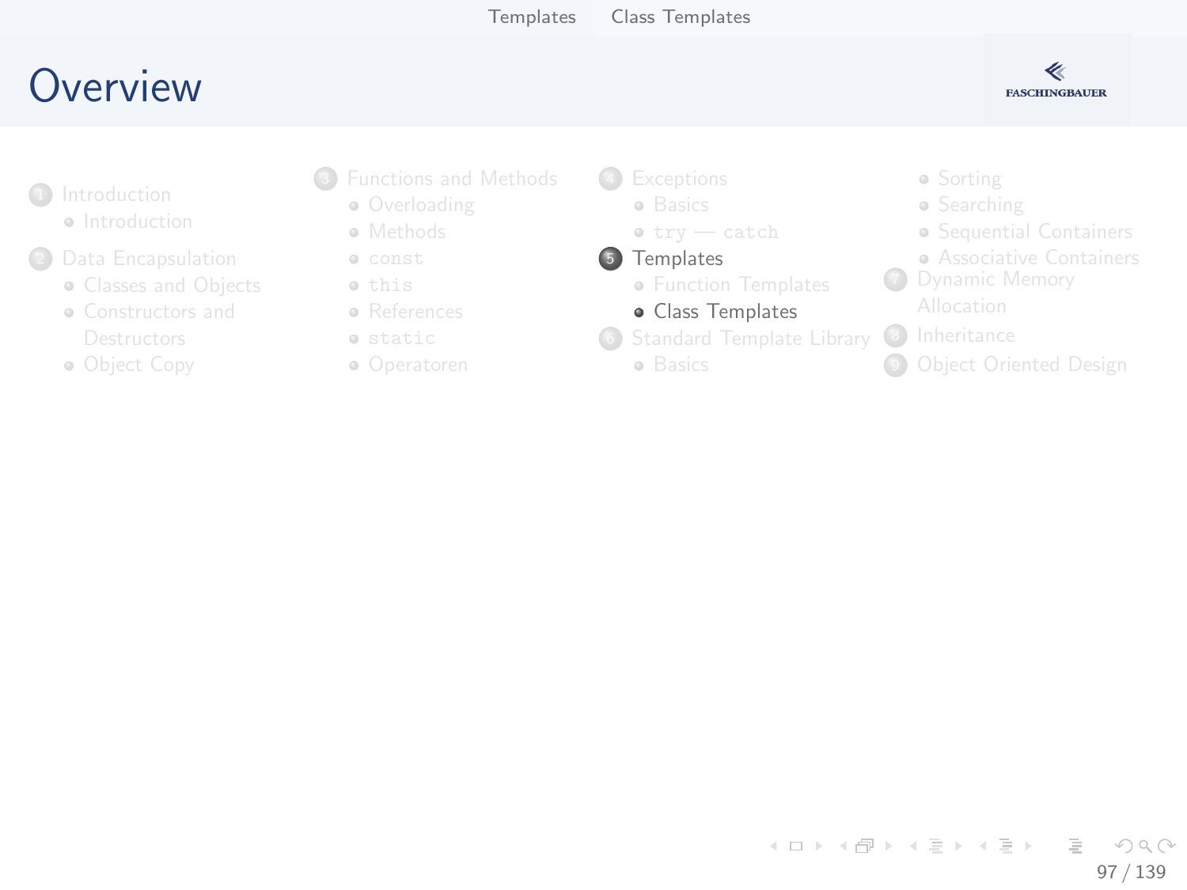# Overview

1. Introduction
   - Introduction
2. Data Encapsulation
   - Classes and Objects
   - Constructors and Destructors
   - Object Copy
3. Functions and Methods
   - Overloading
   - Methods
   - `const`
   - `this`
   - References
   - `static`
   - Operatoren
4. Exceptions
   - Basics
   - `try` — `catch`
5. Templates
   - Function Templates
   - Class Templates
6. Standard Template Library
   - Basics
   - Sorting
   - Searching
   - Sequential Containers
   - Associative Containers
7. Dynamic Memory Allocation
8. Inheritance
9. Object Oriented Design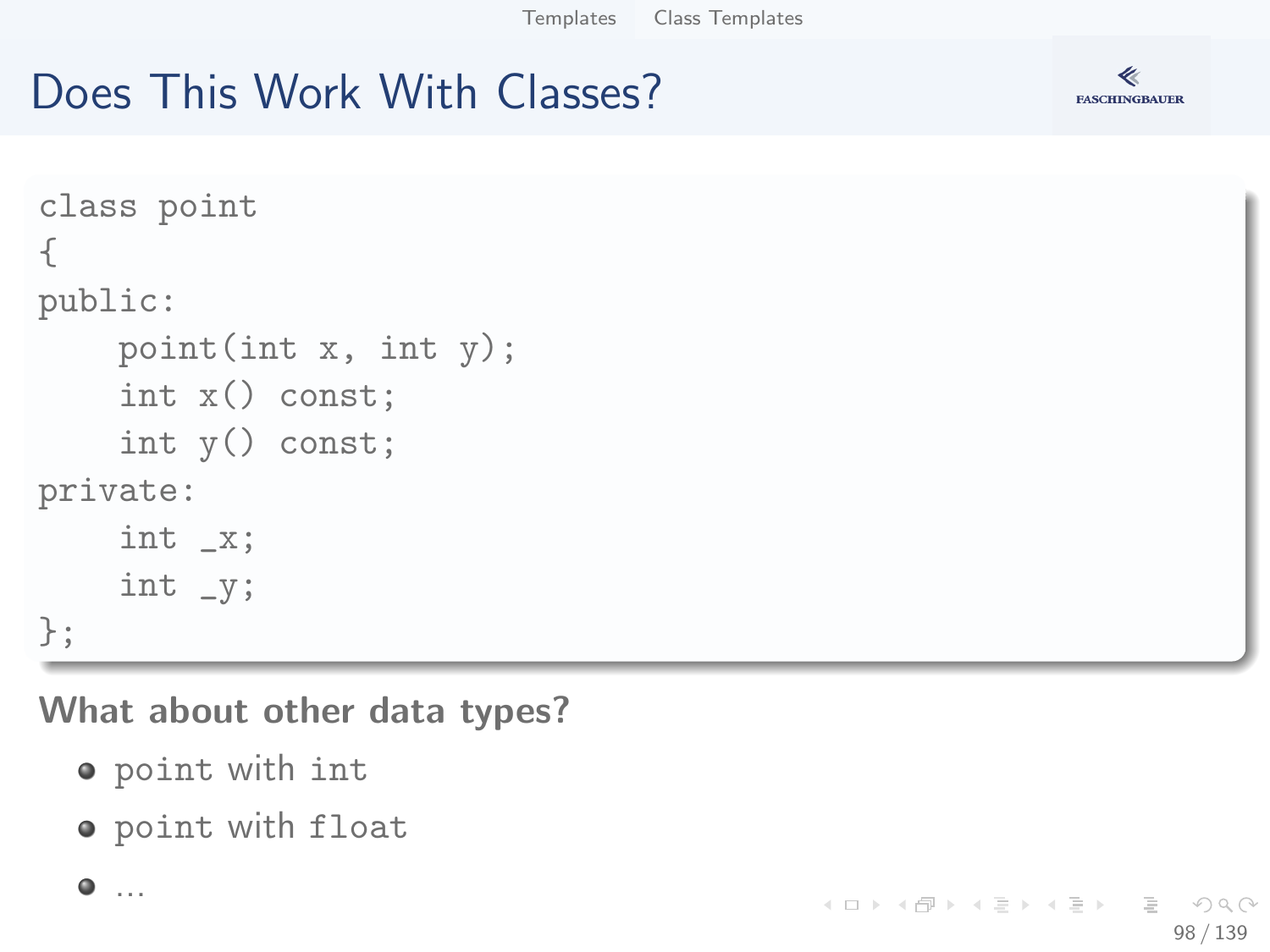# Does This Work With Classes?

```
class point
{
public:
    point(int x, int y);
    int x() const;
    int y() const;
private:
    int _x;
    int _y;
};
```

**What about other data types?**

- point with `int`
- point with `float`
- ...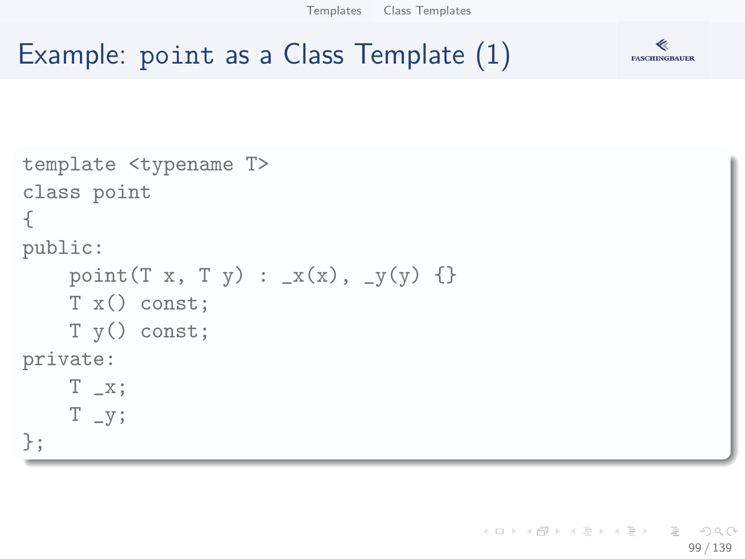# Example: point as a Class Template (1)

```
template <typename T>
class point
{
public:
    point(T x, T y) : _x(x), _y(y) {}
    T x() const;
    T y() const;
private:
    T _x;
    T _y;
};
```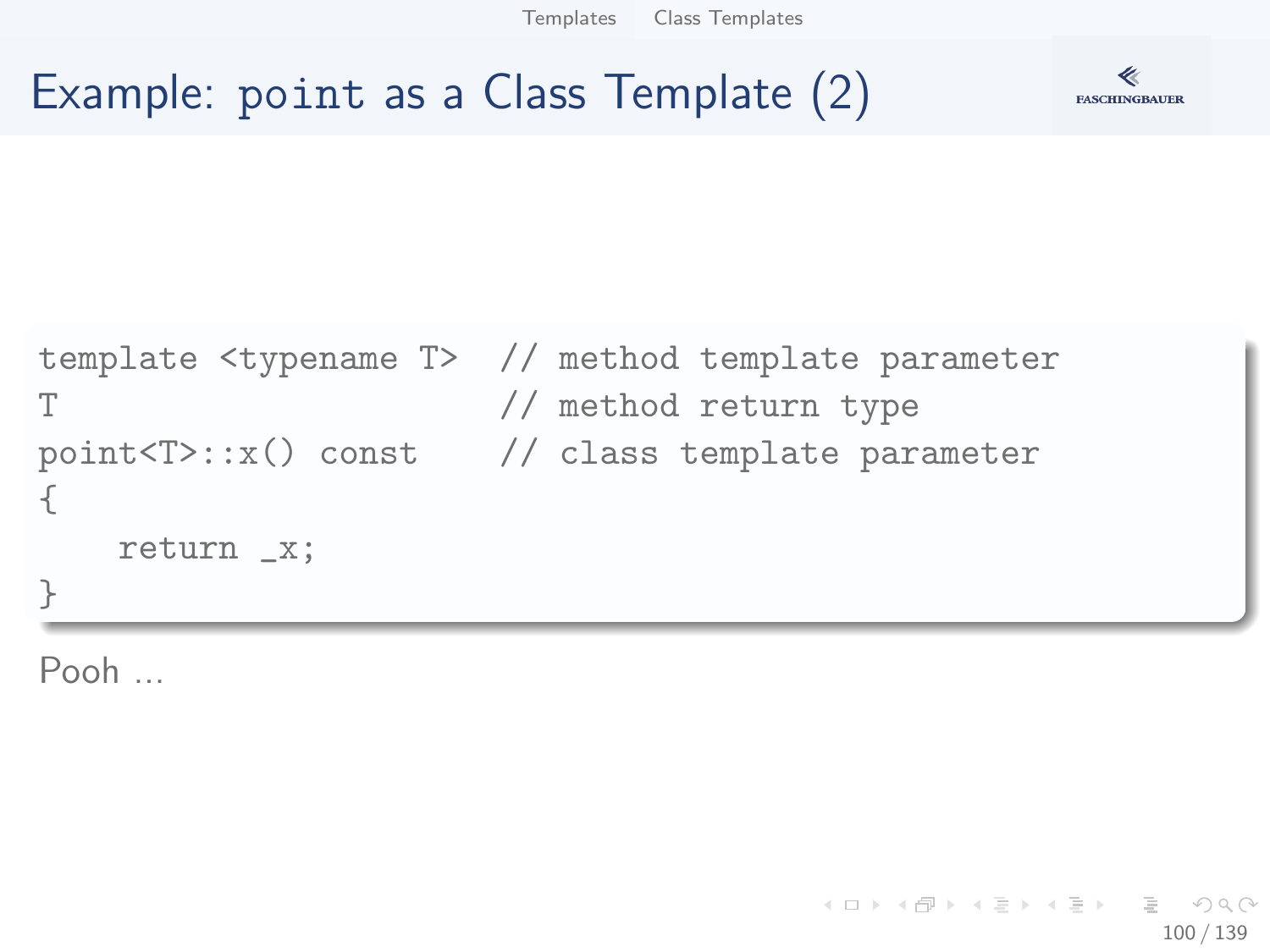# Example: point as a Class Template (2)

```
template <typename T>  // method template parameter
T                      // method return type
point<T>::x() const    // class template parameter
{
    return _x;
}
```

Pooh ...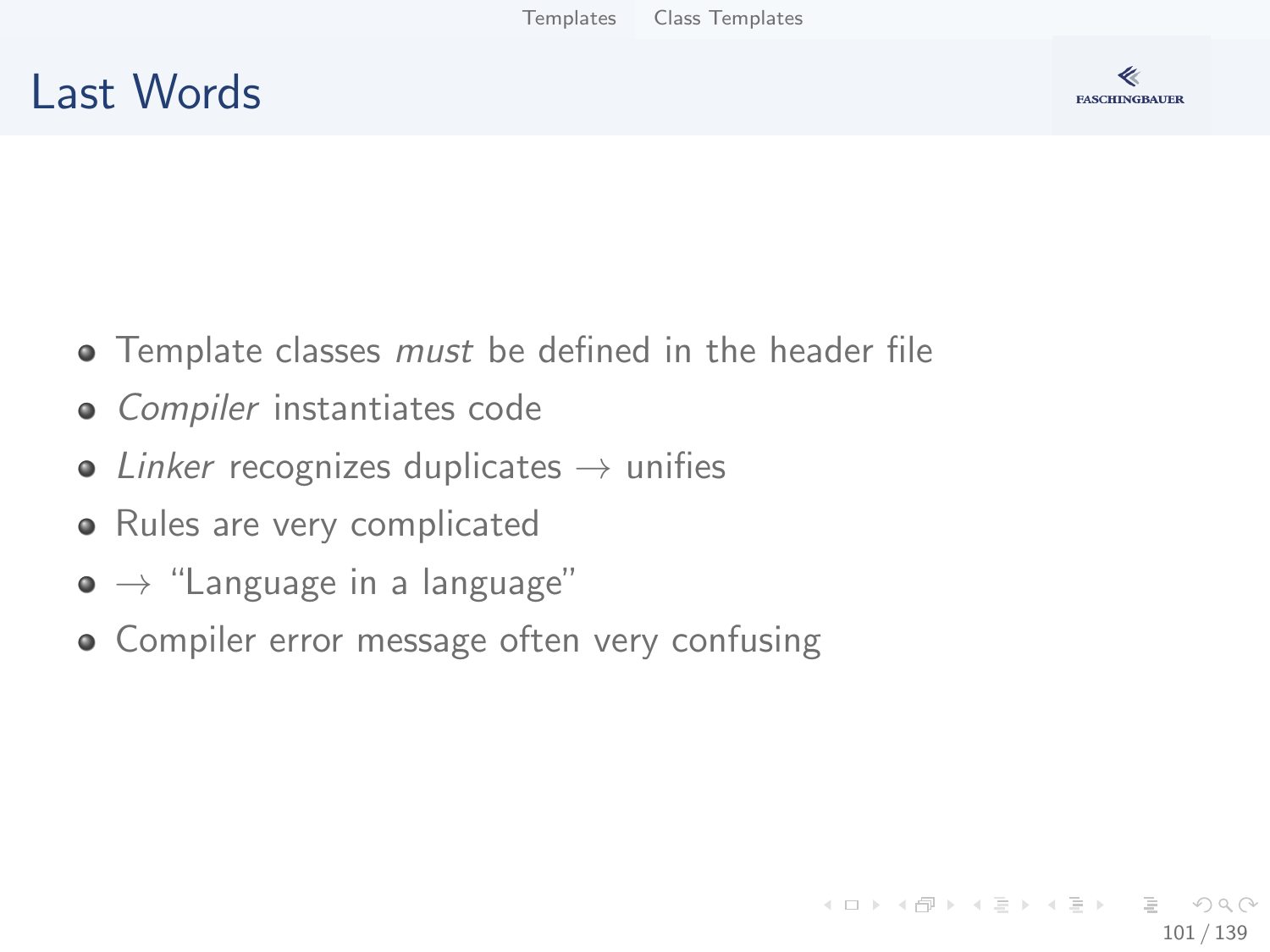# Last Words

- Template classes *must* be defined in the header file
- *Compiler* instantiates code
- *Linker* recognizes duplicates $\rightarrow$ unifies
- Rules are very complicated
- $\rightarrow$ "Language in a language"
- Compiler error message often very confusing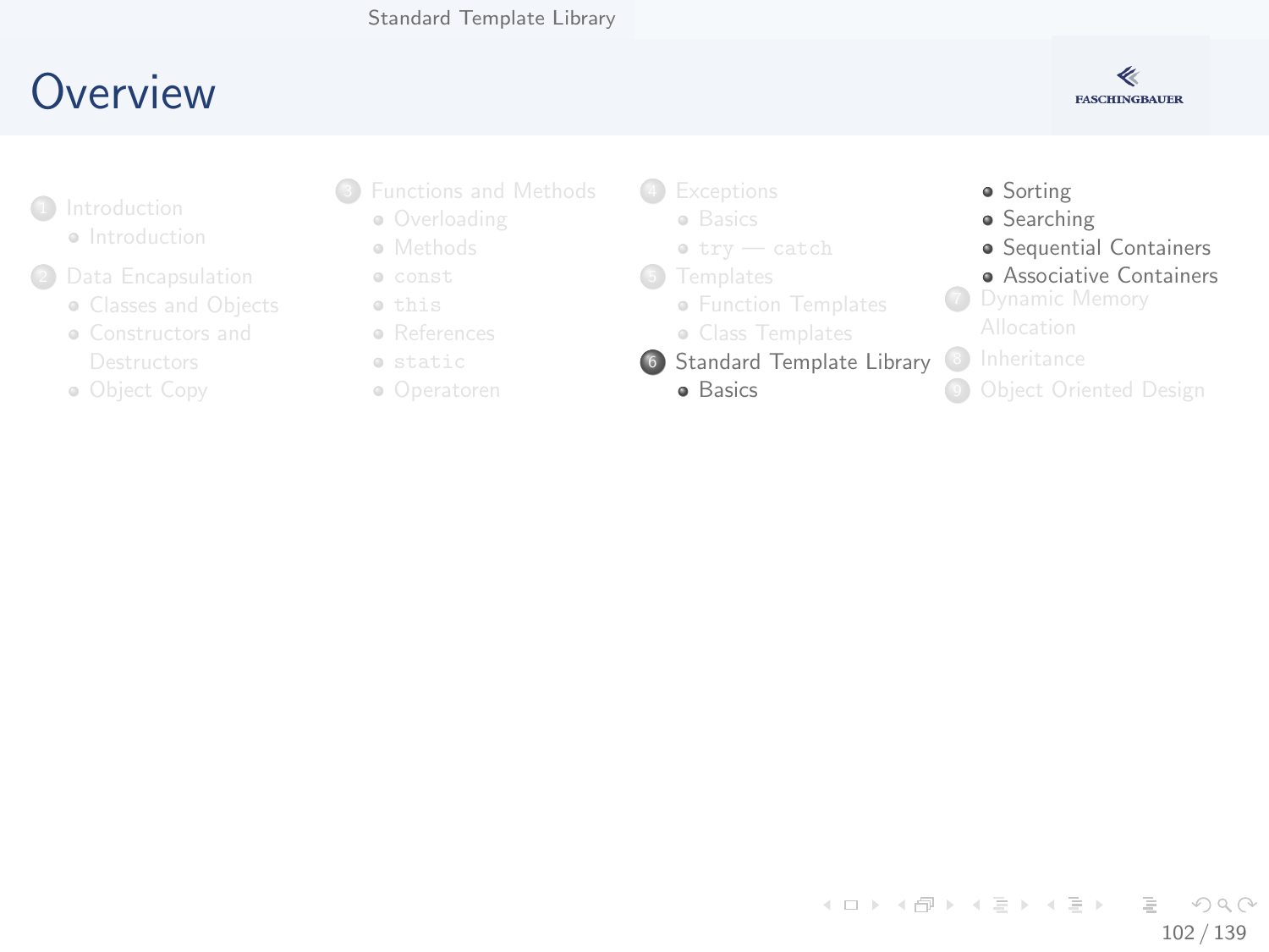# Overview

1. Introduction
   - Introduction
2. Data Encapsulation
   - Classes and Objects
   - Constructors and Destructors
   - Object Copy
3. Functions and Methods
   - Overloading
   - Methods
   - `const`
   - `this`
   - References
   - `static`
   - Operatoren
4. Exceptions
   - Basics
   - `try` — `catch`
5. Templates
   - Function Templates
   - Class Templates
6. Standard Template Library
   - Basics
   - Sorting
   - Searching
   - Sequential Containers
   - Associative Containers
7. Dynamic Memory Allocation
8. Inheritance
9. Object Oriented Design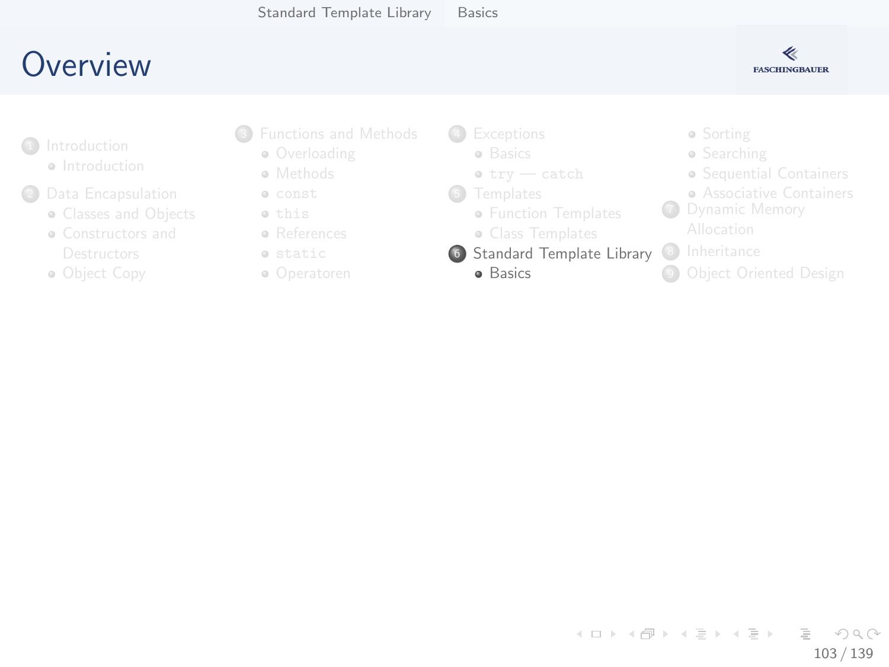# Overview

1. Introduction
   - Introduction
2. Data Encapsulation
   - Classes and Objects
   - Constructors and Destructors
   - Object Copy
3. Functions and Methods
   - Overloading
   - Methods
   - `const`
   - `this`
   - References
   - `static`
   - Operatoren
4. Exceptions
   - Basics
   - `try` — `catch`
5. Templates
   - Function Templates
   - Class Templates
6. Standard Template Library
   - Basics
   - Sorting
   - Searching
   - Sequential Containers
   - Associative Containers
7. Dynamic Memory Allocation
8. Inheritance
9. Object Oriented Design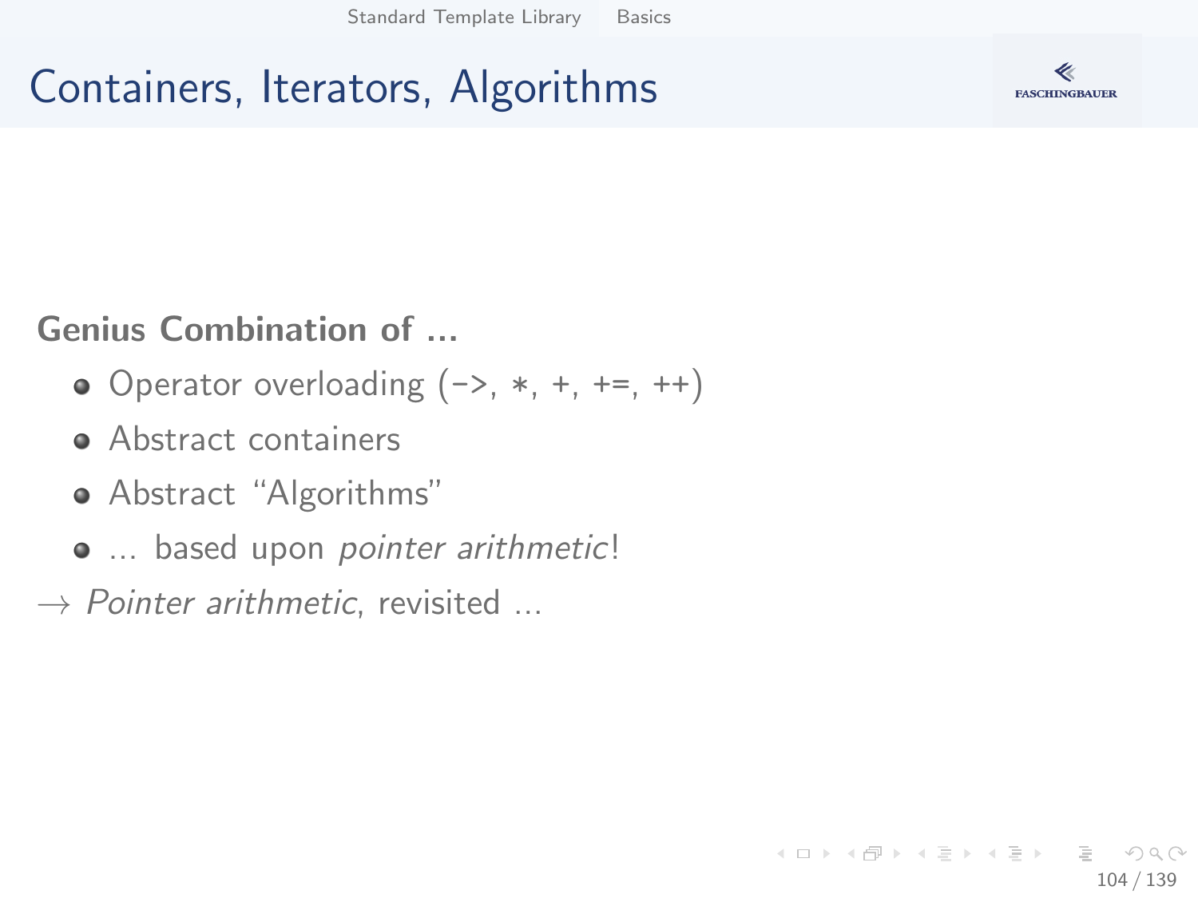# Containers, Iterators, Algorithms

**Genius Combination of ...**

- Operator overloading (->, *, +, +=, ++)
- Abstract containers
- Abstract "Algorithms"
- ... based upon *pointer arithmetic*!

→ *Pointer arithmetic*, revisited ...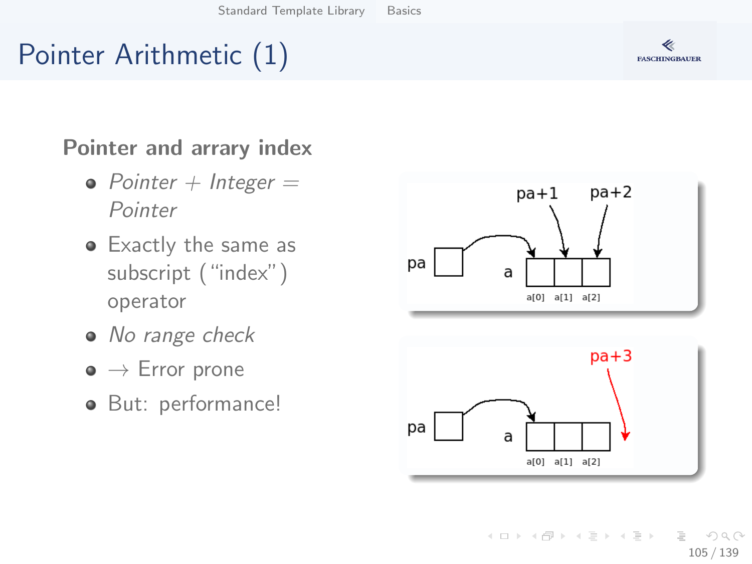# Pointer Arithmetic (1)

**Pointer and arrary index**

- *Pointer + Integer = Pointer*
- Exactly the same as subscript (“index”) operator
- *No range check*
- → Error prone
- But: performance!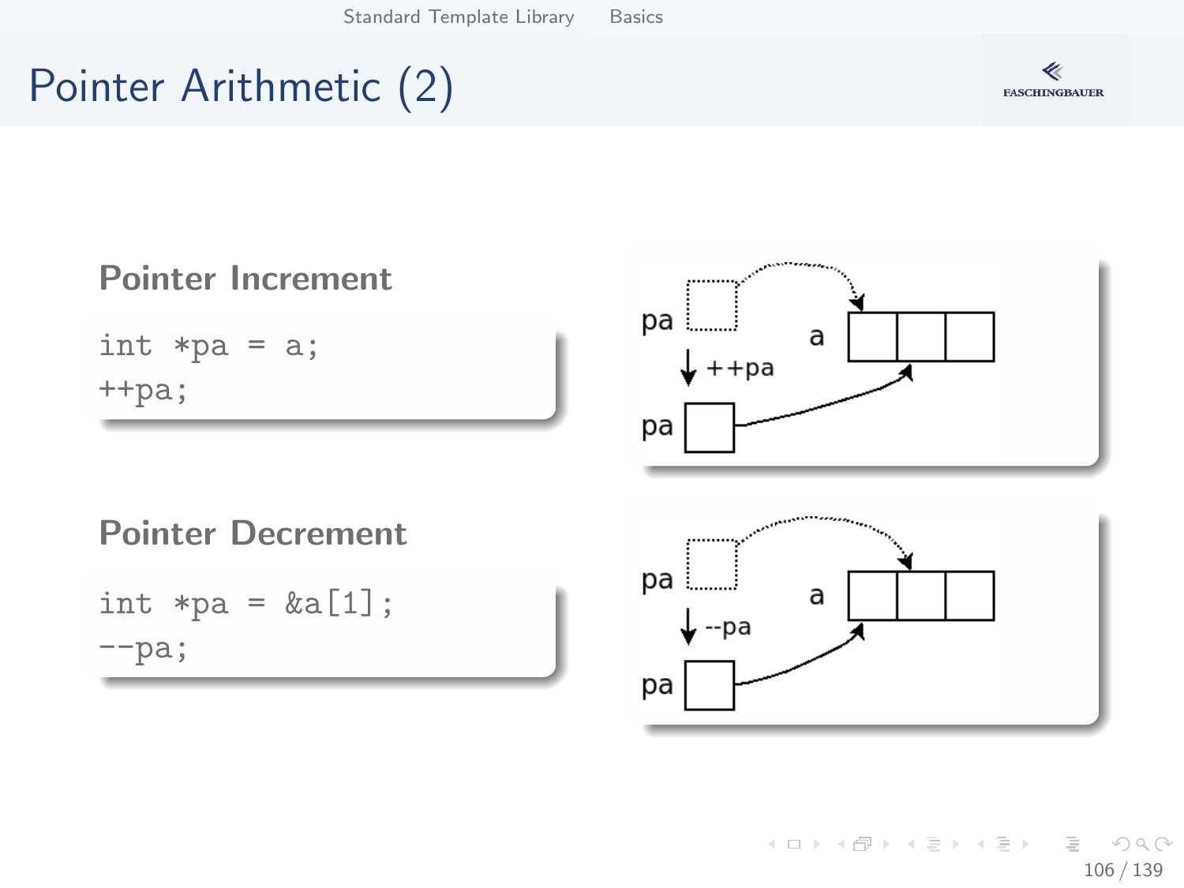# Pointer Arithmetic (2)

### Pointer Increment

```
int *pa = a;
++pa;
```

### Pointer Decrement

```
int *pa = &a[1];
--pa;
```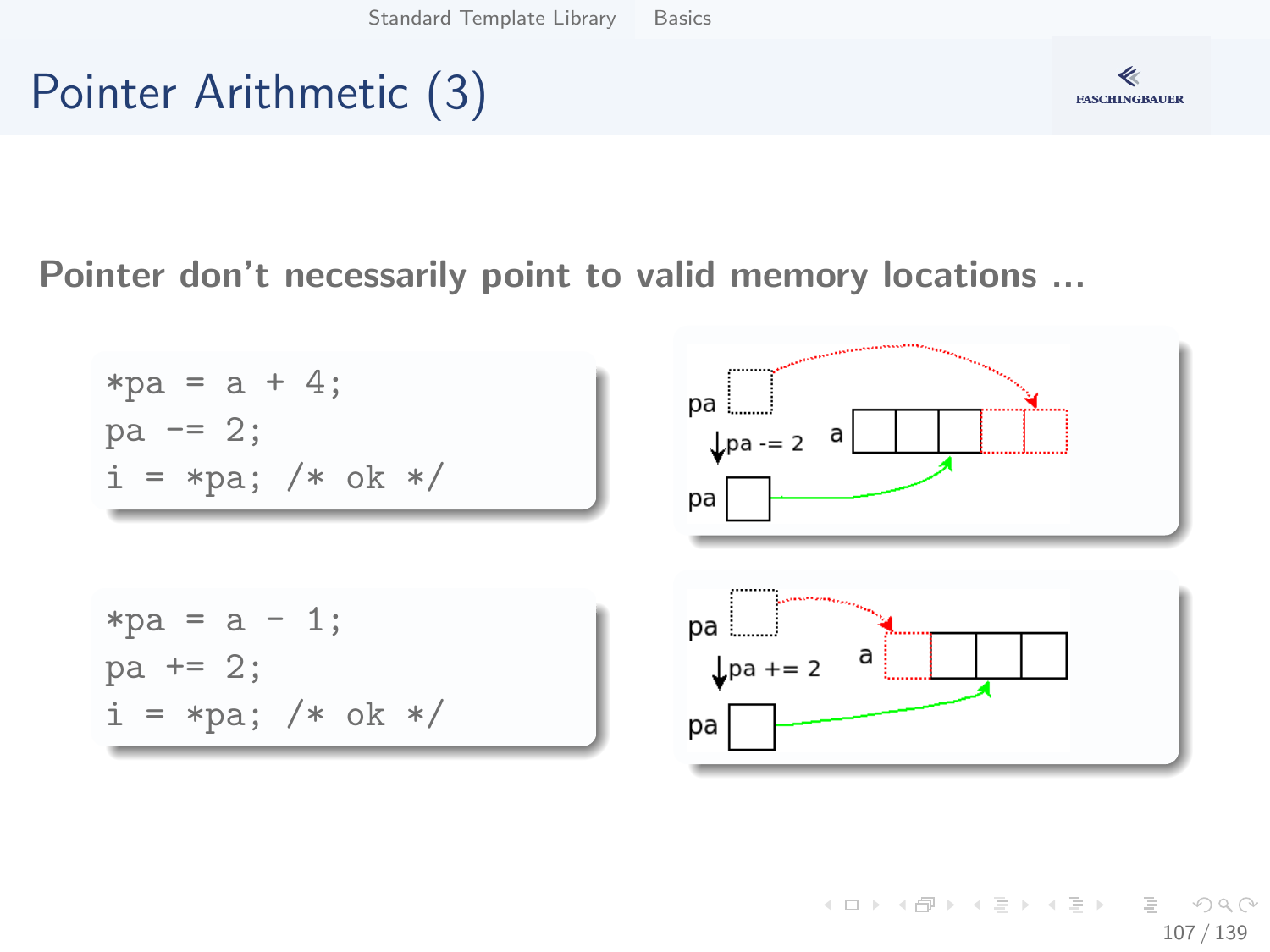# Pointer Arithmetic (3)

**Pointer don't necessarily point to valid memory locations ...**

```
*pa = a + 4;
pa -= 2;
i = *pa; /* ok */
```

```
*pa = a - 1;
pa += 2;
i = *pa; /* ok */
```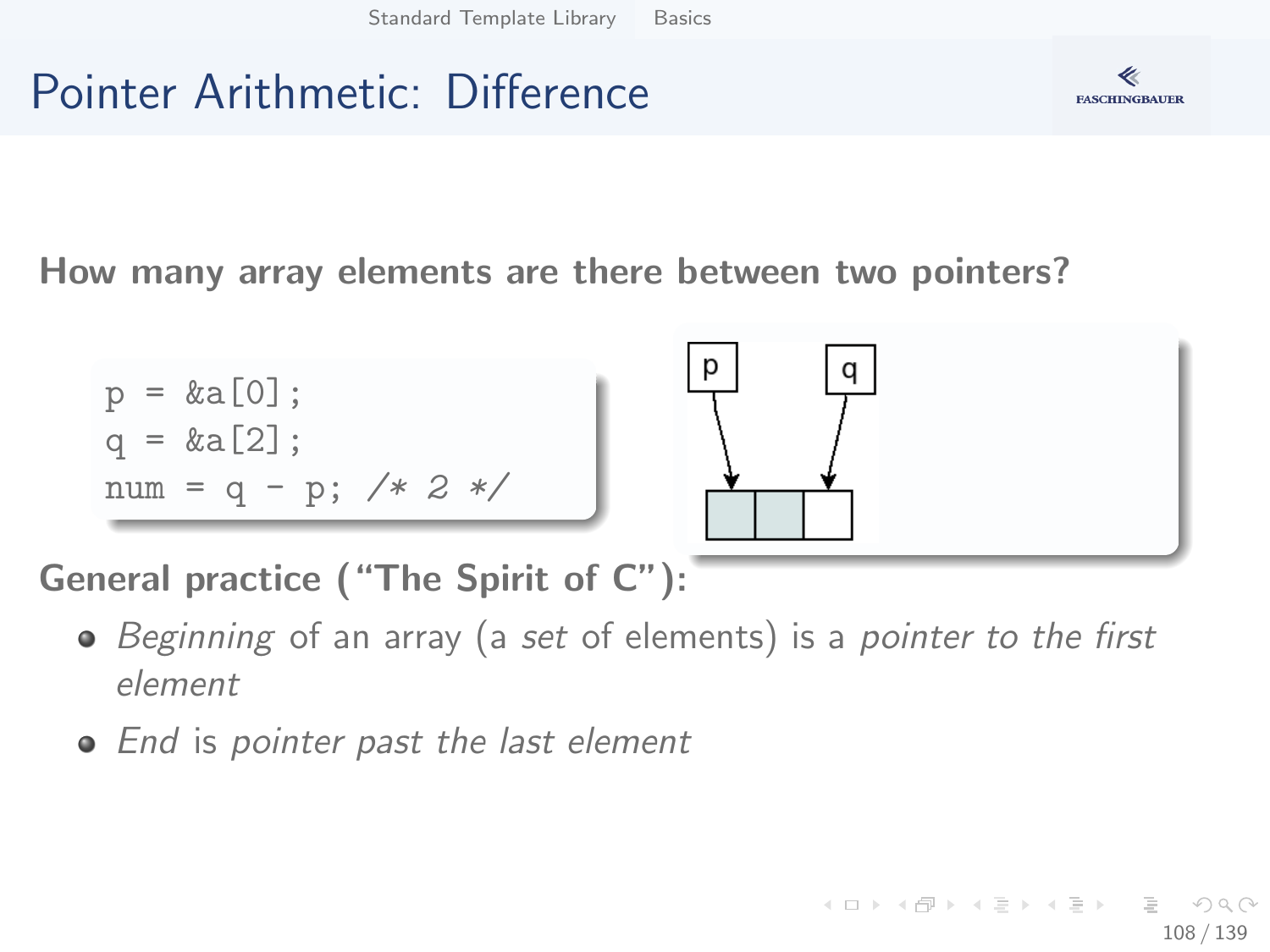# Pointer Arithmetic: Difference

**How many array elements are there between two pointers?**

```
p = &a[0];
q = &a[2];
num = q - p; /* 2 */
```

**General practice ("The Spirit of C"):**

- *Beginning* of an array (a *set* of elements) is a *pointer to the first element*
- *End* is *pointer past the last element*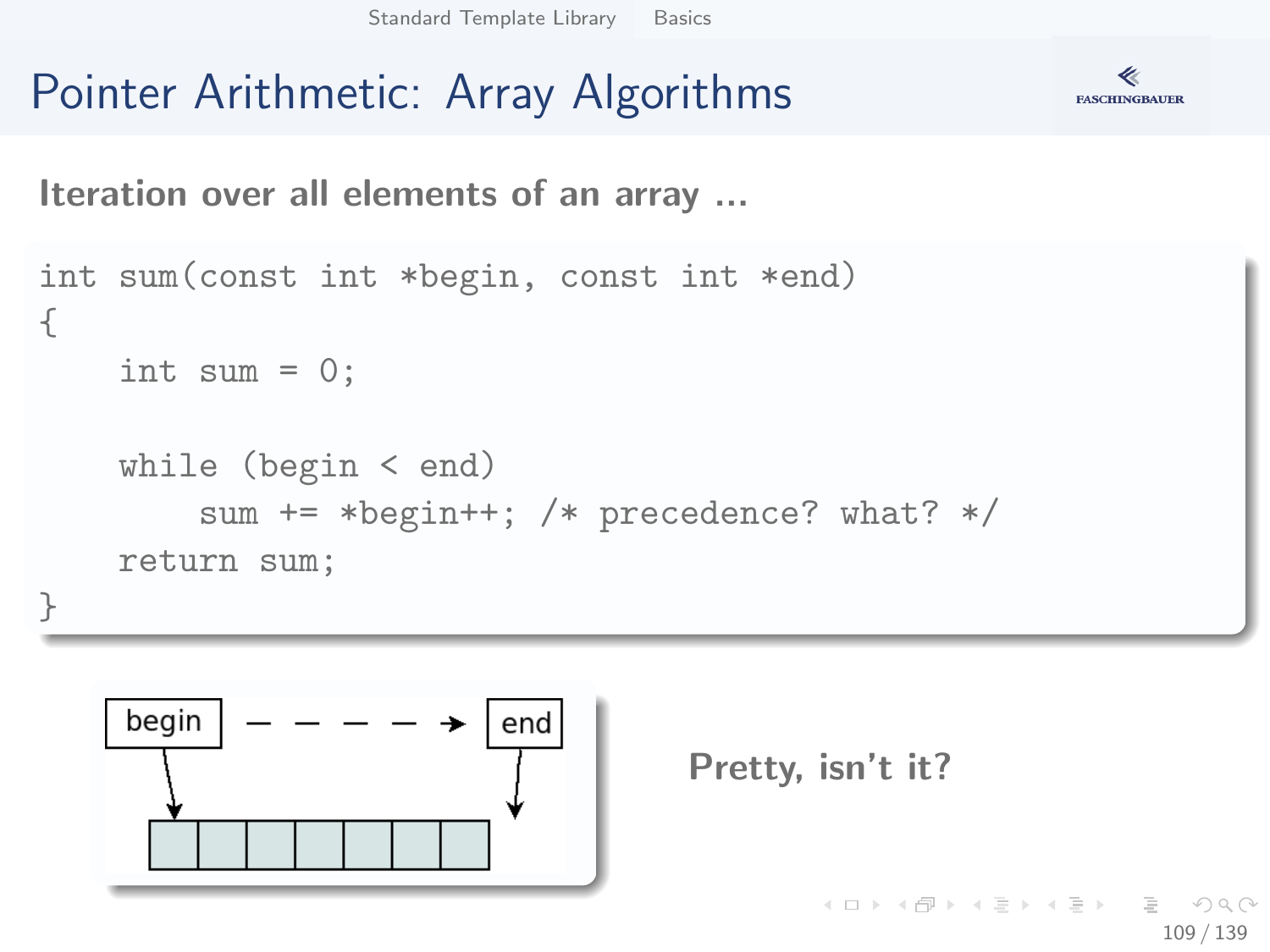# Pointer Arithmetic: Array Algorithms

**Iteration over all elements of an array ...**

```
int sum(const int *begin, const int *end)
{
    int sum = 0;

    while (begin < end)
        sum += *begin++; /* precedence? what? */
    return sum;
}
```

**Pretty, isn't it?**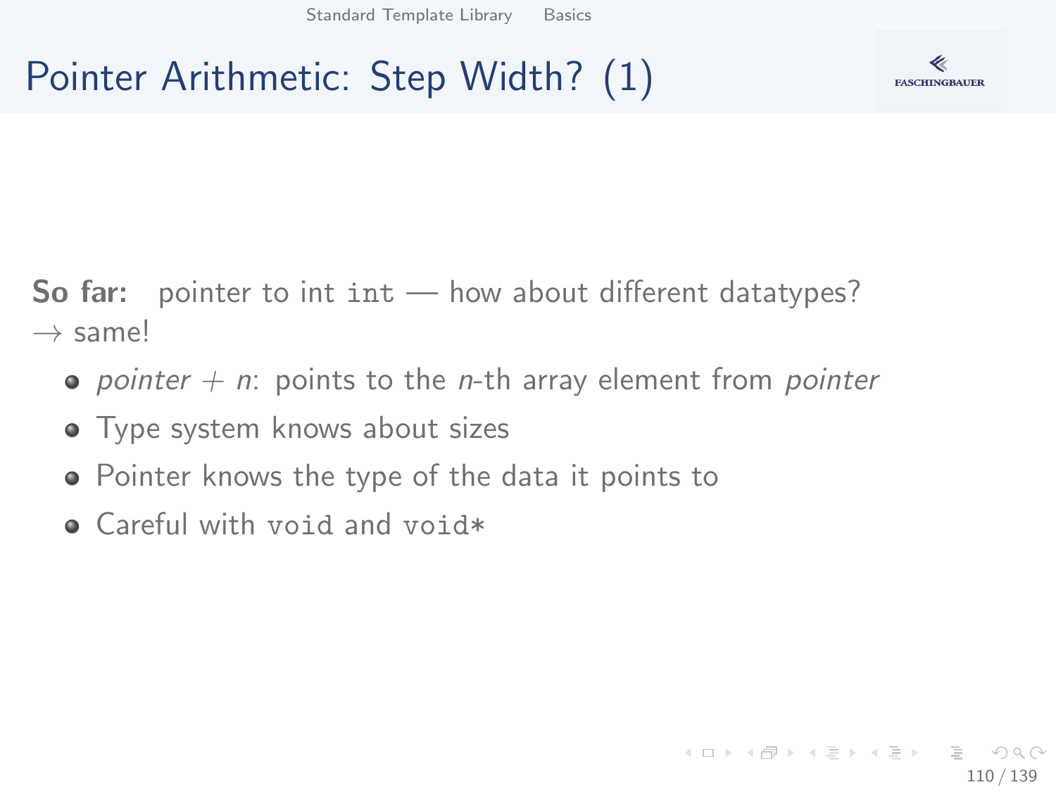# Pointer Arithmetic: Step Width? (1)

**So far:** pointer to int `int` — how about different datatypes?
→ same!

- *pointer* + *n*: points to the *n*-th array element from *pointer*
- Type system knows about sizes
- Pointer knows the type of the data it points to
- Careful with `void` and `void*`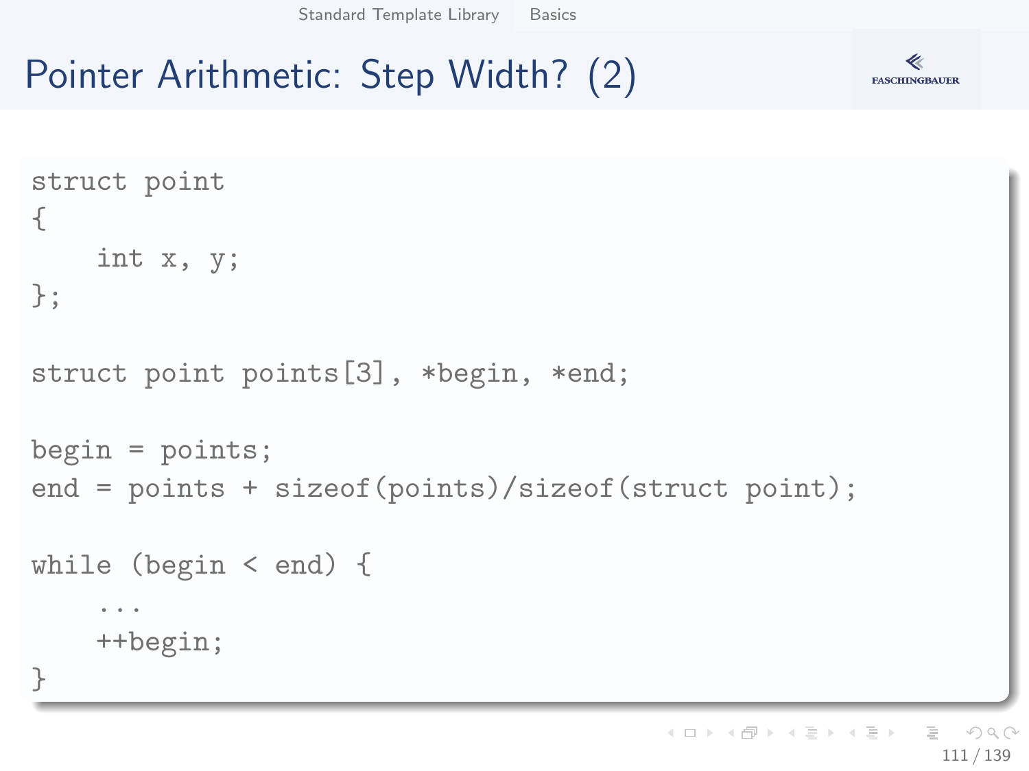# Pointer Arithmetic: Step Width? (2)

```
struct point
{
    int x, y;
};

struct point points[3], *begin, *end;

begin = points;
end = points + sizeof(points)/sizeof(struct point);

while (begin < end) {
    ...
    ++begin;
}
```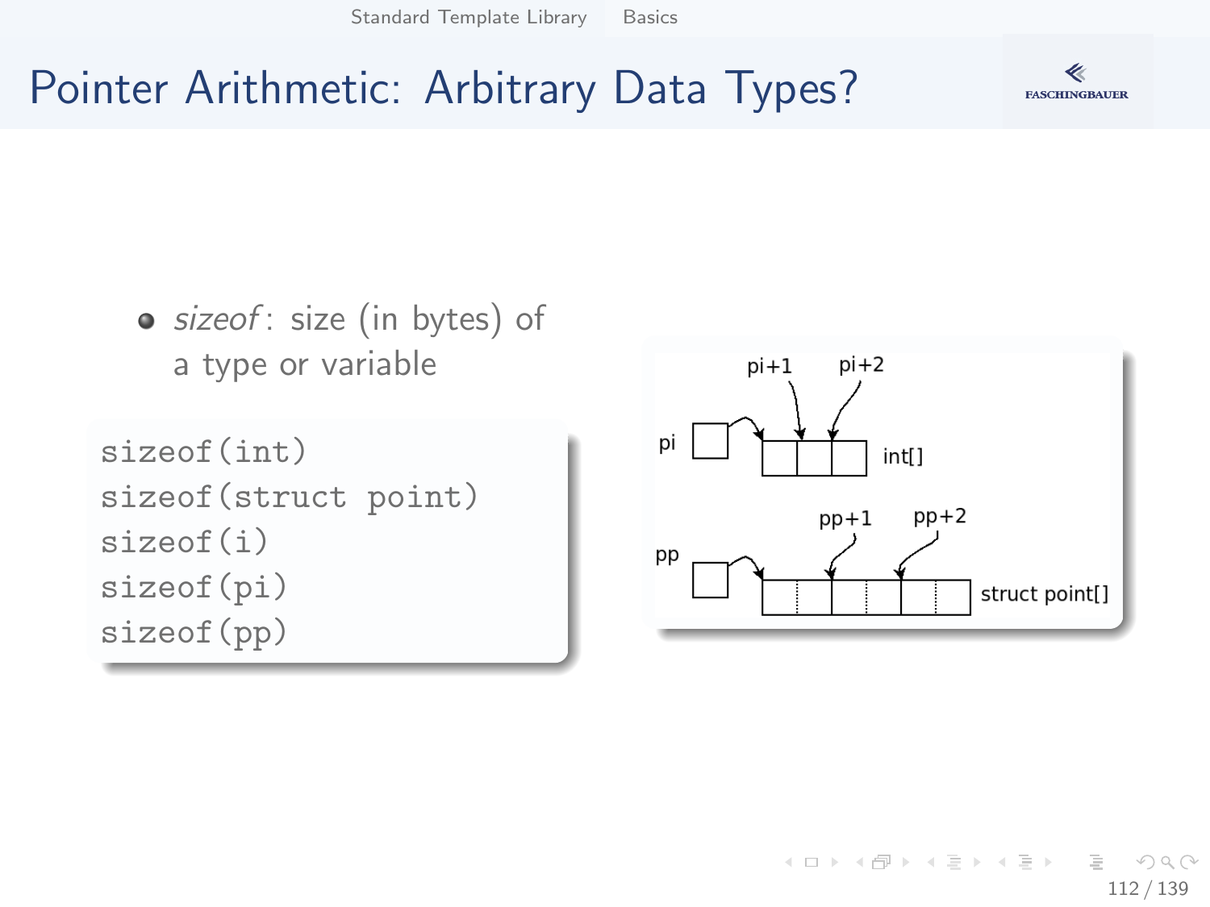# Pointer Arithmetic: Arbitrary Data Types?

- *sizeof*: size (in bytes) of a type or variable

```
sizeof(int)
sizeof(struct point)
sizeof(i)
sizeof(pi)
sizeof(pp)
```

pi+1 pi+2

pi int[]

pp+1 pp+2

pp struct point[]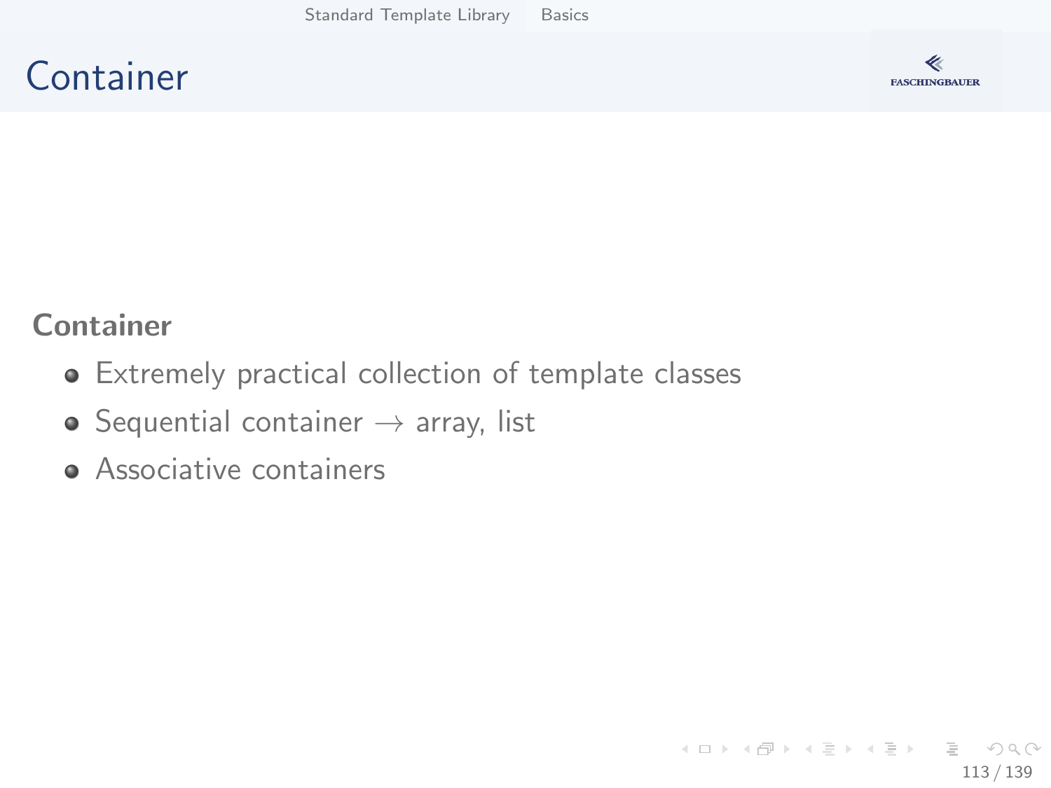# Container

**Container**

- Extremely practical collection of template classes
- Sequential container → array, list
- Associative containers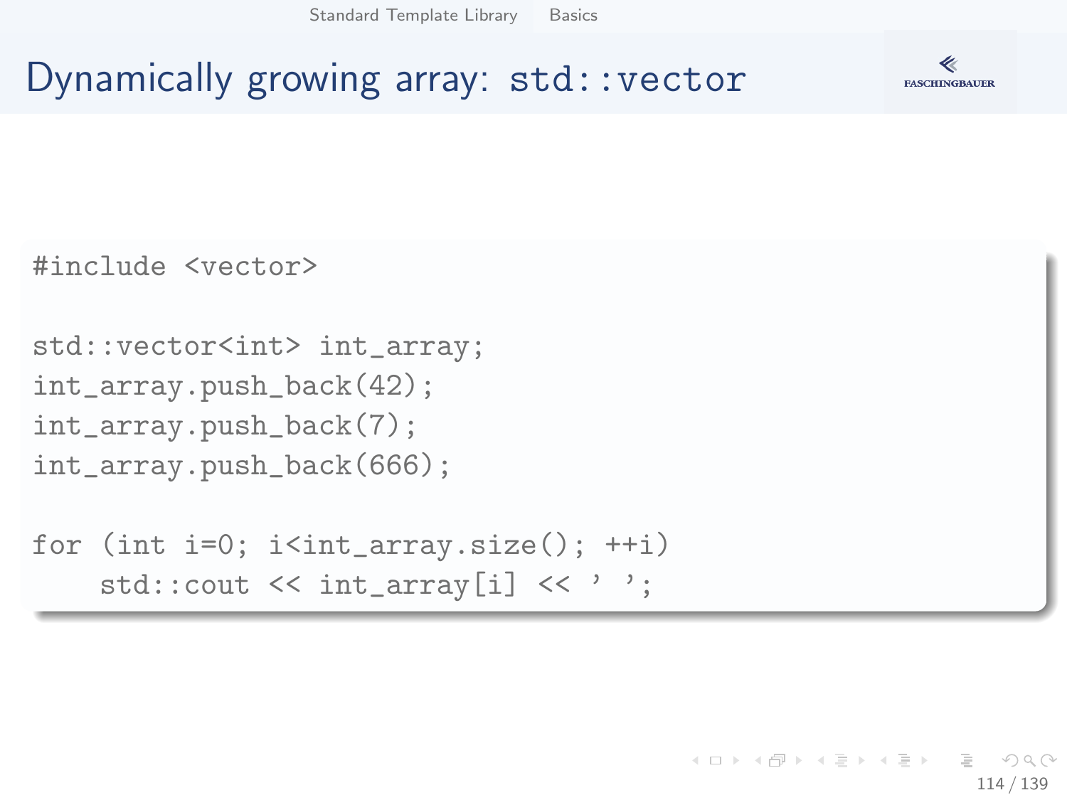# Dynamically growing array: std::vector

```
#include <vector>

std::vector<int> int_array;
int_array.push_back(42);
int_array.push_back(7);
int_array.push_back(666);

for (int i=0; i<int_array.size(); ++i)
    std::cout << int_array[i] << ' ';
```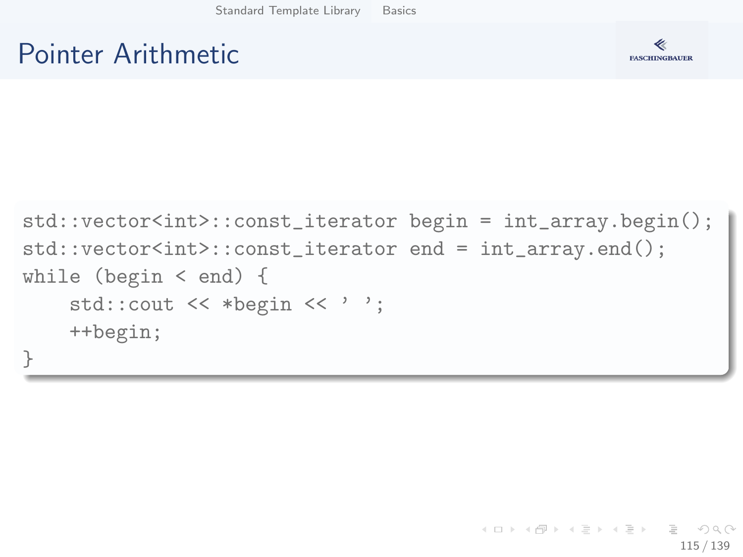# Pointer Arithmetic

```
std::vector<int>::const_iterator begin = int_array.begin();
std::vector<int>::const_iterator end = int_array.end();
while (begin < end) {
    std::cout << *begin << ' ';
    ++begin;
}
```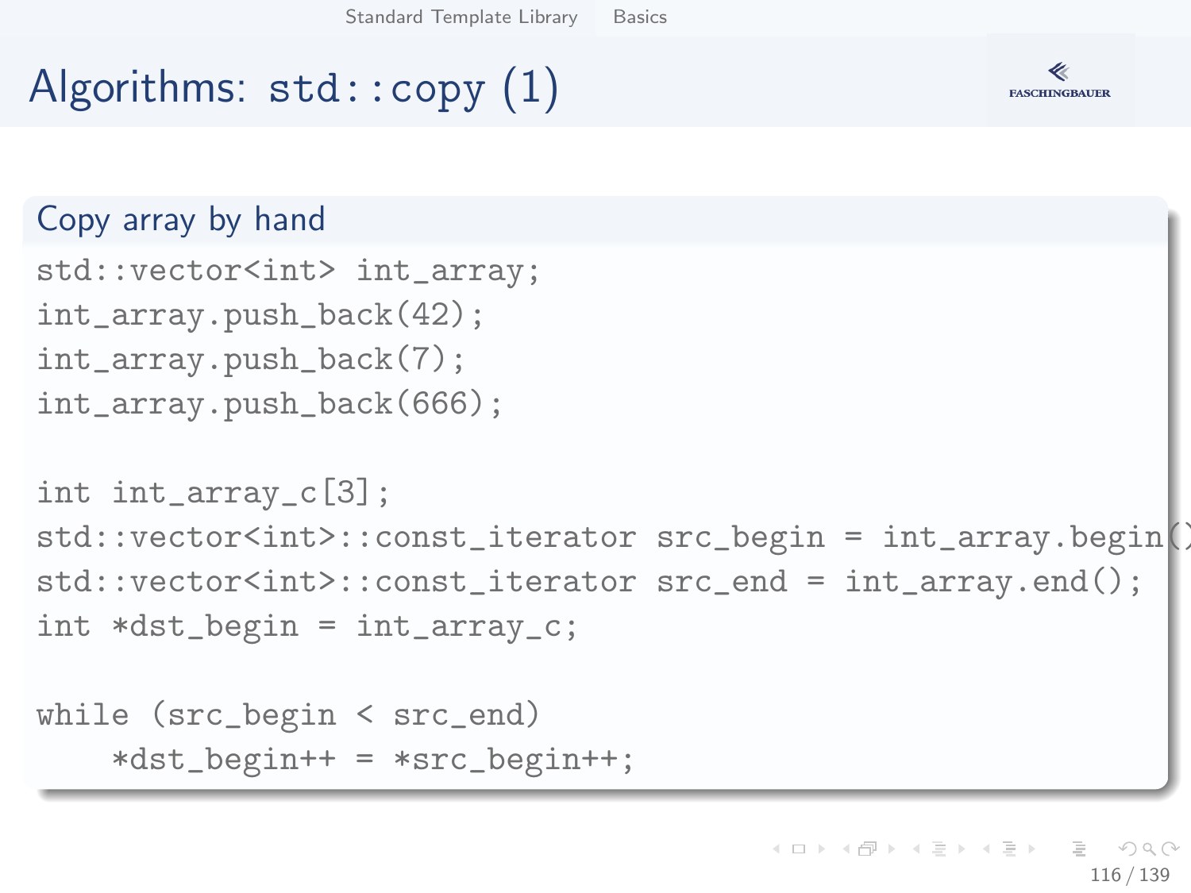# Algorithms: `std::copy` (1)

## Copy array by hand

```
std::vector<int> int_array;
int_array.push_back(42);
int_array.push_back(7);
int_array.push_back(666);

int int_array_c[3];
std::vector<int>::const_iterator src_begin = int_array.begin();
std::vector<int>::const_iterator src_end = int_array.end();
int *dst_begin = int_array_c;

while (src_begin < src_end)
    *dst_begin++ = *src_begin++;
```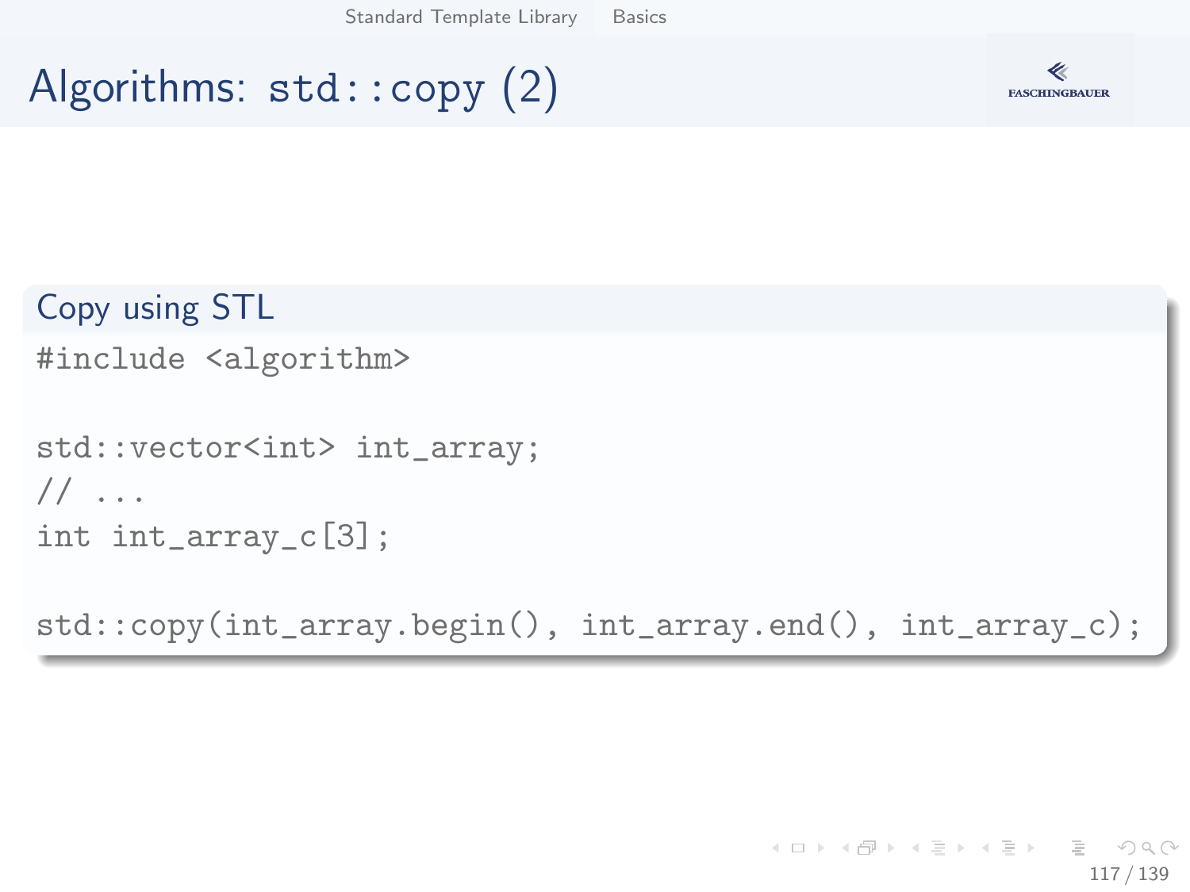# Algorithms: std::copy (2)

### Copy using STL

```
#include <algorithm>

std::vector<int> int_array;
// ...
int int_array_c[3];

std::copy(int_array.begin(), int_array.end(), int_array_c);
```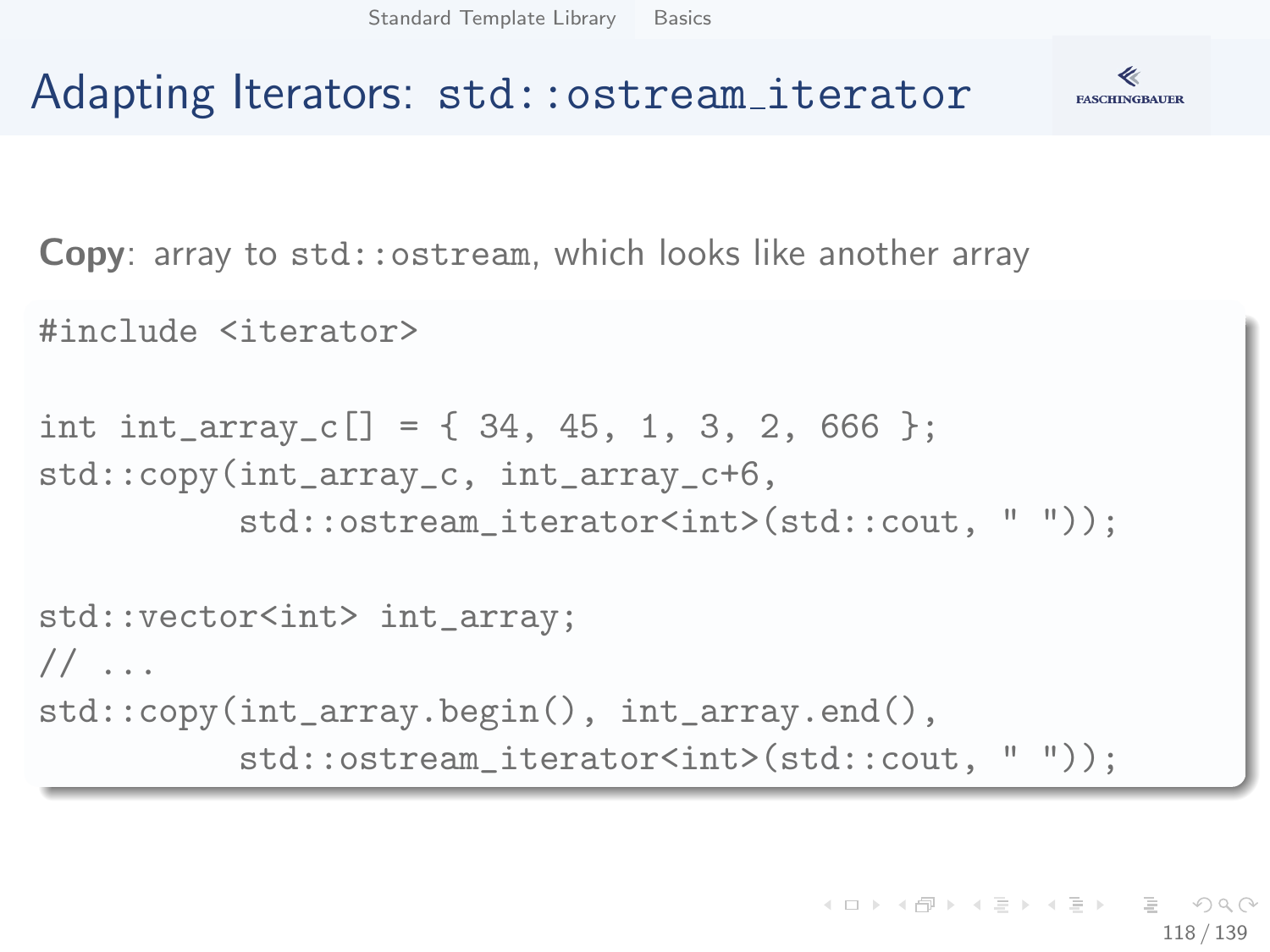# Adapting Iterators: `std::ostream_iterator`

**Copy**: array to `std::ostream`, which looks like another array

```
#include <iterator>

int int_array_c[] = { 34, 45, 1, 3, 2, 666 };
std::copy(int_array_c, int_array_c+6,
          std::ostream_iterator<int>(std::cout, " "));

std::vector<int> int_array;
// ...
std::copy(int_array.begin(), int_array.end(),
          std::ostream_iterator<int>(std::cout, " "));
```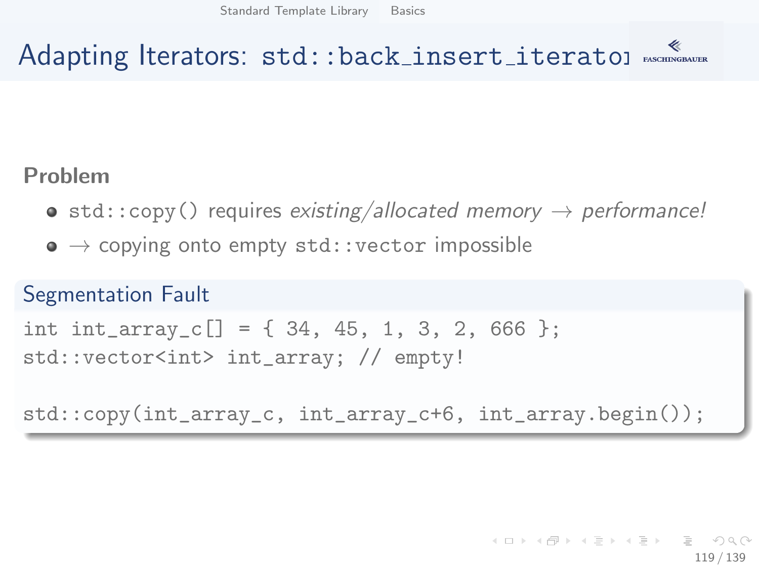# Adapting Iterators: `std::back_insert_iterator`

**Problem**

- `std::copy()` requires *existing/allocated memory* → *performance!*
- → copying onto empty `std::vector` impossible

**Segmentation Fault**

```
int int_array_c[] = { 34, 45, 1, 3, 2, 666 };
std::vector<int> int_array; // empty!

std::copy(int_array_c, int_array_c+6, int_array.begin());
```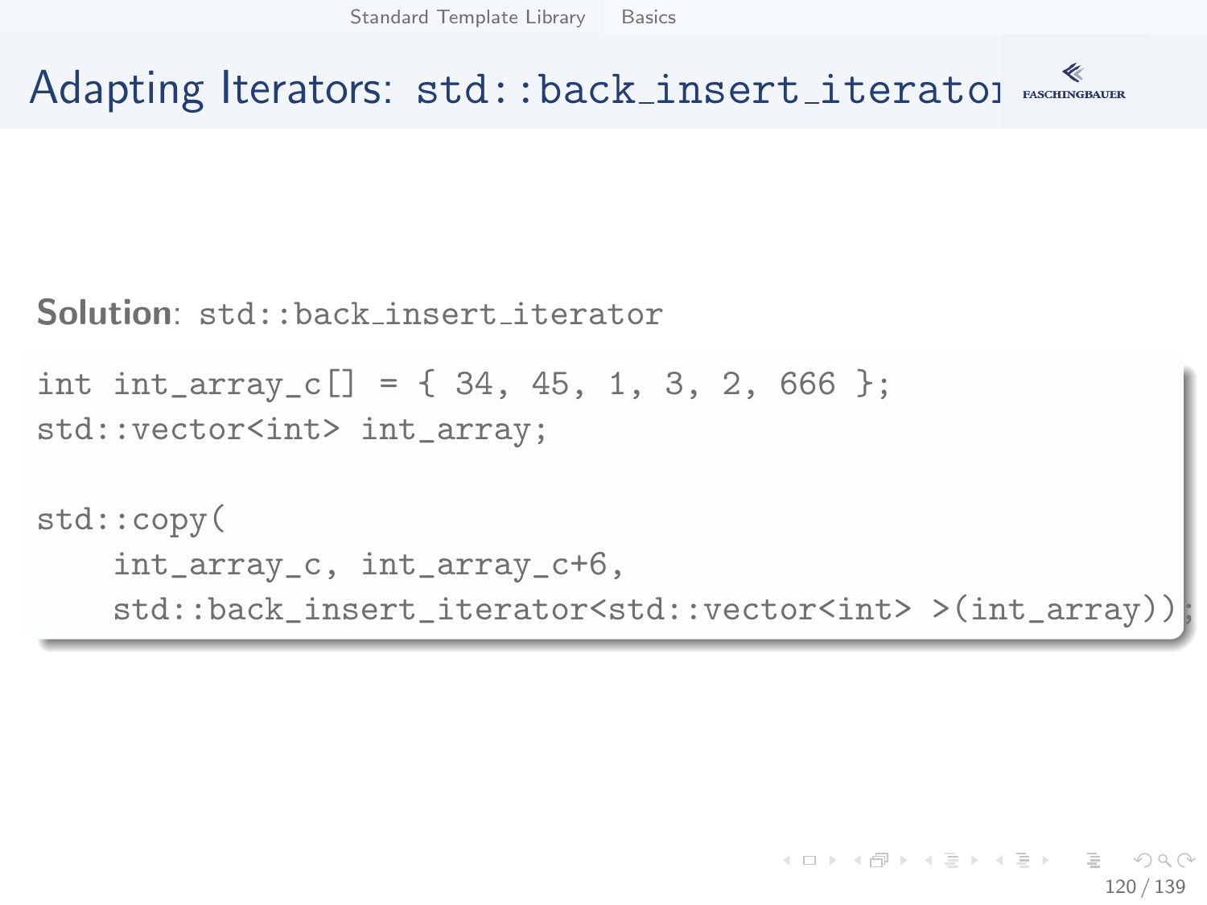# Adapting Iterators: std::back_insert_iterator

**Solution**: `std::back_insert_iterator`

```
int int_array_c[] = { 34, 45, 1, 3, 2, 666 };
std::vector<int> int_array;

std::copy(
    int_array_c, int_array_c+6,
    std::back_insert_iterator<std::vector<int> >(int_array));
```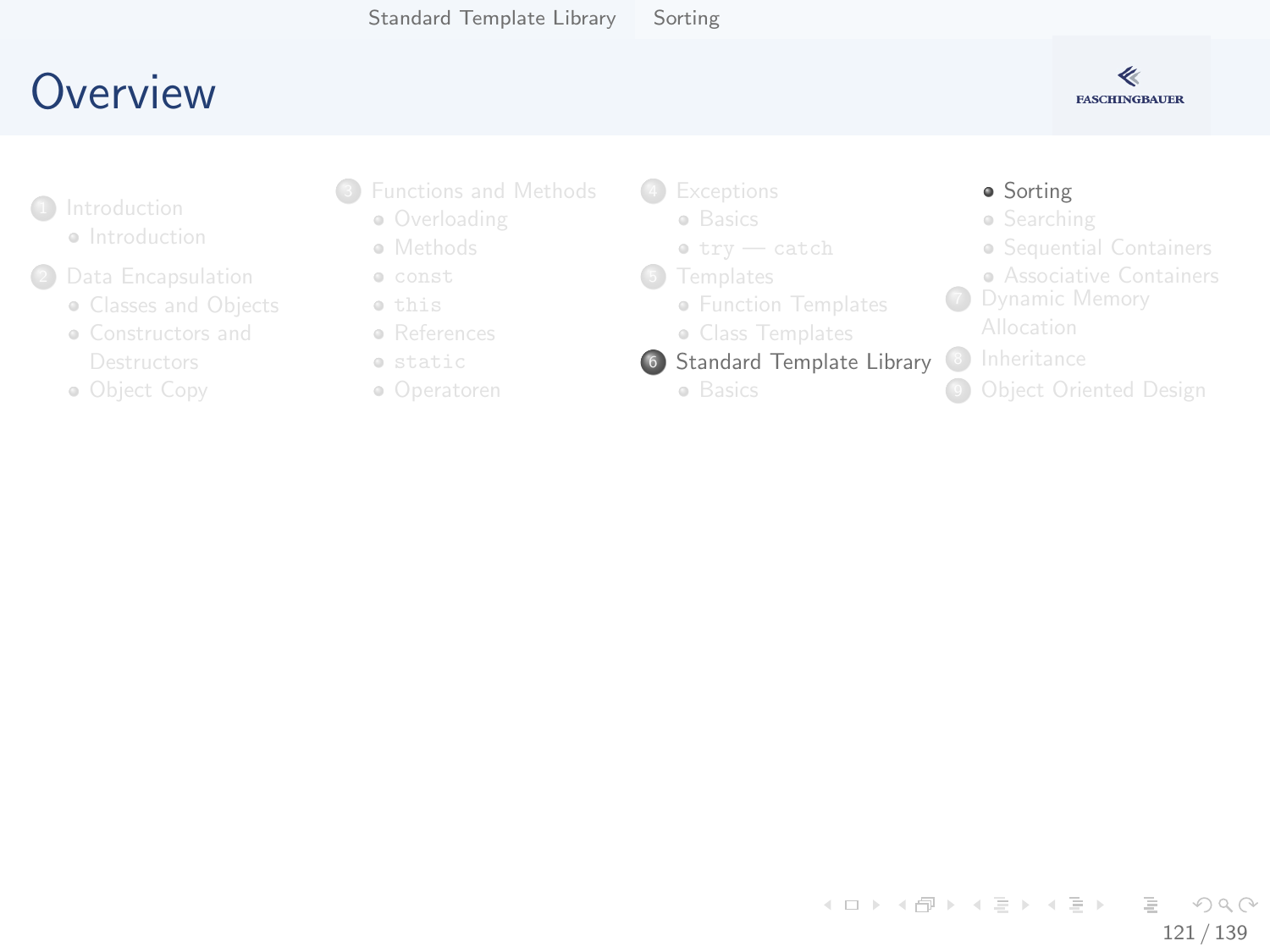# Overview

1. Introduction
   - Introduction
2. Data Encapsulation
   - Classes and Objects
   - Constructors and Destructors
   - Object Copy
3. Functions and Methods
   - Overloading
   - Methods
   - `const`
   - `this`
   - References
   - `static`
   - Operatoren
4. Exceptions
   - Basics
   - `try` — `catch`
5. Templates
   - Function Templates
   - Class Templates
6. Standard Template Library
   - Basics
   - Sorting
   - Searching
   - Sequential Containers
   - Associative Containers
7. Dynamic Memory Allocation
8. Inheritance
9. Object Oriented Design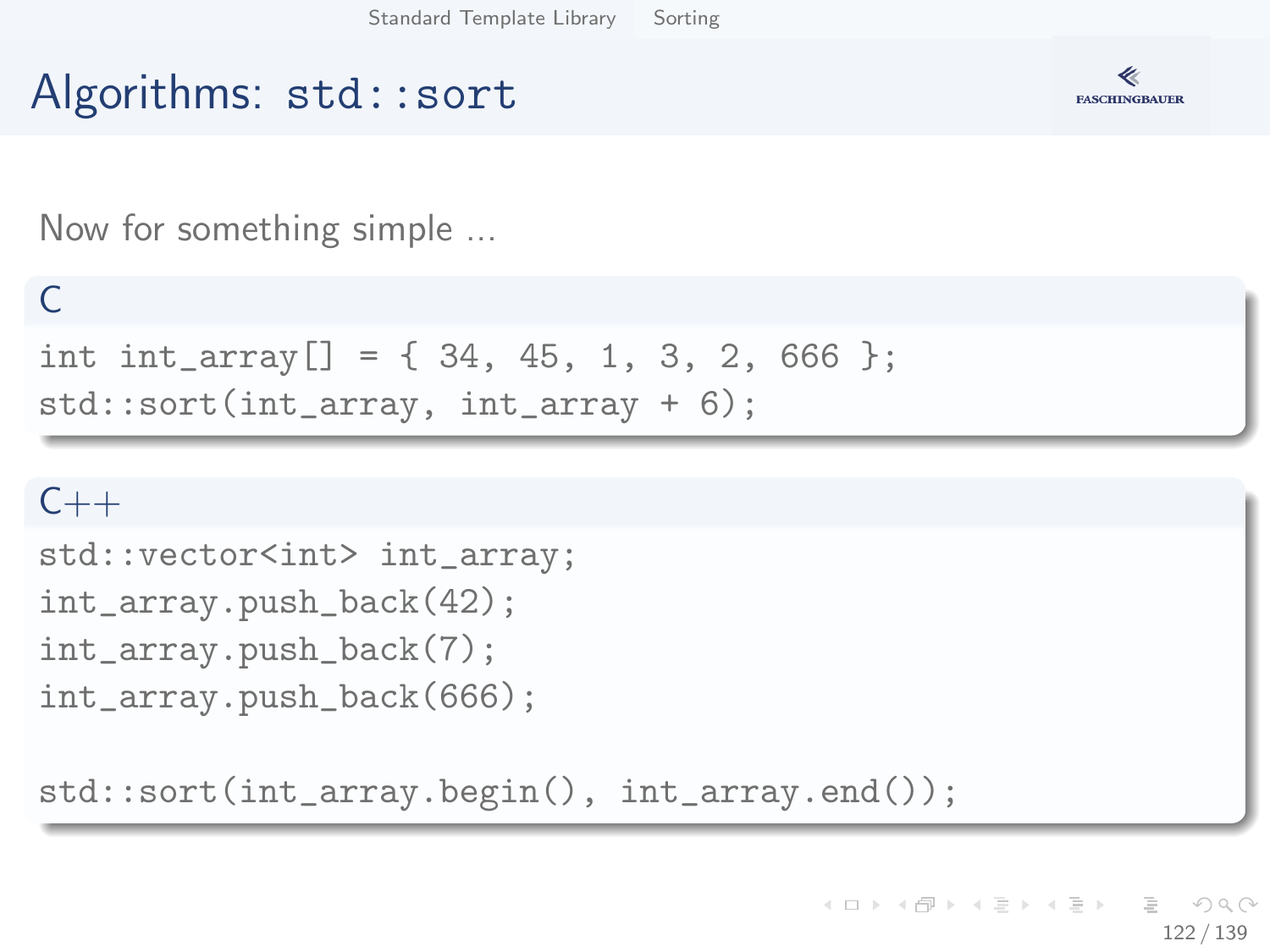# Algorithms: `std::sort`

Now for something simple ...

**C**

```
int int_array[] = { 34, 45, 1, 3, 2, 666 };
std::sort(int_array, int_array + 6);
```

**C++**

```
std::vector<int> int_array;
int_array.push_back(42);
int_array.push_back(7);
int_array.push_back(666);

std::sort(int_array.begin(), int_array.end());
```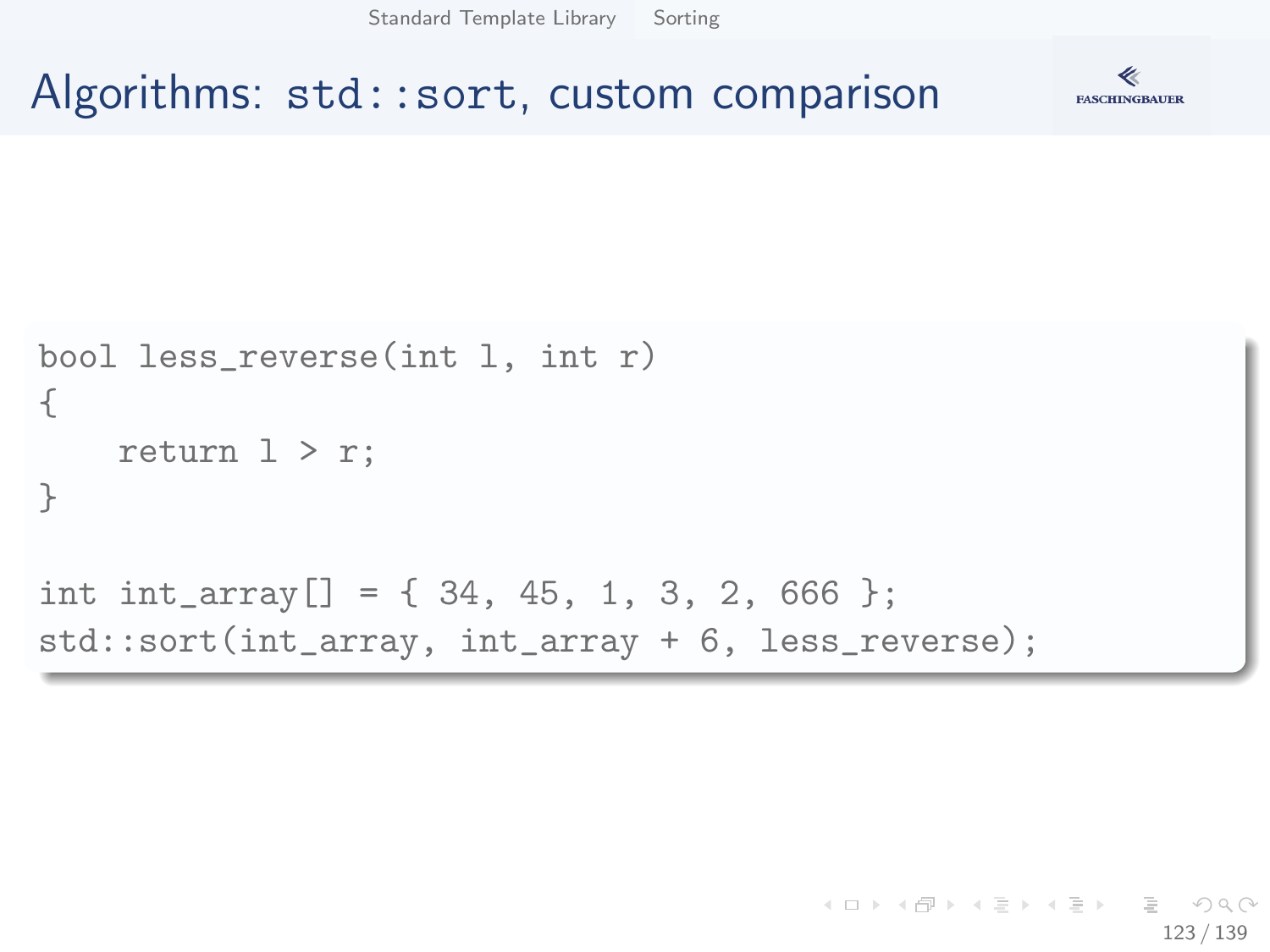# Algorithms: std::sort, custom comparison

```
bool less_reverse(int l, int r)
{
    return l > r;
}

int int_array[] = { 34, 45, 1, 3, 2, 666 };
std::sort(int_array, int_array + 6, less_reverse);
```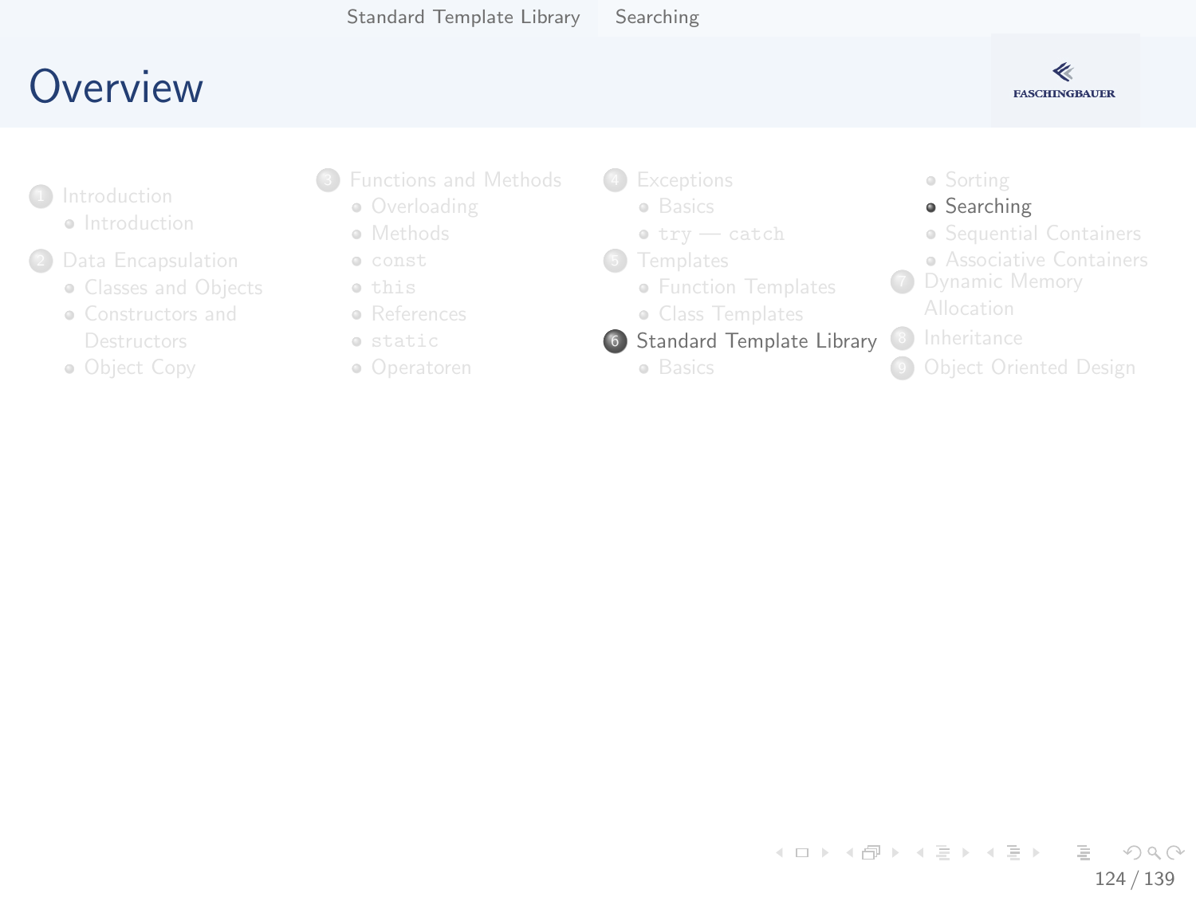# Overview

1. Introduction
   - Introduction
2. Data Encapsulation
   - Classes and Objects
   - Constructors and Destructors
   - Object Copy
3. Functions and Methods
   - Overloading
   - Methods
   - `const`
   - `this`
   - References
   - `static`
   - Operatoren
4. Exceptions
   - Basics
   - `try` — `catch`
5. Templates
   - Function Templates
   - Class Templates
6. Standard Template Library
   - Basics
   - Sorting
   - Searching
   - Sequential Containers
   - Associative Containers
7. Dynamic Memory Allocation
8. Inheritance
9. Object Oriented Design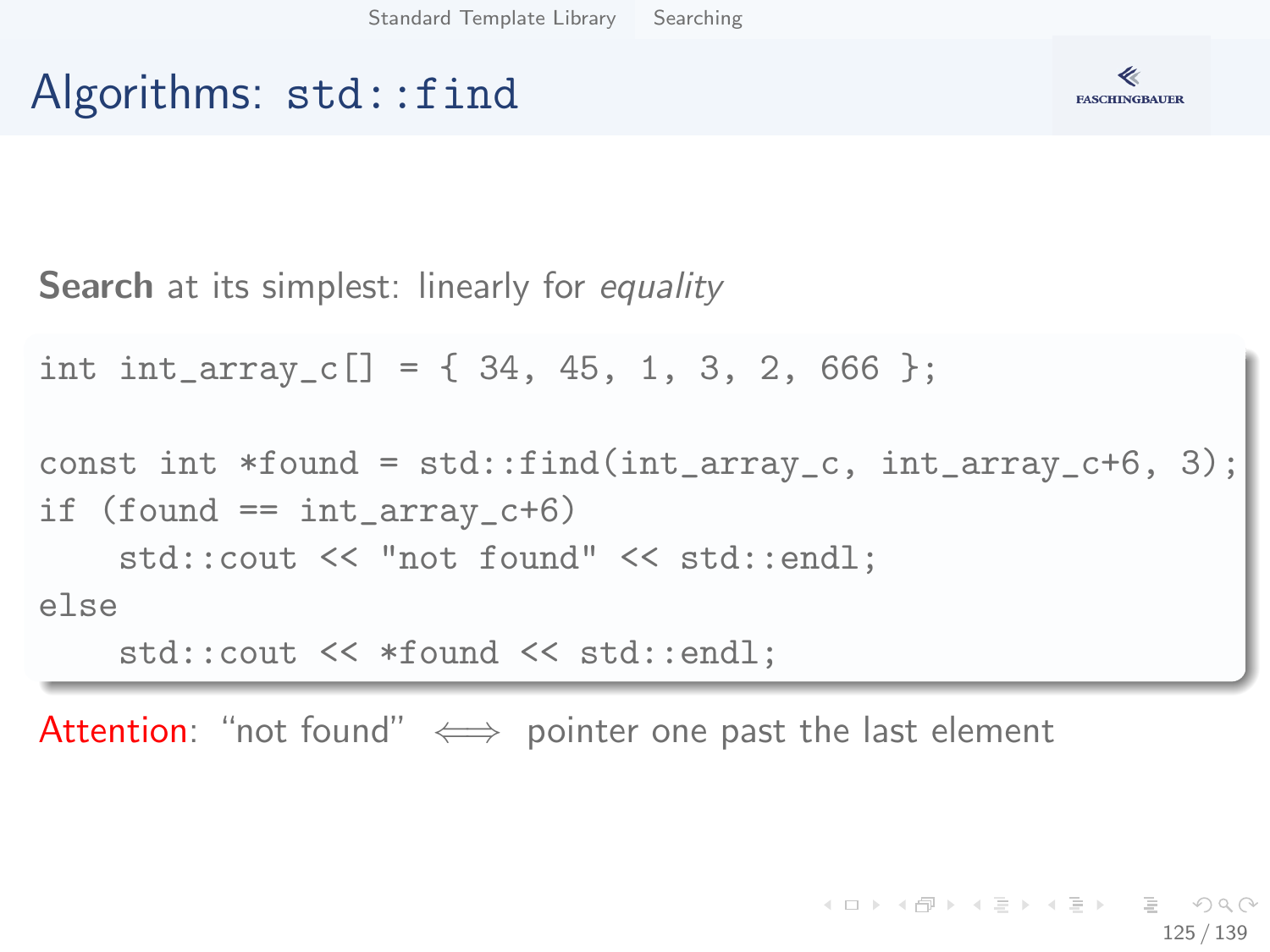# Algorithms: `std::find`

**Search** at its simplest: linearly for *equality*

```
int int_array_c[] = { 34, 45, 1, 3, 2, 666 };

const int *found = std::find(int_array_c, int_array_c+6, 3);
if (found == int_array_c+6)
    std::cout << "not found" << std::endl;
else
    std::cout << *found << std::endl;
```

Attention: "not found" $\Longleftrightarrow$ pointer one past the last element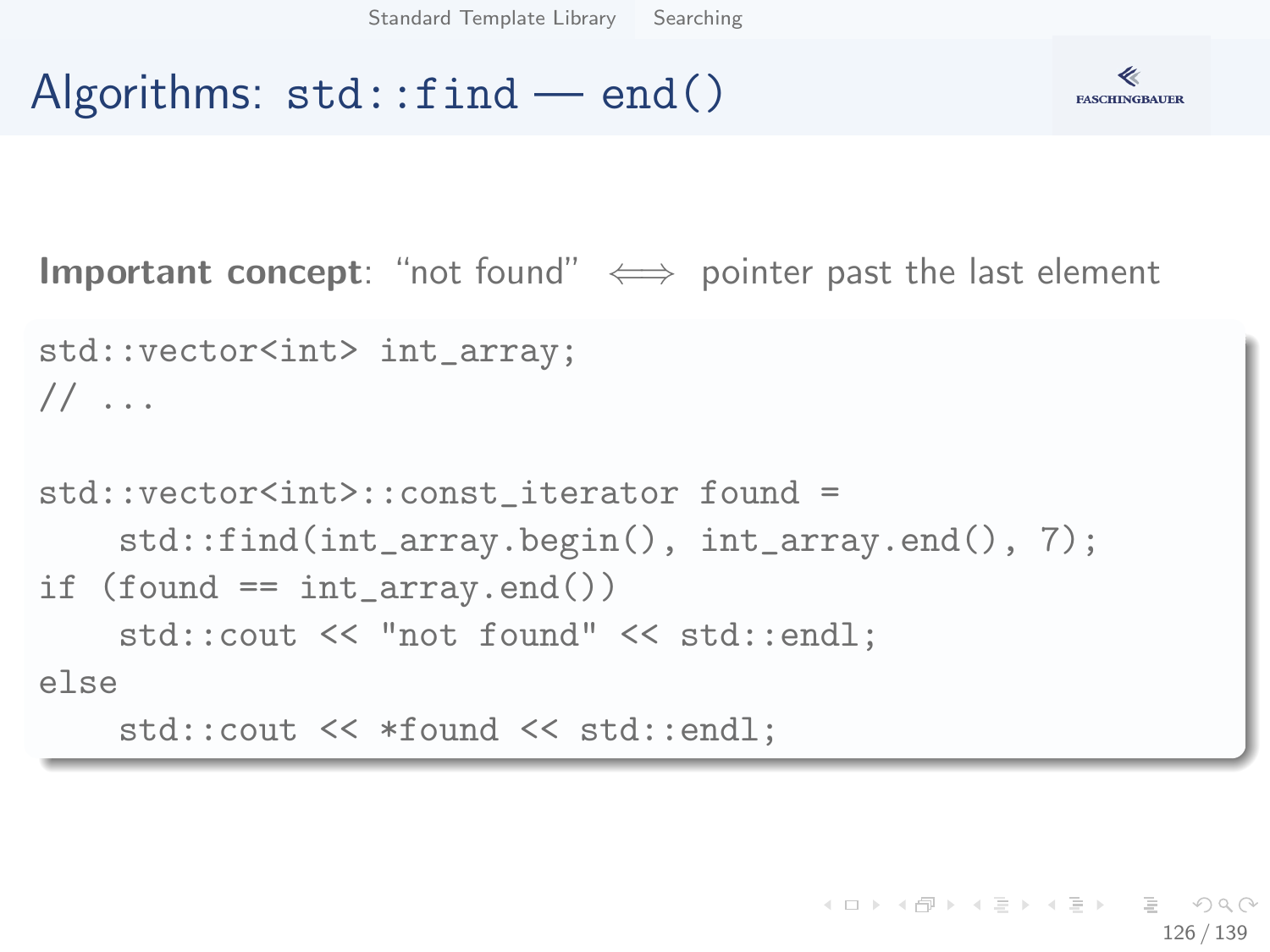# Algorithms: `std::find` — `end()`

**Important concept**: "not found" $\Longleftrightarrow$ pointer past the last element

```
std::vector<int> int_array;
// ...

std::vector<int>::const_iterator found =
    std::find(int_array.begin(), int_array.end(), 7);
if (found == int_array.end())
    std::cout << "not found" << std::endl;
else
    std::cout << *found << std::endl;
```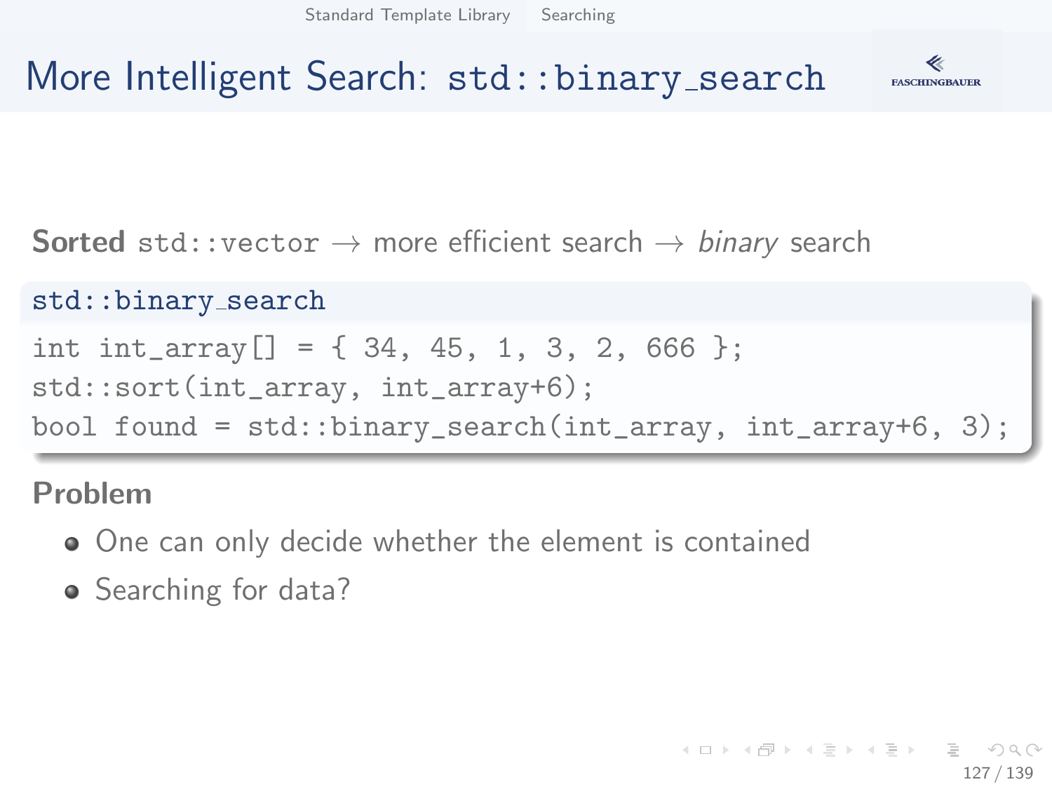# More Intelligent Search: `std::binary_search`

**Sorted** `std::vector` → more efficient search → *binary* search

**`std::binary_search`**

```
int int_array[] = { 34, 45, 1, 3, 2, 666 };
std::sort(int_array, int_array+6);
bool found = std::binary_search(int_array, int_array+6, 3);
```

**Problem**

- One can only decide whether the element is contained
- Searching for data?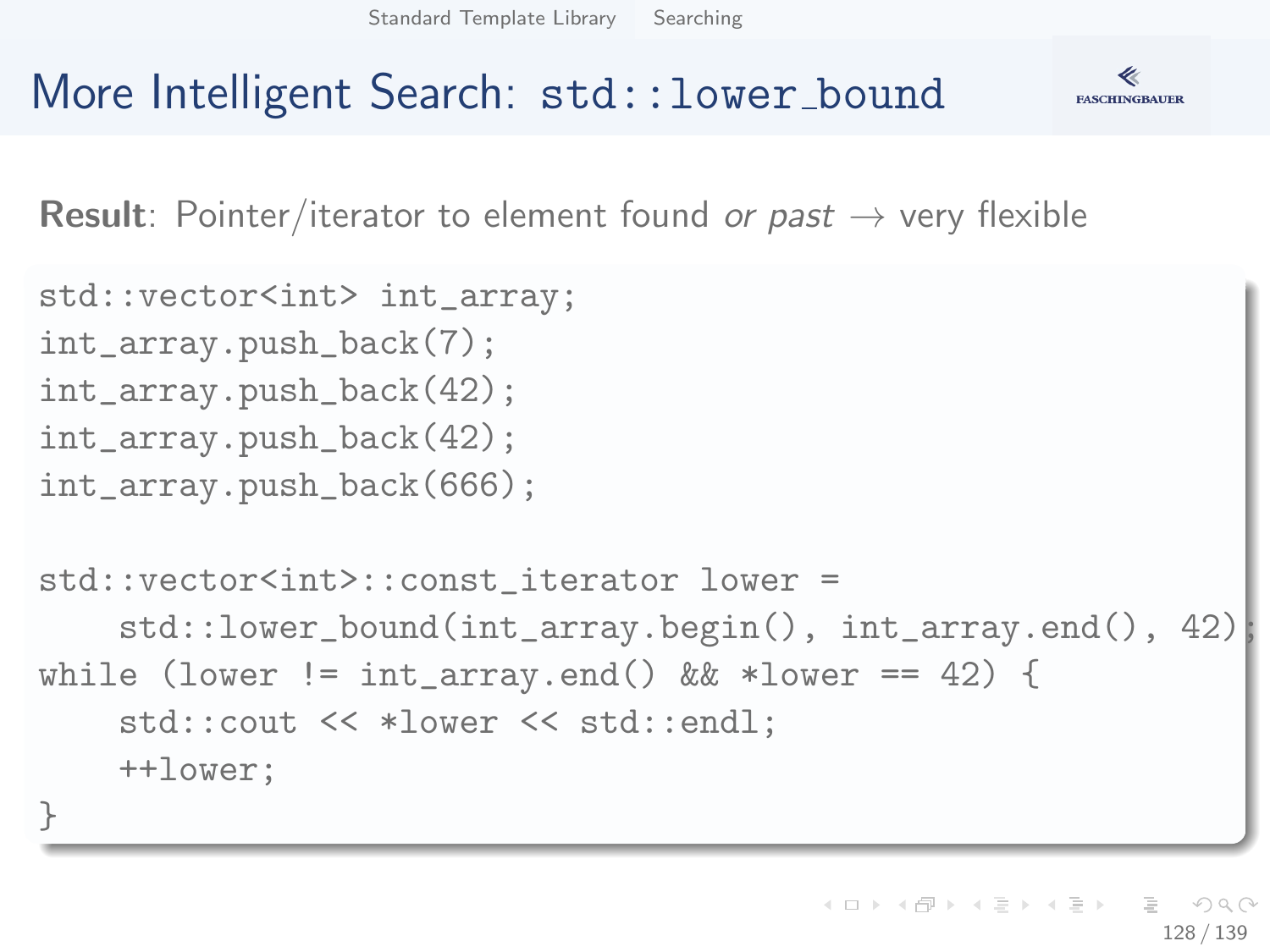# More Intelligent Search: `std::lower_bound`

**Result**: Pointer/iterator to element found *or past* → very flexible

```
std::vector<int> int_array;
int_array.push_back(7);
int_array.push_back(42);
int_array.push_back(42);
int_array.push_back(666);

std::vector<int>::const_iterator lower =
    std::lower_bound(int_array.begin(), int_array.end(), 42);
while (lower != int_array.end() && *lower == 42) {
    std::cout << *lower << std::endl;
    ++lower;
}
```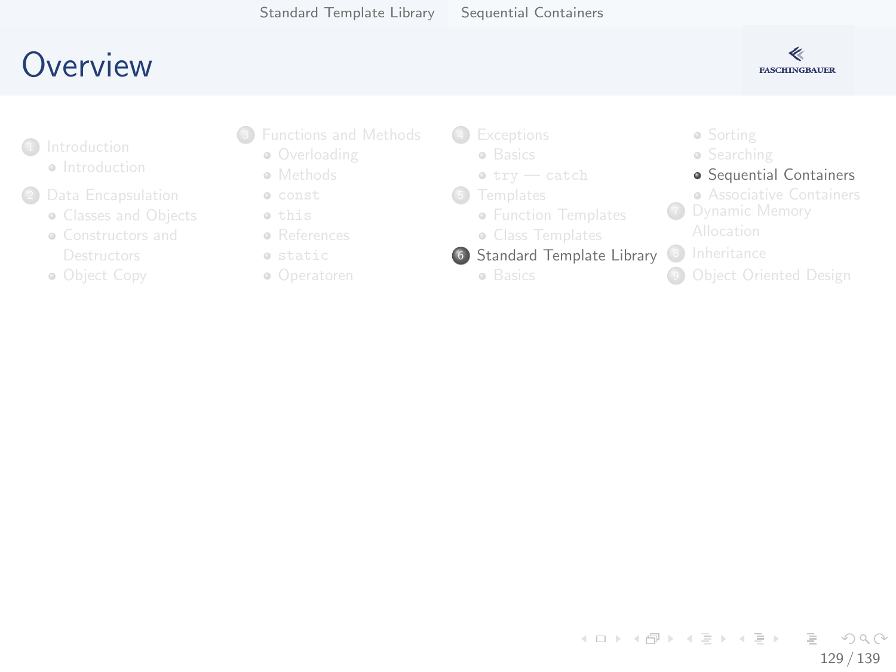# Overview

1. Introduction
   - Introduction
2. Data Encapsulation
   - Classes and Objects
   - Constructors and Destructors
   - Object Copy
3. Functions and Methods
   - Overloading
   - Methods
   - `const`
   - `this`
   - References
   - `static`
   - Operatoren
4. Exceptions
   - Basics
   - `try` — `catch`
5. Templates
   - Function Templates
   - Class Templates
6. Standard Template Library
   - Basics
   - Sorting
   - Searching
   - **Sequential Containers**
   - Associative Containers
7. Dynamic Memory Allocation
8. Inheritance
9. Object Oriented Design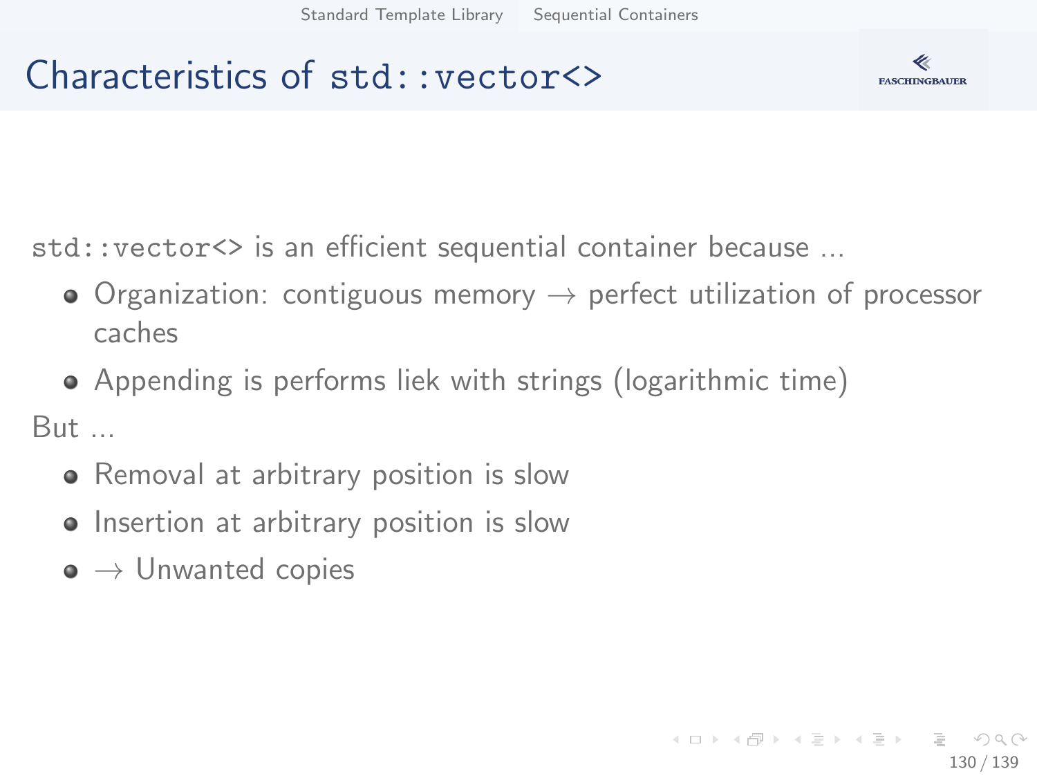# Characteristics of `std::vector<>`

`std::vector<>` is an efficient sequential container because ...

- Organization: contiguous memory $\rightarrow$ perfect utilization of processor caches
- Appending is performs liek with strings (logarithmic time)

But ...

- Removal at arbitrary position is slow
- Insertion at arbitrary position is slow
- $\rightarrow$ Unwanted copies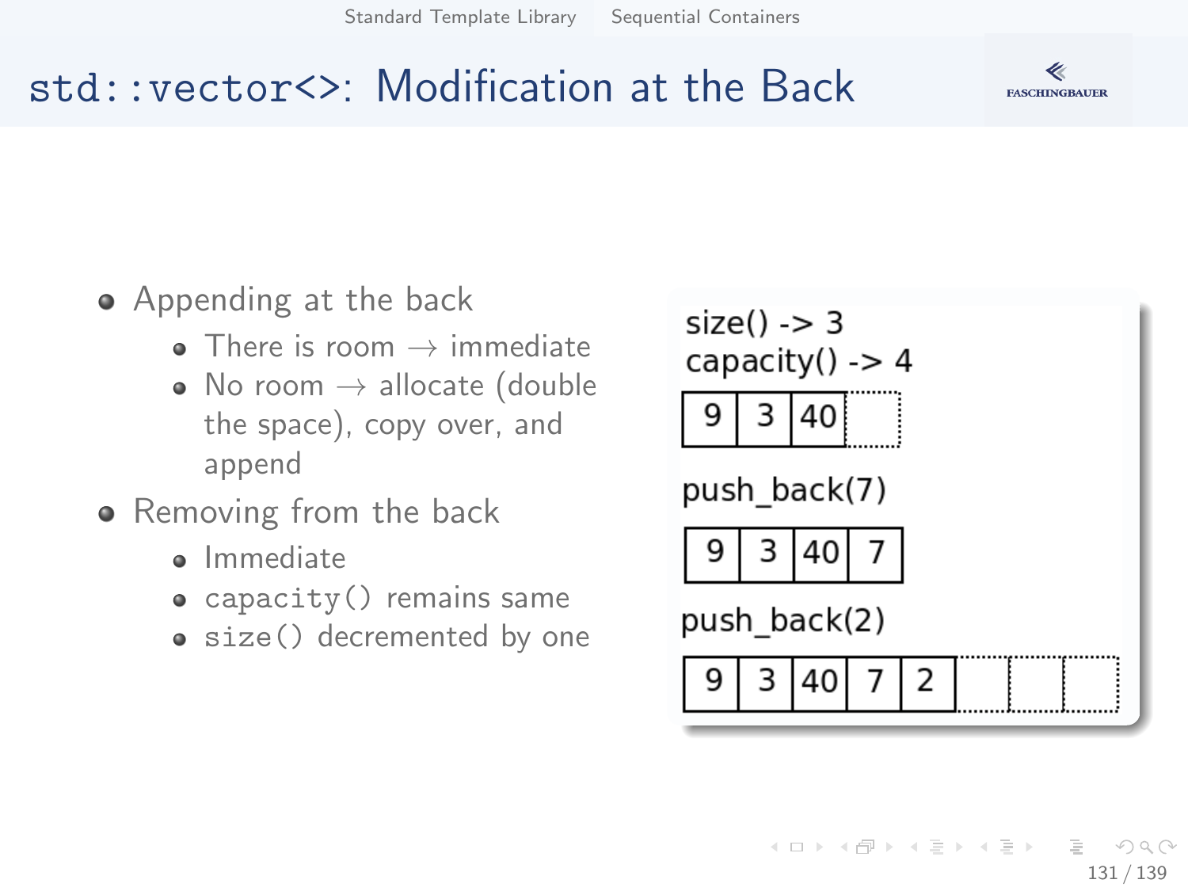# std::vector<>: Modification at the Back

- Appending at the back
  - There is room → immediate
  - No room → allocate (double the space), copy over, and append
- Removing from the back
  - Immediate
  - `capacity()` remains same
  - `size()` decremented by one

size() -> 3
capacity() -> 4

| 9 | 3 | 40 | |
|---|---|---|---|

push_back(7)

| 9 | 3 | 40 | 7 |
|---|---|---|---|

push_back(2)

| 9 | 3 | 40 | 7 | 2 | | | |
|---|---|---|---|---|---|---|---|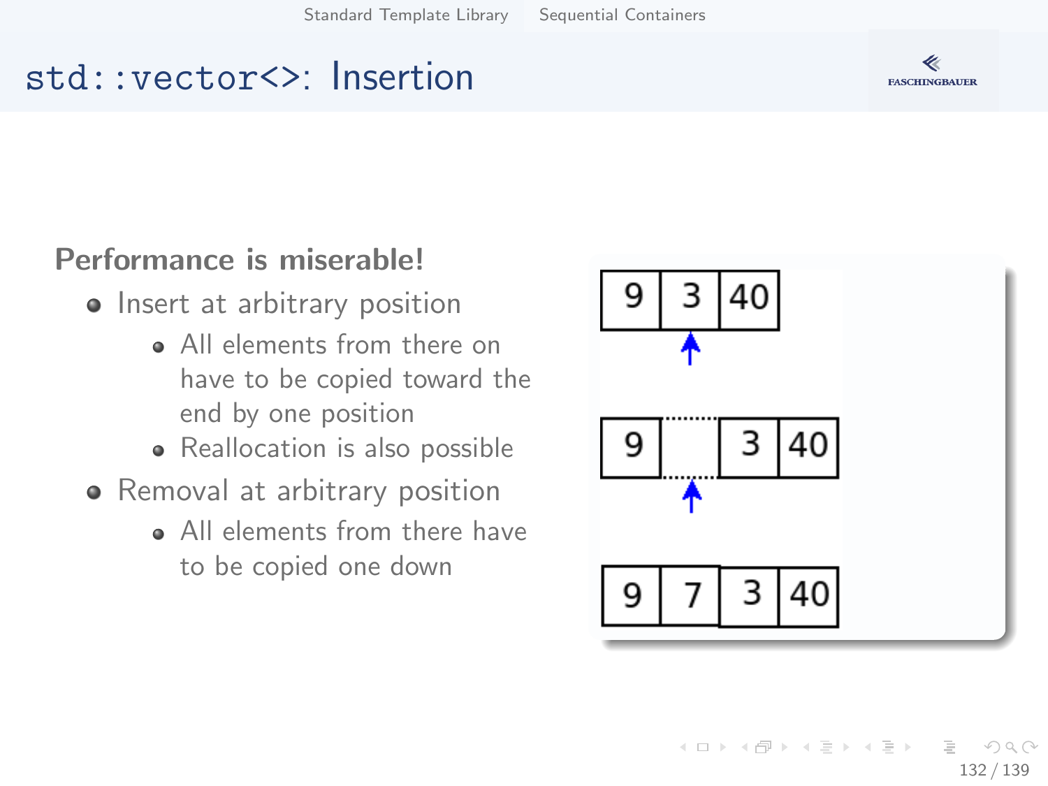# std::vector<>: Insertion

**Performance is miserable!**

- Insert at arbitrary position
  - All elements from there on have to be copied toward the end by one position
  - Reallocation is also possible
- Removal at arbitrary position
  - All elements from there have to be copied one down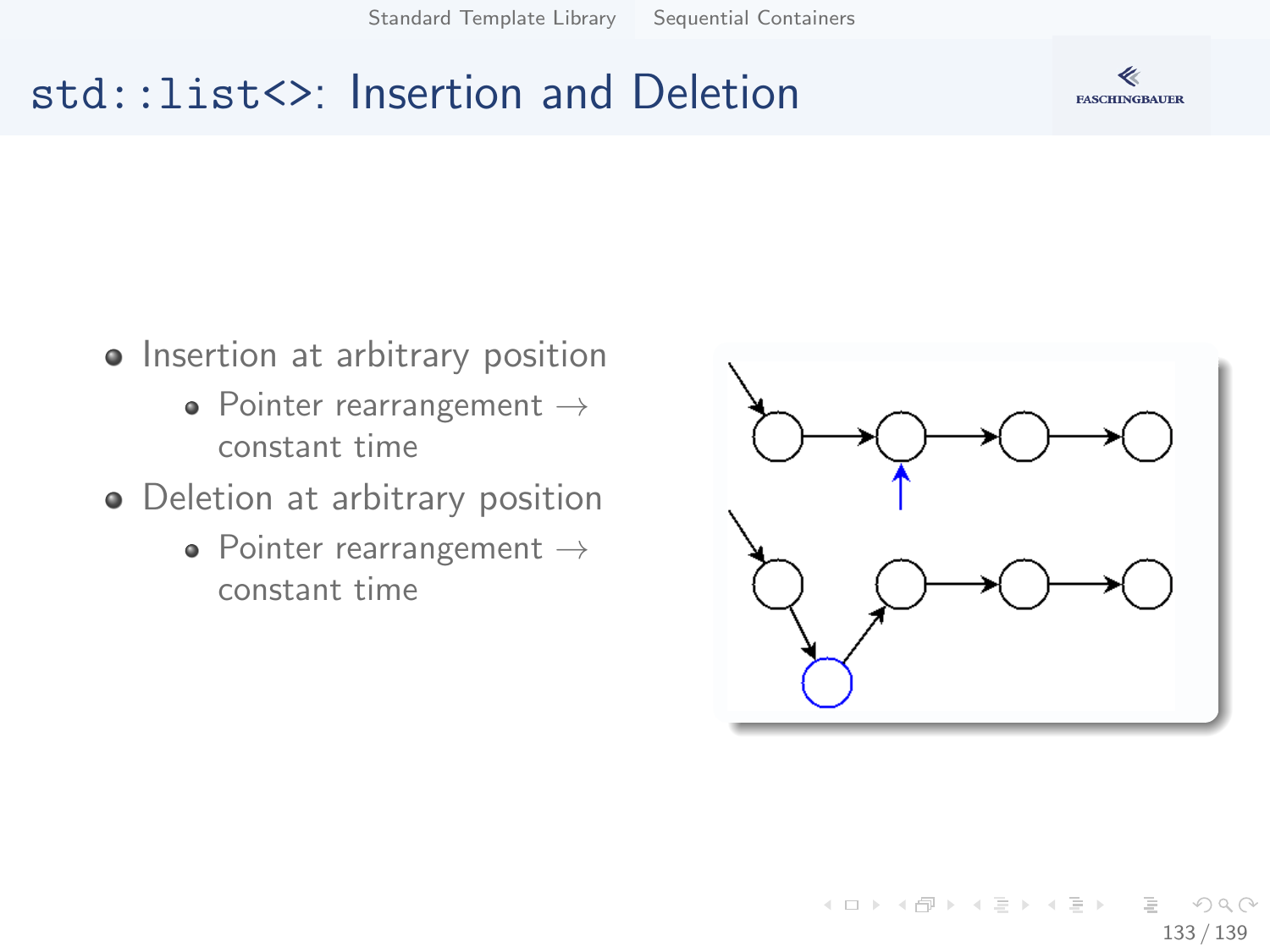# `std::list<>`: Insertion and Deletion

- Insertion at arbitrary position
  - Pointer rearrangement → constant time
- Deletion at arbitrary position
  - Pointer rearrangement → constant time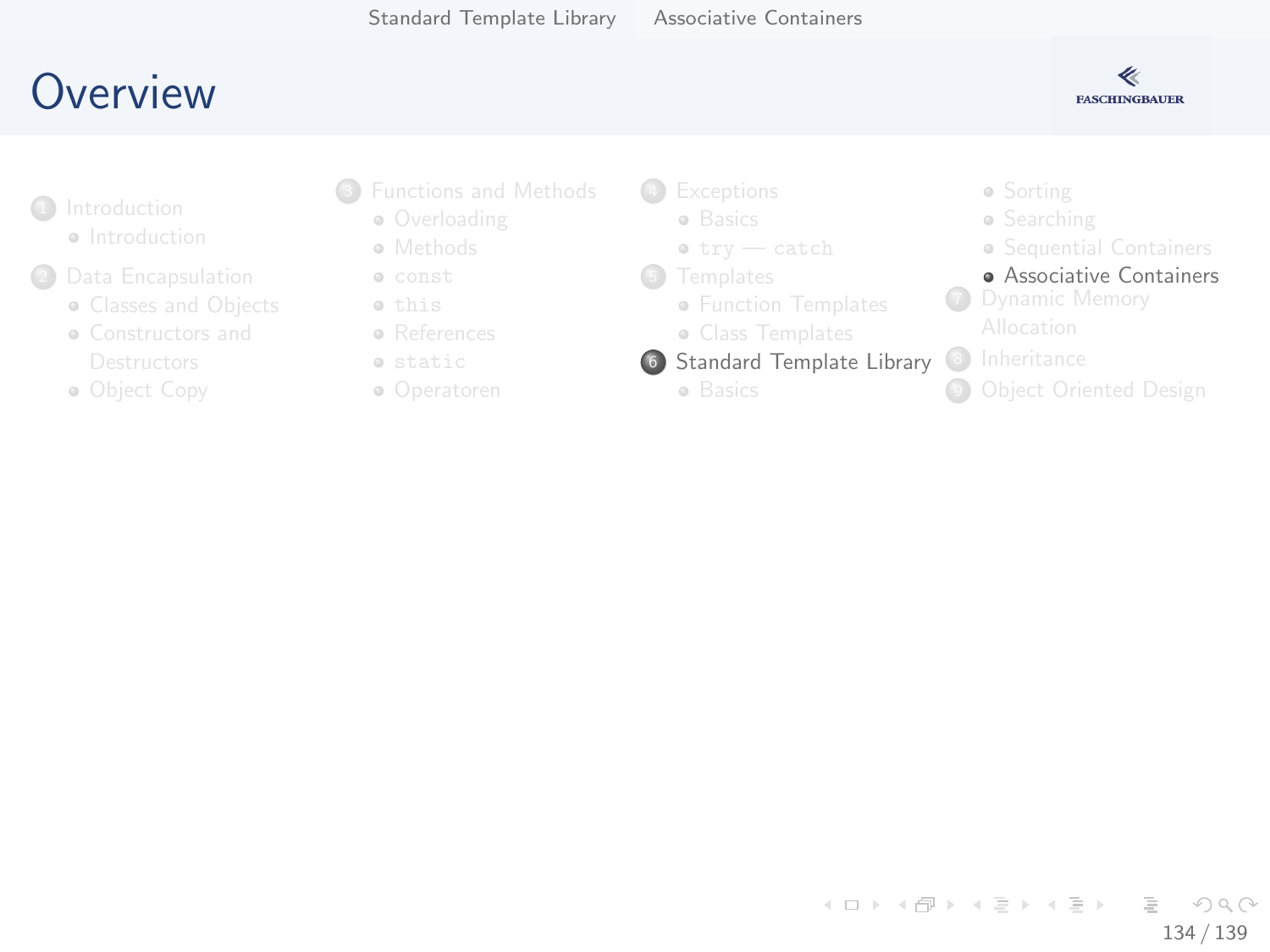# Overview

1. Introduction
   - Introduction
2. Data Encapsulation
   - Classes and Objects
   - Constructors and Destructors
   - Object Copy
3. Functions and Methods
   - Overloading
   - Methods
   - `const`
   - `this`
   - References
   - `static`
   - Operatoren
4. Exceptions
   - Basics
   - `try` — `catch`
5. Templates
   - Function Templates
   - Class Templates
6. Standard Template Library
   - Basics
   - Sorting
   - Searching
   - Sequential Containers
   - Associative Containers
7. Dynamic Memory Allocation
8. Inheritance
9. Object Oriented Design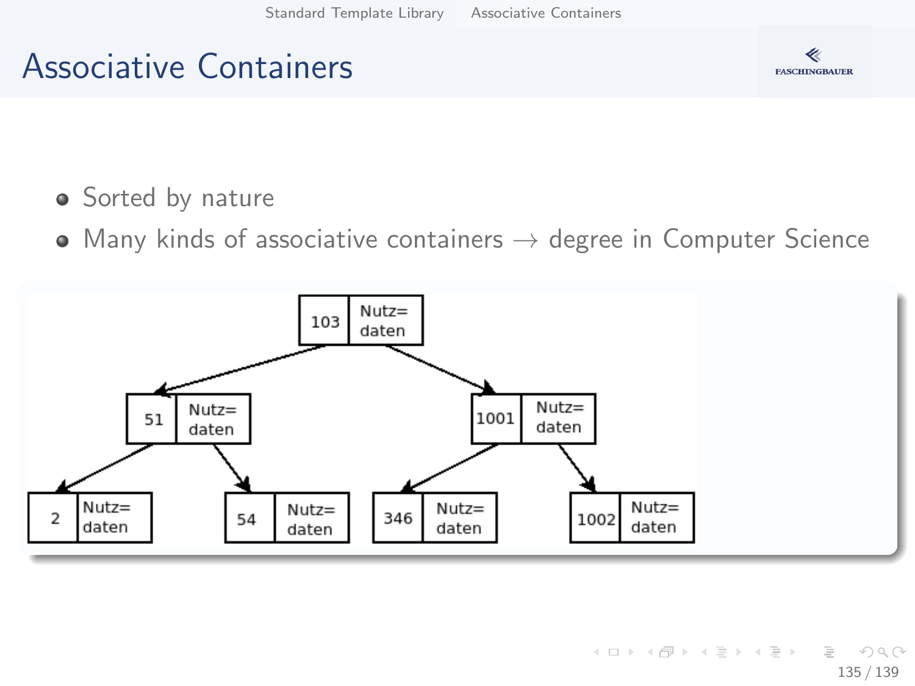# Associative Containers

- Sorted by nature
- Many kinds of associative containers → degree in Computer Science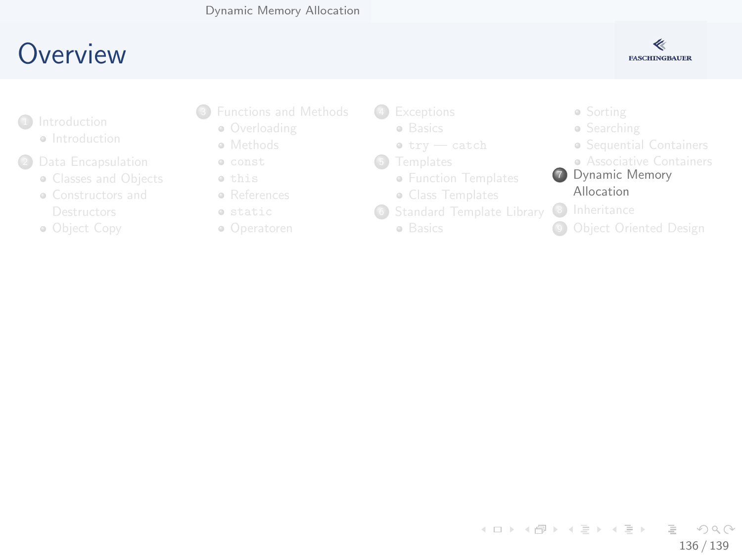# Overview

1. Introduction
   - Introduction
2. Data Encapsulation
   - Classes and Objects
   - Constructors and Destructors
   - Object Copy
3. Functions and Methods
   - Overloading
   - Methods
   - `const`
   - `this`
   - References
   - `static`
   - Operatoren
4. Exceptions
   - Basics
   - `try` — `catch`
5. Templates
   - Function Templates
   - Class Templates
6. Standard Template Library
   - Basics
   - Sorting
   - Searching
   - Sequential Containers
   - Associative Containers
7. Dynamic Memory Allocation
8. Inheritance
9. Object Oriented Design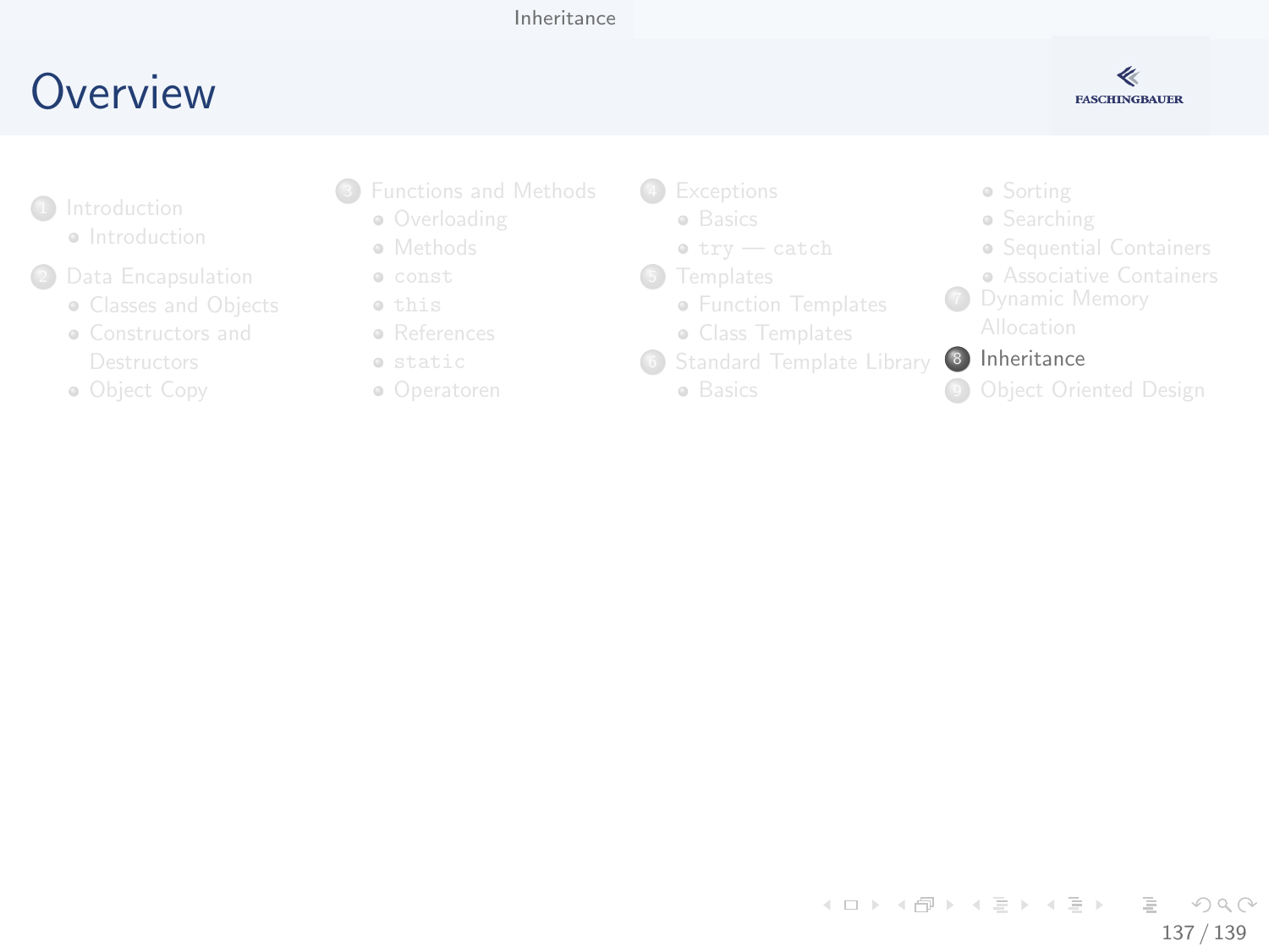# Overview

1. Introduction
   - Introduction
2. Data Encapsulation
   - Classes and Objects
   - Constructors and Destructors
   - Object Copy
3. Functions and Methods
   - Overloading
   - Methods
   - `const`
   - `this`
   - References
   - `static`
   - Operatoren
4. Exceptions
   - Basics
   - `try` — `catch`
5. Templates
   - Function Templates
   - Class Templates
6. Standard Template Library
   - Basics
   - Sorting
   - Searching
   - Sequential Containers
   - Associative Containers
7. Dynamic Memory Allocation
8. **Inheritance**
9. Object Oriented Design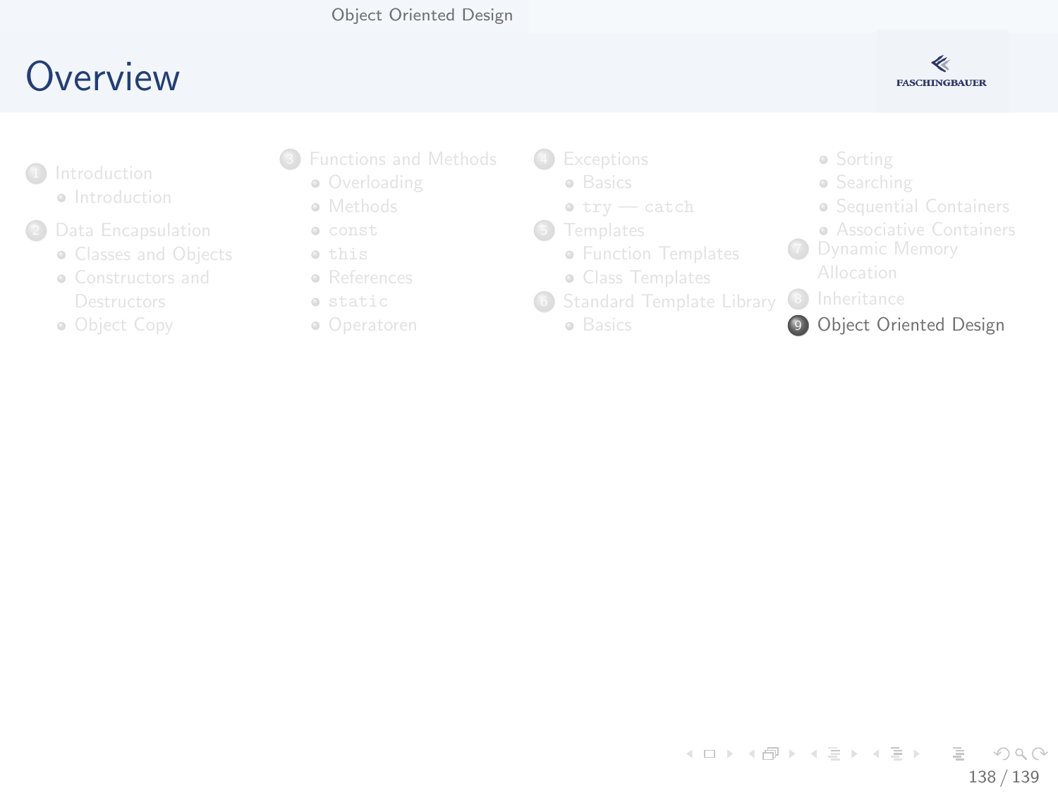# Overview

1. Introduction
   - Introduction
2. Data Encapsulation
   - Classes and Objects
   - Constructors and Destructors
   - Object Copy
3. Functions and Methods
   - Overloading
   - Methods
   - `const`
   - `this`
   - References
   - `static`
   - Operatoren
4. Exceptions
   - Basics
   - `try` — `catch`
5. Templates
   - Function Templates
   - Class Templates
6. Standard Template Library
   - Basics
   - Sorting
   - Searching
   - Sequential Containers
   - Associative Containers
7. Dynamic Memory Allocation
8. Inheritance
9. Object Oriented Design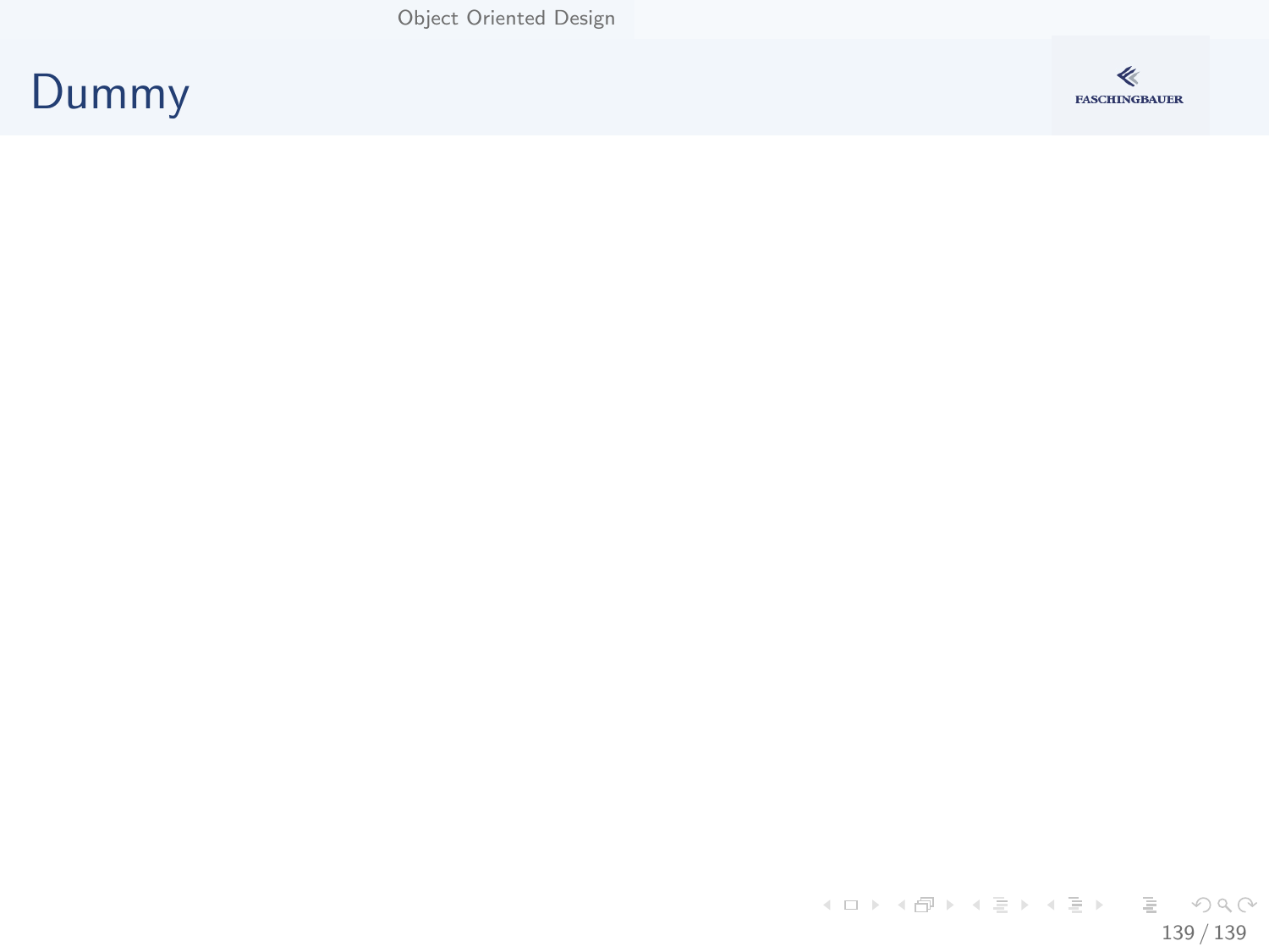# Dummy